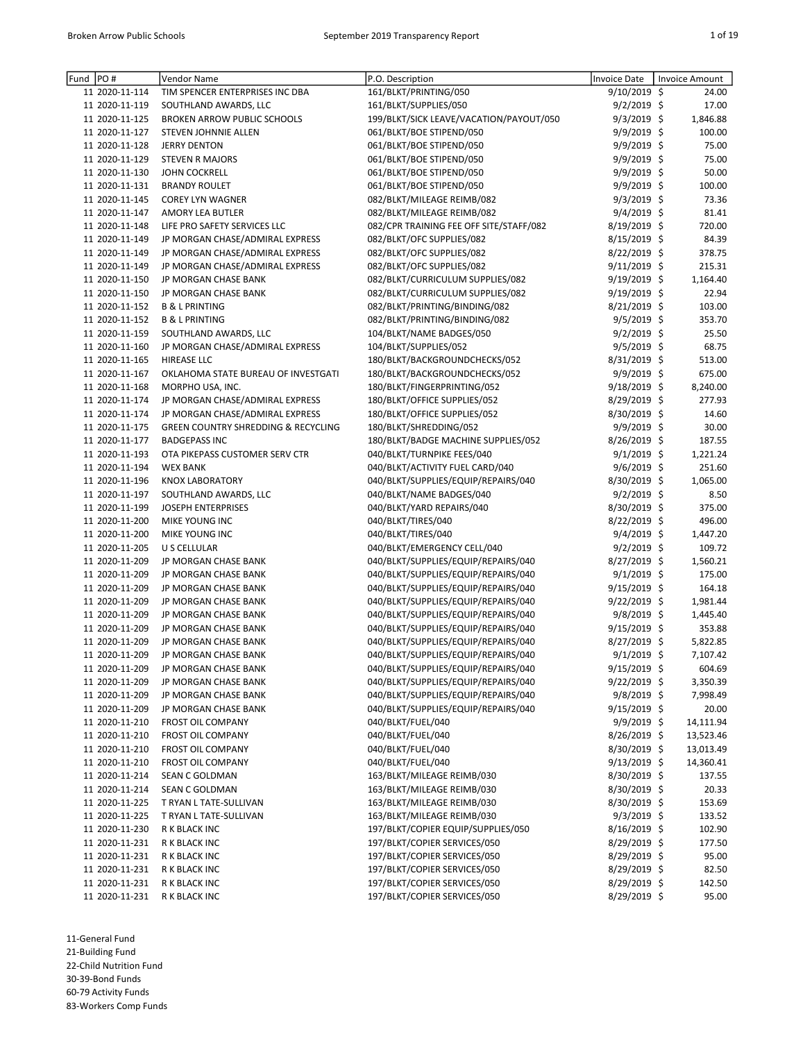| Fund | PO # | Vendor Name | P.O. Description | Invoice Date | Invoice Amount |
|---|---|---|---|---|---|
| 11 | 2020-11-114 | TIM SPENCER ENTERPRISES INC DBA | 161/BLKT/PRINTING/050 | 9/10/2019 | $ 24.00 |
| 11 | 2020-11-119 | SOUTHLAND AWARDS, LLC | 161/BLKT/SUPPLIES/050 | 9/2/2019 | $ 17.00 |
| 11 | 2020-11-125 | BROKEN ARROW PUBLIC SCHOOLS | 199/BLKT/SICK LEAVE/VACATION/PAYOUT/050 | 9/3/2019 | $ 1,846.88 |
| 11 | 2020-11-127 | STEVEN JOHNNIE ALLEN | 061/BLKT/BOE STIPEND/050 | 9/9/2019 | $ 100.00 |
| 11 | 2020-11-128 | JERRY DENTON | 061/BLKT/BOE STIPEND/050 | 9/9/2019 | $ 75.00 |
| 11 | 2020-11-129 | STEVEN R MAJORS | 061/BLKT/BOE STIPEND/050 | 9/9/2019 | $ 75.00 |
| 11 | 2020-11-130 | JOHN COCKRELL | 061/BLKT/BOE STIPEND/050 | 9/9/2019 | $ 50.00 |
| 11 | 2020-11-131 | BRANDY ROULET | 061/BLKT/BOE STIPEND/050 | 9/9/2019 | $ 100.00 |
| 11 | 2020-11-145 | COREY LYN WAGNER | 082/BLKT/MILEAGE REIMB/082 | 9/3/2019 | $ 73.36 |
| 11 | 2020-11-147 | AMORY LEA BUTLER | 082/BLKT/MILEAGE REIMB/082 | 9/4/2019 | $ 81.41 |
| 11 | 2020-11-148 | LIFE PRO SAFETY SERVICES LLC | 082/CPR TRAINING FEE OFF SITE/STAFF/082 | 8/19/2019 | $ 720.00 |
| 11 | 2020-11-149 | JP MORGAN CHASE/ADMIRAL EXPRESS | 082/BLKT/OFC SUPPLIES/082 | 8/15/2019 | $ 84.39 |
| 11 | 2020-11-149 | JP MORGAN CHASE/ADMIRAL EXPRESS | 082/BLKT/OFC SUPPLIES/082 | 8/22/2019 | $ 378.75 |
| 11 | 2020-11-149 | JP MORGAN CHASE/ADMIRAL EXPRESS | 082/BLKT/OFC SUPPLIES/082 | 9/11/2019 | $ 215.31 |
| 11 | 2020-11-150 | JP MORGAN CHASE BANK | 082/BLKT/CURRICULUM SUPPLIES/082 | 9/19/2019 | $ 1,164.40 |
| 11 | 2020-11-150 | JP MORGAN CHASE BANK | 082/BLKT/CURRICULUM SUPPLIES/082 | 9/19/2019 | $ 22.94 |
| 11 | 2020-11-152 | B & L PRINTING | 082/BLKT/PRINTING/BINDING/082 | 8/21/2019 | $ 103.00 |
| 11 | 2020-11-152 | B & L PRINTING | 082/BLKT/PRINTING/BINDING/082 | 9/5/2019 | $ 353.70 |
| 11 | 2020-11-159 | SOUTHLAND AWARDS, LLC | 104/BLKT/NAME BADGES/050 | 9/2/2019 | $ 25.50 |
| 11 | 2020-11-160 | JP MORGAN CHASE/ADMIRAL EXPRESS | 104/BLKT/SUPPLIES/052 | 9/5/2019 | $ 68.75 |
| 11 | 2020-11-165 | HIREASE LLC | 180/BLKT/BACKGROUNDCHECKS/052 | 8/31/2019 | $ 513.00 |
| 11 | 2020-11-167 | OKLAHOMA STATE BUREAU OF INVESTGATI | 180/BLKT/BACKGROUNDCHECKS/052 | 9/9/2019 | $ 675.00 |
| 11 | 2020-11-168 | MORPHO USA, INC. | 180/BLKT/FINGERPRINTING/052 | 9/18/2019 | $ 8,240.00 |
| 11 | 2020-11-174 | JP MORGAN CHASE/ADMIRAL EXPRESS | 180/BLKT/OFFICE SUPPLIES/052 | 8/29/2019 | $ 277.93 |
| 11 | 2020-11-174 | JP MORGAN CHASE/ADMIRAL EXPRESS | 180/BLKT/OFFICE SUPPLIES/052 | 8/30/2019 | $ 14.60 |
| 11 | 2020-11-175 | GREEN COUNTRY SHREDDING & RECYCLING | 180/BLKT/SHREDDING/052 | 9/9/2019 | $ 30.00 |
| 11 | 2020-11-177 | BADGEPASS INC | 180/BLKT/BADGE MACHINE SUPPLIES/052 | 8/26/2019 | $ 187.55 |
| 11 | 2020-11-193 | OTA PIKEPASS CUSTOMER SERV CTR | 040/BLKT/TURNPIKE FEES/040 | 9/1/2019 | $ 1,221.24 |
| 11 | 2020-11-194 | WEX BANK | 040/BLKT/ACTIVITY FUEL CARD/040 | 9/6/2019 | $ 251.60 |
| 11 | 2020-11-196 | KNOX LABORATORY | 040/BLKT/SUPPLIES/EQUIP/REPAIRS/040 | 8/30/2019 | $ 1,065.00 |
| 11 | 2020-11-197 | SOUTHLAND AWARDS, LLC | 040/BLKT/NAME BADGES/040 | 9/2/2019 | $ 8.50 |
| 11 | 2020-11-199 | JOSEPH ENTERPRISES | 040/BLKT/YARD REPAIRS/040 | 8/30/2019 | $ 375.00 |
| 11 | 2020-11-200 | MIKE YOUNG INC | 040/BLKT/TIRES/040 | 8/22/2019 | $ 496.00 |
| 11 | 2020-11-200 | MIKE YOUNG INC | 040/BLKT/TIRES/040 | 9/4/2019 | $ 1,447.20 |
| 11 | 2020-11-205 | U S CELLULAR | 040/BLKT/EMERGENCY CELL/040 | 9/2/2019 | $ 109.72 |
| 11 | 2020-11-209 | JP MORGAN CHASE BANK | 040/BLKT/SUPPLIES/EQUIP/REPAIRS/040 | 8/27/2019 | $ 1,560.21 |
| 11 | 2020-11-209 | JP MORGAN CHASE BANK | 040/BLKT/SUPPLIES/EQUIP/REPAIRS/040 | 9/1/2019 | $ 175.00 |
| 11 | 2020-11-209 | JP MORGAN CHASE BANK | 040/BLKT/SUPPLIES/EQUIP/REPAIRS/040 | 9/15/2019 | $ 164.18 |
| 11 | 2020-11-209 | JP MORGAN CHASE BANK | 040/BLKT/SUPPLIES/EQUIP/REPAIRS/040 | 9/22/2019 | $ 1,981.44 |
| 11 | 2020-11-209 | JP MORGAN CHASE BANK | 040/BLKT/SUPPLIES/EQUIP/REPAIRS/040 | 9/8/2019 | $ 1,445.40 |
| 11 | 2020-11-209 | JP MORGAN CHASE BANK | 040/BLKT/SUPPLIES/EQUIP/REPAIRS/040 | 9/15/2019 | $ 353.88 |
| 11 | 2020-11-209 | JP MORGAN CHASE BANK | 040/BLKT/SUPPLIES/EQUIP/REPAIRS/040 | 8/27/2019 | $ 5,822.85 |
| 11 | 2020-11-209 | JP MORGAN CHASE BANK | 040/BLKT/SUPPLIES/EQUIP/REPAIRS/040 | 9/1/2019 | $ 7,107.42 |
| 11 | 2020-11-209 | JP MORGAN CHASE BANK | 040/BLKT/SUPPLIES/EQUIP/REPAIRS/040 | 9/15/2019 | $ 604.69 |
| 11 | 2020-11-209 | JP MORGAN CHASE BANK | 040/BLKT/SUPPLIES/EQUIP/REPAIRS/040 | 9/22/2019 | $ 3,350.39 |
| 11 | 2020-11-209 | JP MORGAN CHASE BANK | 040/BLKT/SUPPLIES/EQUIP/REPAIRS/040 | 9/8/2019 | $ 7,998.49 |
| 11 | 2020-11-209 | JP MORGAN CHASE BANK | 040/BLKT/SUPPLIES/EQUIP/REPAIRS/040 | 9/15/2019 | $ 20.00 |
| 11 | 2020-11-210 | FROST OIL COMPANY | 040/BLKT/FUEL/040 | 9/9/2019 | $ 14,111.94 |
| 11 | 2020-11-210 | FROST OIL COMPANY | 040/BLKT/FUEL/040 | 8/26/2019 | $ 13,523.46 |
| 11 | 2020-11-210 | FROST OIL COMPANY | 040/BLKT/FUEL/040 | 8/30/2019 | $ 13,013.49 |
| 11 | 2020-11-210 | FROST OIL COMPANY | 040/BLKT/FUEL/040 | 9/13/2019 | $ 14,360.41 |
| 11 | 2020-11-214 | SEAN C GOLDMAN | 163/BLKT/MILEAGE REIMB/030 | 8/30/2019 | $ 137.55 |
| 11 | 2020-11-214 | SEAN C GOLDMAN | 163/BLKT/MILEAGE REIMB/030 | 8/30/2019 | $ 20.33 |
| 11 | 2020-11-225 | T RYAN L TATE-SULLIVAN | 163/BLKT/MILEAGE REIMB/030 | 8/30/2019 | $ 153.69 |
| 11 | 2020-11-225 | T RYAN L TATE-SULLIVAN | 163/BLKT/MILEAGE REIMB/030 | 9/3/2019 | $ 133.52 |
| 11 | 2020-11-230 | R K BLACK INC | 197/BLKT/COPIER EQUIP/SUPPLIES/050 | 8/16/2019 | $ 102.90 |
| 11 | 2020-11-231 | R K BLACK INC | 197/BLKT/COPIER SERVICES/050 | 8/29/2019 | $ 177.50 |
| 11 | 2020-11-231 | R K BLACK INC | 197/BLKT/COPIER SERVICES/050 | 8/29/2019 | $ 95.00 |
| 11 | 2020-11-231 | R K BLACK INC | 197/BLKT/COPIER SERVICES/050 | 8/29/2019 | $ 82.50 |
| 11 | 2020-11-231 | R K BLACK INC | 197/BLKT/COPIER SERVICES/050 | 8/29/2019 | $ 142.50 |
| 11 | 2020-11-231 | R K BLACK INC | 197/BLKT/COPIER SERVICES/050 | 8/29/2019 | $ 95.00 |

11-General Fund
21-Building Fund
22-Child Nutrition Fund
30-39-Bond Funds
60-79 Activity Funds
83-Workers Comp Funds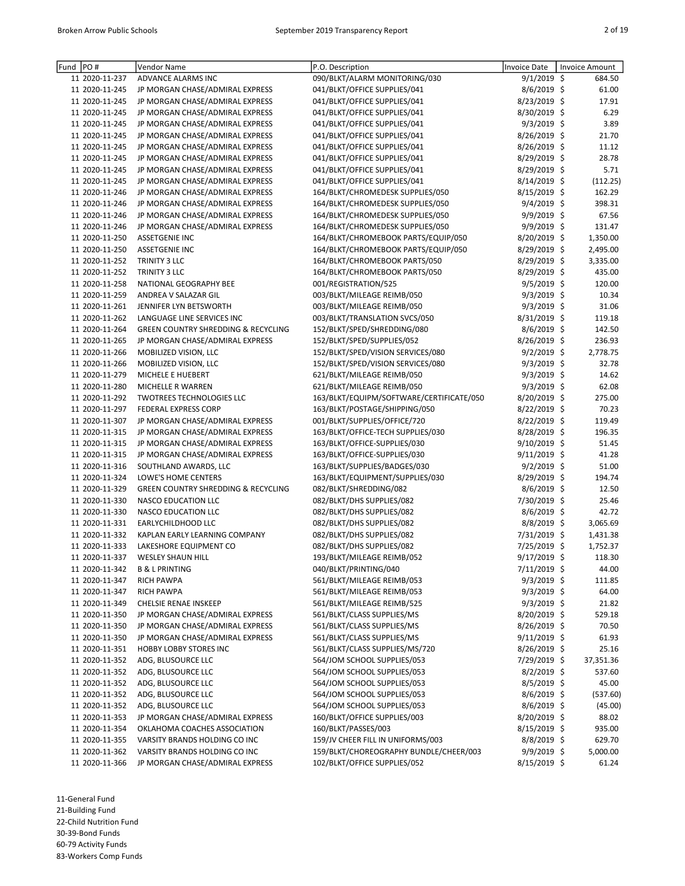| Fund | PO # | Vendor Name | P.O. Description | Invoice Date | Invoice Amount |
|---|---|---|---|---|---|
| 11 | 2020-11-237 | ADVANCE ALARMS INC | 090/BLKT/ALARM MONITORING/030 | 9/1/2019 | $ 684.50 |
| 11 | 2020-11-245 | JP MORGAN CHASE/ADMIRAL EXPRESS | 041/BLKT/OFFICE SUPPLIES/041 | 8/6/2019 | $ 61.00 |
| 11 | 2020-11-245 | JP MORGAN CHASE/ADMIRAL EXPRESS | 041/BLKT/OFFICE SUPPLIES/041 | 8/23/2019 | $ 17.91 |
| 11 | 2020-11-245 | JP MORGAN CHASE/ADMIRAL EXPRESS | 041/BLKT/OFFICE SUPPLIES/041 | 8/30/2019 | $ 6.29 |
| 11 | 2020-11-245 | JP MORGAN CHASE/ADMIRAL EXPRESS | 041/BLKT/OFFICE SUPPLIES/041 | 9/3/2019 | $ 3.89 |
| 11 | 2020-11-245 | JP MORGAN CHASE/ADMIRAL EXPRESS | 041/BLKT/OFFICE SUPPLIES/041 | 8/26/2019 | $ 21.70 |
| 11 | 2020-11-245 | JP MORGAN CHASE/ADMIRAL EXPRESS | 041/BLKT/OFFICE SUPPLIES/041 | 8/26/2019 | $ 11.12 |
| 11 | 2020-11-245 | JP MORGAN CHASE/ADMIRAL EXPRESS | 041/BLKT/OFFICE SUPPLIES/041 | 8/29/2019 | $ 28.78 |
| 11 | 2020-11-245 | JP MORGAN CHASE/ADMIRAL EXPRESS | 041/BLKT/OFFICE SUPPLIES/041 | 8/29/2019 | $ 5.71 |
| 11 | 2020-11-245 | JP MORGAN CHASE/ADMIRAL EXPRESS | 041/BLKT/OFFICE SUPPLIES/041 | 8/14/2019 | $ (112.25) |
| 11 | 2020-11-246 | JP MORGAN CHASE/ADMIRAL EXPRESS | 164/BLKT/CHROMEDESK SUPPLIES/050 | 8/15/2019 | $ 162.29 |
| 11 | 2020-11-246 | JP MORGAN CHASE/ADMIRAL EXPRESS | 164/BLKT/CHROMEDESK SUPPLIES/050 | 9/4/2019 | $ 398.31 |
| 11 | 2020-11-246 | JP MORGAN CHASE/ADMIRAL EXPRESS | 164/BLKT/CHROMEDESK SUPPLIES/050 | 9/9/2019 | $ 67.56 |
| 11 | 2020-11-246 | JP MORGAN CHASE/ADMIRAL EXPRESS | 164/BLKT/CHROMEDESK SUPPLIES/050 | 9/9/2019 | $ 131.47 |
| 11 | 2020-11-250 | ASSETGENIE INC | 164/BLKT/CHROMEBOOK PARTS/EQUIP/050 | 8/20/2019 | $ 1,350.00 |
| 11 | 2020-11-250 | ASSETGENIE INC | 164/BLKT/CHROMEBOOK PARTS/EQUIP/050 | 8/29/2019 | $ 2,495.00 |
| 11 | 2020-11-252 | TRINITY 3 LLC | 164/BLKT/CHROMEBOOK PARTS/050 | 8/29/2019 | $ 3,335.00 |
| 11 | 2020-11-252 | TRINITY 3 LLC | 164/BLKT/CHROMEBOOK PARTS/050 | 8/29/2019 | $ 435.00 |
| 11 | 2020-11-258 | NATIONAL GEOGRAPHY BEE | 001/REGISTRATION/525 | 9/5/2019 | $ 120.00 |
| 11 | 2020-11-259 | ANDREA V SALAZAR GIL | 003/BLKT/MILEAGE REIMB/050 | 9/3/2019 | $ 10.34 |
| 11 | 2020-11-261 | JENNIFER LYN BETSWORTH | 003/BLKT/MILEAGE REIMB/050 | 9/3/2019 | $ 31.06 |
| 11 | 2020-11-262 | LANGUAGE LINE SERVICES INC | 003/BLKT/TRANSLATION SVCS/050 | 8/31/2019 | $ 119.18 |
| 11 | 2020-11-264 | GREEN COUNTRY SHREDDING & RECYCLING | 152/BLKT/SPED/SHREDDING/080 | 8/6/2019 | $ 142.50 |
| 11 | 2020-11-265 | JP MORGAN CHASE/ADMIRAL EXPRESS | 152/BLKT/SPED/SUPPLIES/052 | 8/26/2019 | $ 236.93 |
| 11 | 2020-11-266 | MOBILIZED VISION, LLC | 152/BLKT/SPED/VISION SERVICES/080 | 9/2/2019 | $ 2,778.75 |
| 11 | 2020-11-266 | MOBILIZED VISION, LLC | 152/BLKT/SPED/VISION SERVICES/080 | 9/3/2019 | $ 32.78 |
| 11 | 2020-11-279 | MICHELE E HUEBERT | 621/BLKT/MILEAGE REIMB/050 | 9/3/2019 | $ 14.62 |
| 11 | 2020-11-280 | MICHELLE R WARREN | 621/BLKT/MILEAGE REIMB/050 | 9/3/2019 | $ 62.08 |
| 11 | 2020-11-292 | TWOTREES TECHNOLOGIES LLC | 163/BLKT/EQUIPM/SOFTWARE/CERTIFICATE/050 | 8/20/2019 | $ 275.00 |
| 11 | 2020-11-297 | FEDERAL EXPRESS CORP | 163/BLKT/POSTAGE/SHIPPING/050 | 8/22/2019 | $ 70.23 |
| 11 | 2020-11-307 | JP MORGAN CHASE/ADMIRAL EXPRESS | 001/BLKT/SUPPLIES/OFFICE/720 | 8/22/2019 | $ 119.49 |
| 11 | 2020-11-315 | JP MORGAN CHASE/ADMIRAL EXPRESS | 163/BLKT/OFFICE-TECH SUPPLIES/030 | 8/28/2019 | $ 196.35 |
| 11 | 2020-11-315 | JP MORGAN CHASE/ADMIRAL EXPRESS | 163/BLKT/OFFICE-SUPPLIES/030 | 9/10/2019 | $ 51.45 |
| 11 | 2020-11-315 | JP MORGAN CHASE/ADMIRAL EXPRESS | 163/BLKT/OFFICE-SUPPLIES/030 | 9/11/2019 | $ 41.28 |
| 11 | 2020-11-316 | SOUTHLAND AWARDS, LLC | 163/BLKT/SUPPLIES/BADGES/030 | 9/2/2019 | $ 51.00 |
| 11 | 2020-11-324 | LOWE'S HOME CENTERS | 163/BLKT/EQUIPMENT/SUPPLIES/030 | 8/29/2019 | $ 194.74 |
| 11 | 2020-11-329 | GREEN COUNTRY SHREDDING & RECYCLING | 082/BLKT/SHREDDING/082 | 8/6/2019 | $ 12.50 |
| 11 | 2020-11-330 | NASCO EDUCATION LLC | 082/BLKT/DHS SUPPLIES/082 | 7/30/2019 | $ 25.46 |
| 11 | 2020-11-330 | NASCO EDUCATION LLC | 082/BLKT/DHS SUPPLIES/082 | 8/6/2019 | $ 42.72 |
| 11 | 2020-11-331 | EARLYCHILDHOOD LLC | 082/BLKT/DHS SUPPLIES/082 | 8/8/2019 | $ 3,065.69 |
| 11 | 2020-11-332 | KAPLAN EARLY LEARNING COMPANY | 082/BLKT/DHS SUPPLIES/082 | 7/31/2019 | $ 1,431.38 |
| 11 | 2020-11-333 | LAKESHORE EQUIPMENT CO | 082/BLKT/DHS SUPPLIES/082 | 7/25/2019 | $ 1,752.37 |
| 11 | 2020-11-337 | WESLEY SHAUN HILL | 193/BLKT/MILEAGE REIMB/052 | 9/17/2019 | $ 118.30 |
| 11 | 2020-11-342 | B & L PRINTING | 040/BLKT/PRINTING/040 | 7/11/2019 | $ 44.00 |
| 11 | 2020-11-347 | RICH PAWPA | 561/BLKT/MILEAGE REIMB/053 | 9/3/2019 | $ 111.85 |
| 11 | 2020-11-347 | RICH PAWPA | 561/BLKT/MILEAGE REIMB/053 | 9/3/2019 | $ 64.00 |
| 11 | 2020-11-349 | CHELSIE RENAE INSKEEP | 561/BLKT/MILEAGE REIMB/525 | 9/3/2019 | $ 21.82 |
| 11 | 2020-11-350 | JP MORGAN CHASE/ADMIRAL EXPRESS | 561/BLKT/CLASS SUPPLIES/MS | 8/20/2019 | $ 529.18 |
| 11 | 2020-11-350 | JP MORGAN CHASE/ADMIRAL EXPRESS | 561/BLKT/CLASS SUPPLIES/MS | 8/26/2019 | $ 70.50 |
| 11 | 2020-11-350 | JP MORGAN CHASE/ADMIRAL EXPRESS | 561/BLKT/CLASS SUPPLIES/MS | 9/11/2019 | $ 61.93 |
| 11 | 2020-11-351 | HOBBY LOBBY STORES INC | 561/BLKT/CLASS SUPPLIES/MS/720 | 8/26/2019 | $ 25.16 |
| 11 | 2020-11-352 | ADG, BLUSOURCE LLC | 564/JOM SCHOOL SUPPLIES/053 | 7/29/2019 | $ 37,351.36 |
| 11 | 2020-11-352 | ADG, BLUSOURCE LLC | 564/JOM SCHOOL SUPPLIES/053 | 8/2/2019 | $ 537.60 |
| 11 | 2020-11-352 | ADG, BLUSOURCE LLC | 564/JOM SCHOOL SUPPLIES/053 | 8/5/2019 | $ 45.00 |
| 11 | 2020-11-352 | ADG, BLUSOURCE LLC | 564/JOM SCHOOL SUPPLIES/053 | 8/6/2019 | $ (537.60) |
| 11 | 2020-11-352 | ADG, BLUSOURCE LLC | 564/JOM SCHOOL SUPPLIES/053 | 8/6/2019 | $ (45.00) |
| 11 | 2020-11-353 | JP MORGAN CHASE/ADMIRAL EXPRESS | 160/BLKT/OFFICE SUPPLIES/003 | 8/20/2019 | $ 88.02 |
| 11 | 2020-11-354 | OKLAHOMA COACHES ASSOCIATION | 160/BLKT/PASSES/003 | 8/15/2019 | $ 935.00 |
| 11 | 2020-11-355 | VARSITY BRANDS HOLDING CO INC | 159/JV CHEER FILL IN UNIFORMS/003 | 8/8/2019 | $ 629.70 |
| 11 | 2020-11-362 | VARSITY BRANDS HOLDING CO INC | 159/BLKT/CHOREOGRAPHY BUNDLE/CHEER/003 | 9/9/2019 | $ 5,000.00 |
| 11 | 2020-11-366 | JP MORGAN CHASE/ADMIRAL EXPRESS | 102/BLKT/OFFICE SUPPLIES/052 | 8/15/2019 | $ 61.24 |

11-General Fund
21-Building Fund
22-Child Nutrition Fund
30-39-Bond Funds
60-79 Activity Funds
83-Workers Comp Funds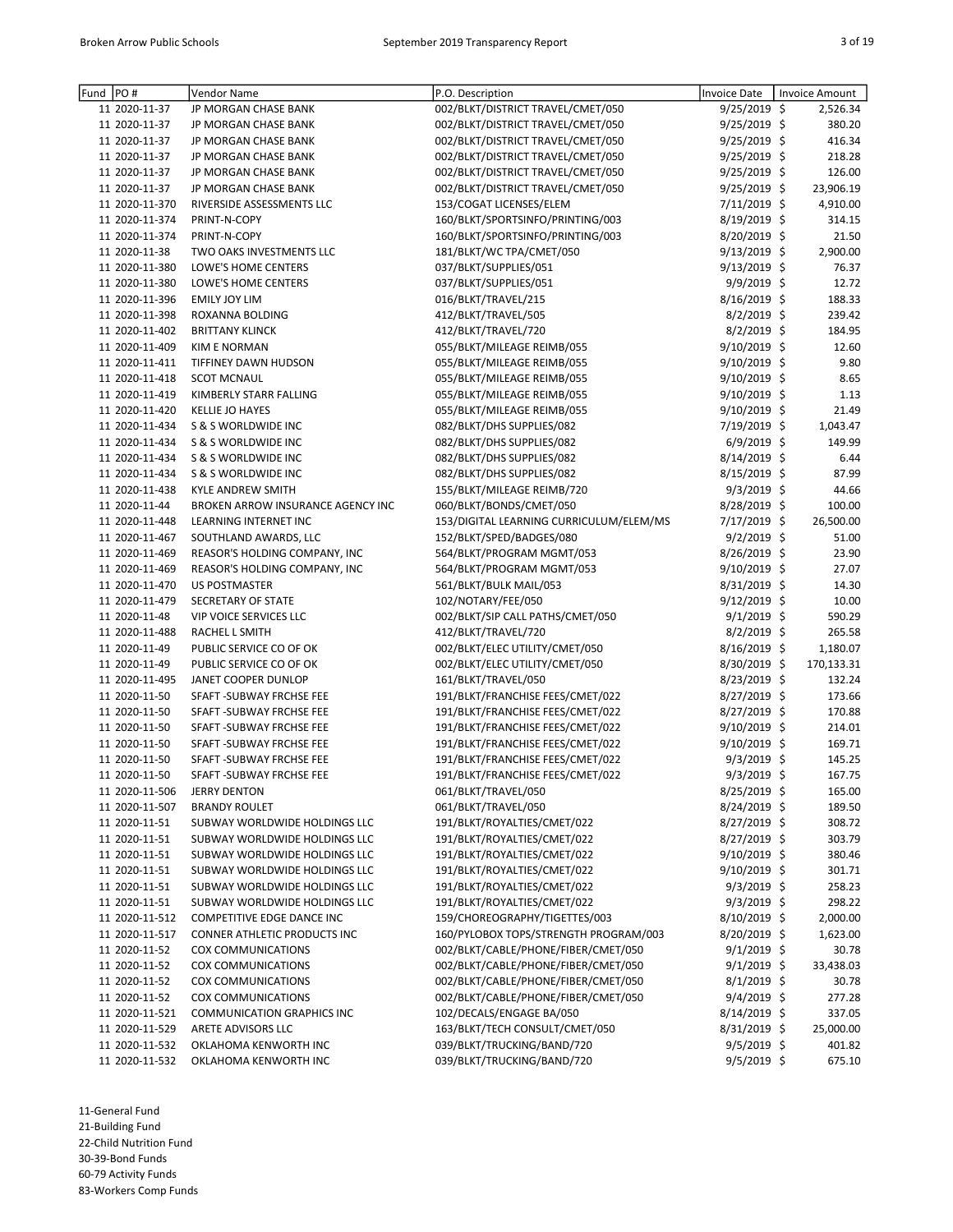| Fund | PO # | Vendor Name | P.O. Description | Invoice Date | Invoice Amount |
|---|---|---|---|---|---|
| 11 | 2020-11-37 | JP MORGAN CHASE BANK | 002/BLKT/DISTRICT TRAVEL/CMET/050 | 9/25/2019 | $ 2,526.34 |
| 11 | 2020-11-37 | JP MORGAN CHASE BANK | 002/BLKT/DISTRICT TRAVEL/CMET/050 | 9/25/2019 | $ 380.20 |
| 11 | 2020-11-37 | JP MORGAN CHASE BANK | 002/BLKT/DISTRICT TRAVEL/CMET/050 | 9/25/2019 | $ 416.34 |
| 11 | 2020-11-37 | JP MORGAN CHASE BANK | 002/BLKT/DISTRICT TRAVEL/CMET/050 | 9/25/2019 | $ 218.28 |
| 11 | 2020-11-37 | JP MORGAN CHASE BANK | 002/BLKT/DISTRICT TRAVEL/CMET/050 | 9/25/2019 | $ 126.00 |
| 11 | 2020-11-37 | JP MORGAN CHASE BANK | 002/BLKT/DISTRICT TRAVEL/CMET/050 | 9/25/2019 | $ 23,906.19 |
| 11 | 2020-11-370 | RIVERSIDE ASSESSMENTS LLC | 153/COGAT LICENSES/ELEM | 7/11/2019 | $ 4,910.00 |
| 11 | 2020-11-374 | PRINT-N-COPY | 160/BLKT/SPORTSINFO/PRINTING/003 | 8/19/2019 | $ 314.15 |
| 11 | 2020-11-374 | PRINT-N-COPY | 160/BLKT/SPORTSINFO/PRINTING/003 | 8/20/2019 | $ 21.50 |
| 11 | 2020-11-38 | TWO OAKS INVESTMENTS LLC | 181/BLKT/WC TPA/CMET/050 | 9/13/2019 | $ 2,900.00 |
| 11 | 2020-11-380 | LOWE'S HOME CENTERS | 037/BLKT/SUPPLIES/051 | 9/13/2019 | $ 76.37 |
| 11 | 2020-11-380 | LOWE'S HOME CENTERS | 037/BLKT/SUPPLIES/051 | 9/9/2019 | $ 12.72 |
| 11 | 2020-11-396 | EMILY JOY LIM | 016/BLKT/TRAVEL/215 | 8/16/2019 | $ 188.33 |
| 11 | 2020-11-398 | ROXANNA BOLDING | 412/BLKT/TRAVEL/505 | 8/2/2019 | $ 239.42 |
| 11 | 2020-11-402 | BRITTANY KLINCK | 412/BLKT/TRAVEL/720 | 8/2/2019 | $ 184.95 |
| 11 | 2020-11-409 | KIM E NORMAN | 055/BLKT/MILEAGE REIMB/055 | 9/10/2019 | $ 12.60 |
| 11 | 2020-11-411 | TIFFINEY DAWN HUDSON | 055/BLKT/MILEAGE REIMB/055 | 9/10/2019 | $ 9.80 |
| 11 | 2020-11-418 | SCOT MCNAUL | 055/BLKT/MILEAGE REIMB/055 | 9/10/2019 | $ 8.65 |
| 11 | 2020-11-419 | KIMBERLY STARR FALLING | 055/BLKT/MILEAGE REIMB/055 | 9/10/2019 | $ 1.13 |
| 11 | 2020-11-420 | KELLIE JO HAYES | 055/BLKT/MILEAGE REIMB/055 | 9/10/2019 | $ 21.49 |
| 11 | 2020-11-434 | S & S WORLDWIDE INC | 082/BLKT/DHS SUPPLIES/082 | 7/19/2019 | $ 1,043.47 |
| 11 | 2020-11-434 | S & S WORLDWIDE INC | 082/BLKT/DHS SUPPLIES/082 | 6/9/2019 | $ 149.99 |
| 11 | 2020-11-434 | S & S WORLDWIDE INC | 082/BLKT/DHS SUPPLIES/082 | 8/14/2019 | $ 6.44 |
| 11 | 2020-11-434 | S & S WORLDWIDE INC | 082/BLKT/DHS SUPPLIES/082 | 8/15/2019 | $ 87.99 |
| 11 | 2020-11-438 | KYLE ANDREW SMITH | 155/BLKT/MILEAGE REIMB/720 | 9/3/2019 | $ 44.66 |
| 11 | 2020-11-44 | BROKEN ARROW INSURANCE AGENCY INC | 060/BLKT/BONDS/CMET/050 | 8/28/2019 | $ 100.00 |
| 11 | 2020-11-448 | LEARNING INTERNET INC | 153/DIGITAL LEARNING CURRICULUM/ELEM/MS | 7/17/2019 | $ 26,500.00 |
| 11 | 2020-11-467 | SOUTHLAND AWARDS, LLC | 152/BLKT/SPED/BADGES/080 | 9/2/2019 | $ 51.00 |
| 11 | 2020-11-469 | REASOR'S HOLDING COMPANY, INC | 564/BLKT/PROGRAM MGMT/053 | 8/26/2019 | $ 23.90 |
| 11 | 2020-11-469 | REASOR'S HOLDING COMPANY, INC | 564/BLKT/PROGRAM MGMT/053 | 9/10/2019 | $ 27.07 |
| 11 | 2020-11-470 | US POSTMASTER | 561/BLKT/BULK MAIL/053 | 8/31/2019 | $ 14.30 |
| 11 | 2020-11-479 | SECRETARY OF STATE | 102/NOTARY/FEE/050 | 9/12/2019 | $ 10.00 |
| 11 | 2020-11-48 | VIP VOICE SERVICES LLC | 002/BLKT/SIP CALL PATHS/CMET/050 | 9/1/2019 | $ 590.29 |
| 11 | 2020-11-488 | RACHEL L SMITH | 412/BLKT/TRAVEL/720 | 8/2/2019 | $ 265.58 |
| 11 | 2020-11-49 | PUBLIC SERVICE CO OF OK | 002/BLKT/ELEC UTILITY/CMET/050 | 8/16/2019 | $ 1,180.07 |
| 11 | 2020-11-49 | PUBLIC SERVICE CO OF OK | 002/BLKT/ELEC UTILITY/CMET/050 | 8/30/2019 | $ 170,133.31 |
| 11 | 2020-11-495 | JANET COOPER DUNLOP | 161/BLKT/TRAVEL/050 | 8/23/2019 | $ 132.24 |
| 11 | 2020-11-50 | SFAFT -SUBWAY FRCHSE FEE | 191/BLKT/FRANCHISE FEES/CMET/022 | 8/27/2019 | $ 173.66 |
| 11 | 2020-11-50 | SFAFT -SUBWAY FRCHSE FEE | 191/BLKT/FRANCHISE FEES/CMET/022 | 8/27/2019 | $ 170.88 |
| 11 | 2020-11-50 | SFAFT -SUBWAY FRCHSE FEE | 191/BLKT/FRANCHISE FEES/CMET/022 | 9/10/2019 | $ 214.01 |
| 11 | 2020-11-50 | SFAFT -SUBWAY FRCHSE FEE | 191/BLKT/FRANCHISE FEES/CMET/022 | 9/10/2019 | $ 169.71 |
| 11 | 2020-11-50 | SFAFT -SUBWAY FRCHSE FEE | 191/BLKT/FRANCHISE FEES/CMET/022 | 9/3/2019 | $ 145.25 |
| 11 | 2020-11-50 | SFAFT -SUBWAY FRCHSE FEE | 191/BLKT/FRANCHISE FEES/CMET/022 | 9/3/2019 | $ 167.75 |
| 11 | 2020-11-506 | JERRY DENTON | 061/BLKT/TRAVEL/050 | 8/25/2019 | $ 165.00 |
| 11 | 2020-11-507 | BRANDY ROULET | 061/BLKT/TRAVEL/050 | 8/24/2019 | $ 189.50 |
| 11 | 2020-11-51 | SUBWAY WORLDWIDE HOLDINGS LLC | 191/BLKT/ROYALTIES/CMET/022 | 8/27/2019 | $ 308.72 |
| 11 | 2020-11-51 | SUBWAY WORLDWIDE HOLDINGS LLC | 191/BLKT/ROYALTIES/CMET/022 | 8/27/2019 | $ 303.79 |
| 11 | 2020-11-51 | SUBWAY WORLDWIDE HOLDINGS LLC | 191/BLKT/ROYALTIES/CMET/022 | 9/10/2019 | $ 380.46 |
| 11 | 2020-11-51 | SUBWAY WORLDWIDE HOLDINGS LLC | 191/BLKT/ROYALTIES/CMET/022 | 9/10/2019 | $ 301.71 |
| 11 | 2020-11-51 | SUBWAY WORLDWIDE HOLDINGS LLC | 191/BLKT/ROYALTIES/CMET/022 | 9/3/2019 | $ 258.23 |
| 11 | 2020-11-51 | SUBWAY WORLDWIDE HOLDINGS LLC | 191/BLKT/ROYALTIES/CMET/022 | 9/3/2019 | $ 298.22 |
| 11 | 2020-11-512 | COMPETITIVE EDGE DANCE INC | 159/CHOREOGRAPHY/TIGETTES/003 | 8/10/2019 | $ 2,000.00 |
| 11 | 2020-11-517 | CONNER ATHLETIC PRODUCTS INC | 160/PYLOBOX TOPS/STRENGTH PROGRAM/003 | 8/20/2019 | $ 1,623.00 |
| 11 | 2020-11-52 | COX COMMUNICATIONS | 002/BLKT/CABLE/PHONE/FIBER/CMET/050 | 9/1/2019 | $ 30.78 |
| 11 | 2020-11-52 | COX COMMUNICATIONS | 002/BLKT/CABLE/PHONE/FIBER/CMET/050 | 9/1/2019 | $ 33,438.03 |
| 11 | 2020-11-52 | COX COMMUNICATIONS | 002/BLKT/CABLE/PHONE/FIBER/CMET/050 | 8/1/2019 | $ 30.78 |
| 11 | 2020-11-52 | COX COMMUNICATIONS | 002/BLKT/CABLE/PHONE/FIBER/CMET/050 | 9/4/2019 | $ 277.28 |
| 11 | 2020-11-521 | COMMUNICATION GRAPHICS INC | 102/DECALS/ENGAGE BA/050 | 8/14/2019 | $ 337.05 |
| 11 | 2020-11-529 | ARETE ADVISORS LLC | 163/BLKT/TECH CONSULT/CMET/050 | 8/31/2019 | $ 25,000.00 |
| 11 | 2020-11-532 | OKLAHOMA KENWORTH INC | 039/BLKT/TRUCKING/BAND/720 | 9/5/2019 | $ 401.82 |
| 11 | 2020-11-532 | OKLAHOMA KENWORTH INC | 039/BLKT/TRUCKING/BAND/720 | 9/5/2019 | $ 675.10 |

11-General Fund
21-Building Fund
22-Child Nutrition Fund
30-39-Bond Funds
60-79 Activity Funds
83-Workers Comp Funds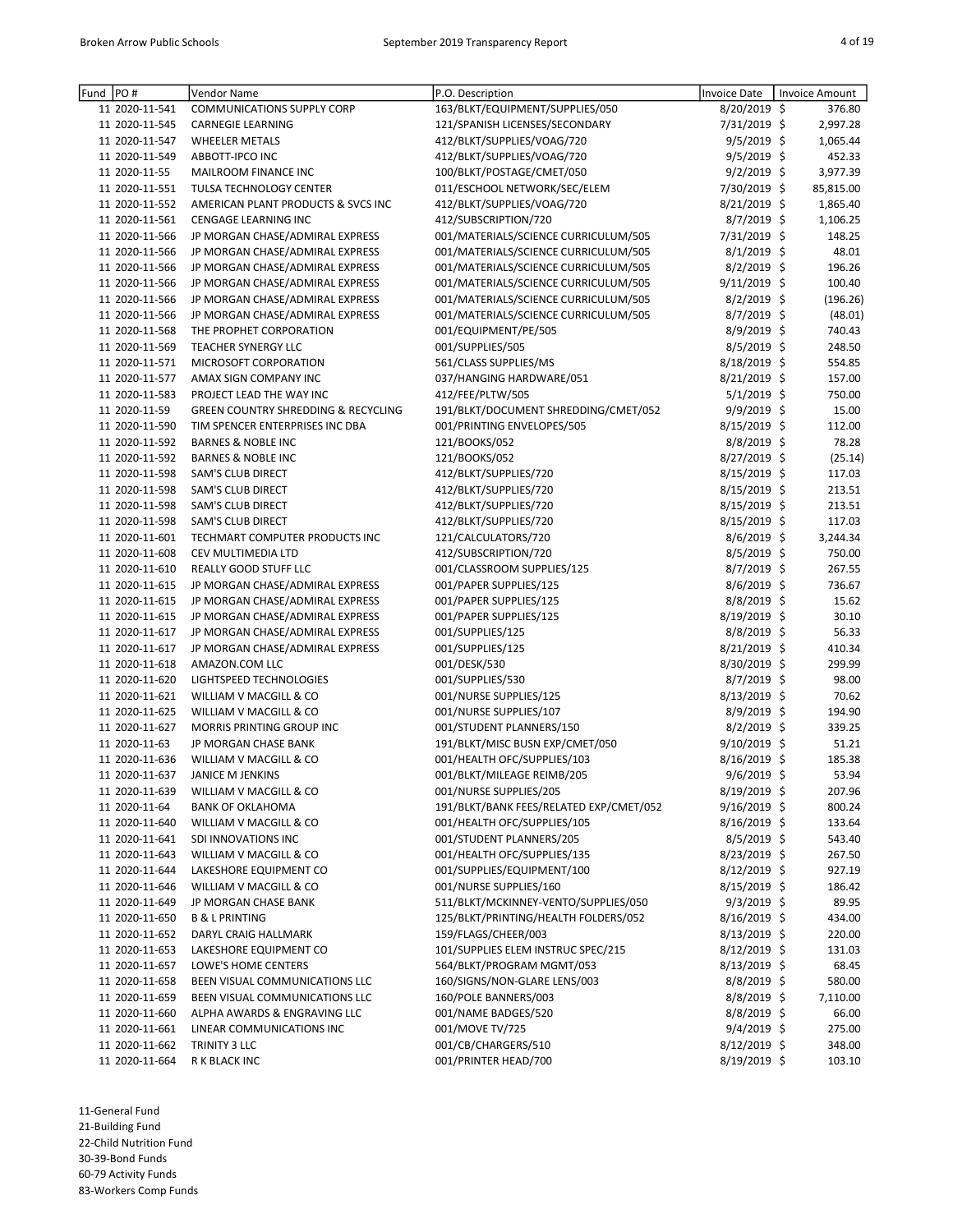| Fund | PO # | Vendor Name | P.O. Description | Invoice Date | Invoice Amount |
|---|---|---|---|---|---|
| 11 | 2020-11-541 | COMMUNICATIONS SUPPLY CORP | 163/BLKT/EQUIPMENT/SUPPLIES/050 | 8/20/2019 | $ 376.80 |
| 11 | 2020-11-545 | CARNEGIE LEARNING | 121/SPANISH LICENSES/SECONDARY | 7/31/2019 | $ 2,997.28 |
| 11 | 2020-11-547 | WHEELER METALS | 412/BLKT/SUPPLIES/VOAG/720 | 9/5/2019 | $ 1,065.44 |
| 11 | 2020-11-549 | ABBOTT-IPCO INC | 412/BLKT/SUPPLIES/VOAG/720 | 9/5/2019 | $ 452.33 |
| 11 | 2020-11-55 | MAILROOM FINANCE INC | 100/BLKT/POSTAGE/CMET/050 | 9/2/2019 | $ 3,977.39 |
| 11 | 2020-11-551 | TULSA TECHNOLOGY CENTER | 011/ESCHOOL NETWORK/SEC/ELEM | 7/30/2019 | $ 85,815.00 |
| 11 | 2020-11-552 | AMERICAN PLANT PRODUCTS & SVCS INC | 412/BLKT/SUPPLIES/VOAG/720 | 8/21/2019 | $ 1,865.40 |
| 11 | 2020-11-561 | CENGAGE LEARNING INC | 412/SUBSCRIPTION/720 | 8/7/2019 | $ 1,106.25 |
| 11 | 2020-11-566 | JP MORGAN CHASE/ADMIRAL EXPRESS | 001/MATERIALS/SCIENCE CURRICULUM/505 | 7/31/2019 | $ 148.25 |
| 11 | 2020-11-566 | JP MORGAN CHASE/ADMIRAL EXPRESS | 001/MATERIALS/SCIENCE CURRICULUM/505 | 8/1/2019 | $ 48.01 |
| 11 | 2020-11-566 | JP MORGAN CHASE/ADMIRAL EXPRESS | 001/MATERIALS/SCIENCE CURRICULUM/505 | 8/2/2019 | $ 196.26 |
| 11 | 2020-11-566 | JP MORGAN CHASE/ADMIRAL EXPRESS | 001/MATERIALS/SCIENCE CURRICULUM/505 | 9/11/2019 | $ 100.40 |
| 11 | 2020-11-566 | JP MORGAN CHASE/ADMIRAL EXPRESS | 001/MATERIALS/SCIENCE CURRICULUM/505 | 8/2/2019 | $ (196.26) |
| 11 | 2020-11-566 | JP MORGAN CHASE/ADMIRAL EXPRESS | 001/MATERIALS/SCIENCE CURRICULUM/505 | 8/7/2019 | $ (48.01) |
| 11 | 2020-11-568 | THE PROPHET CORPORATION | 001/EQUIPMENT/PE/505 | 8/9/2019 | $ 740.43 |
| 11 | 2020-11-569 | TEACHER SYNERGY LLC | 001/SUPPLIES/505 | 8/5/2019 | $ 248.50 |
| 11 | 2020-11-571 | MICROSOFT CORPORATION | 561/CLASS SUPPLIES/MS | 8/18/2019 | $ 554.85 |
| 11 | 2020-11-577 | AMAX SIGN COMPANY INC | 037/HANGING HARDWARE/051 | 8/21/2019 | $ 157.00 |
| 11 | 2020-11-583 | PROJECT LEAD THE WAY INC | 412/FEE/PLTW/505 | 5/1/2019 | $ 750.00 |
| 11 | 2020-11-59 | GREEN COUNTRY SHREDDING & RECYCLING | 191/BLKT/DOCUMENT SHREDDING/CMET/052 | 9/9/2019 | $ 15.00 |
| 11 | 2020-11-590 | TIM SPENCER ENTERPRISES INC DBA | 001/PRINTING ENVELOPES/505 | 8/15/2019 | $ 112.00 |
| 11 | 2020-11-592 | BARNES & NOBLE INC | 121/BOOKS/052 | 8/8/2019 | $ 78.28 |
| 11 | 2020-11-592 | BARNES & NOBLE INC | 121/BOOKS/052 | 8/27/2019 | $ (25.14) |
| 11 | 2020-11-598 | SAM'S CLUB DIRECT | 412/BLKT/SUPPLIES/720 | 8/15/2019 | $ 117.03 |
| 11 | 2020-11-598 | SAM'S CLUB DIRECT | 412/BLKT/SUPPLIES/720 | 8/15/2019 | $ 213.51 |
| 11 | 2020-11-598 | SAM'S CLUB DIRECT | 412/BLKT/SUPPLIES/720 | 8/15/2019 | $ 213.51 |
| 11 | 2020-11-598 | SAM'S CLUB DIRECT | 412/BLKT/SUPPLIES/720 | 8/15/2019 | $ 117.03 |
| 11 | 2020-11-601 | TECHMART COMPUTER PRODUCTS INC | 121/CALCULATORS/720 | 8/6/2019 | $ 3,244.34 |
| 11 | 2020-11-608 | CEV MULTIMEDIA LTD | 412/SUBSCRIPTION/720 | 8/5/2019 | $ 750.00 |
| 11 | 2020-11-610 | REALLY GOOD STUFF LLC | 001/CLASSROOM SUPPLIES/125 | 8/7/2019 | $ 267.55 |
| 11 | 2020-11-615 | JP MORGAN CHASE/ADMIRAL EXPRESS | 001/PAPER SUPPLIES/125 | 8/6/2019 | $ 736.67 |
| 11 | 2020-11-615 | JP MORGAN CHASE/ADMIRAL EXPRESS | 001/PAPER SUPPLIES/125 | 8/8/2019 | $ 15.62 |
| 11 | 2020-11-615 | JP MORGAN CHASE/ADMIRAL EXPRESS | 001/PAPER SUPPLIES/125 | 8/19/2019 | $ 30.10 |
| 11 | 2020-11-617 | JP MORGAN CHASE/ADMIRAL EXPRESS | 001/SUPPLIES/125 | 8/8/2019 | $ 56.33 |
| 11 | 2020-11-617 | JP MORGAN CHASE/ADMIRAL EXPRESS | 001/SUPPLIES/125 | 8/21/2019 | $ 410.34 |
| 11 | 2020-11-618 | AMAZON.COM LLC | 001/DESK/530 | 8/30/2019 | $ 299.99 |
| 11 | 2020-11-620 | LIGHTSPEED TECHNOLOGIES | 001/SUPPLIES/530 | 8/7/2019 | $ 98.00 |
| 11 | 2020-11-621 | WILLIAM V MACGILL & CO | 001/NURSE SUPPLIES/125 | 8/13/2019 | $ 70.62 |
| 11 | 2020-11-625 | WILLIAM V MACGILL & CO | 001/NURSE SUPPLIES/107 | 8/9/2019 | $ 194.90 |
| 11 | 2020-11-627 | MORRIS PRINTING GROUP INC | 001/STUDENT PLANNERS/150 | 8/2/2019 | $ 339.25 |
| 11 | 2020-11-63 | JP MORGAN CHASE BANK | 191/BLKT/MISC BUSN EXP/CMET/050 | 9/10/2019 | $ 51.21 |
| 11 | 2020-11-636 | WILLIAM V MACGILL & CO | 001/HEALTH OFC/SUPPLIES/103 | 8/16/2019 | $ 185.38 |
| 11 | 2020-11-637 | JANICE M JENKINS | 001/BLKT/MILEAGE REIMB/205 | 9/6/2019 | $ 53.94 |
| 11 | 2020-11-639 | WILLIAM V MACGILL & CO | 001/NURSE SUPPLIES/205 | 8/19/2019 | $ 207.96 |
| 11 | 2020-11-64 | BANK OF OKLAHOMA | 191/BLKT/BANK FEES/RELATED EXP/CMET/052 | 9/16/2019 | $ 800.24 |
| 11 | 2020-11-640 | WILLIAM V MACGILL & CO | 001/HEALTH OFC/SUPPLIES/105 | 8/16/2019 | $ 133.64 |
| 11 | 2020-11-641 | SDI INNOVATIONS INC | 001/STUDENT PLANNERS/205 | 8/5/2019 | $ 543.40 |
| 11 | 2020-11-643 | WILLIAM V MACGILL & CO | 001/HEALTH OFC/SUPPLIES/135 | 8/23/2019 | $ 267.50 |
| 11 | 2020-11-644 | LAKESHORE EQUIPMENT CO | 001/SUPPLIES/EQUIPMENT/100 | 8/12/2019 | $ 927.19 |
| 11 | 2020-11-646 | WILLIAM V MACGILL & CO | 001/NURSE SUPPLIES/160 | 8/15/2019 | $ 186.42 |
| 11 | 2020-11-649 | JP MORGAN CHASE BANK | 511/BLKT/MCKINNEY-VENTO/SUPPLIES/050 | 9/3/2019 | $ 89.95 |
| 11 | 2020-11-650 | B & L PRINTING | 125/BLKT/PRINTING/HEALTH FOLDERS/052 | 8/16/2019 | $ 434.00 |
| 11 | 2020-11-652 | DARYL CRAIG HALLMARK | 159/FLAGS/CHEER/003 | 8/13/2019 | $ 220.00 |
| 11 | 2020-11-653 | LAKESHORE EQUIPMENT CO | 101/SUPPLIES ELEM INSTRUC SPEC/215 | 8/12/2019 | $ 131.03 |
| 11 | 2020-11-657 | LOWE'S HOME CENTERS | 564/BLKT/PROGRAM MGMT/053 | 8/13/2019 | $ 68.45 |
| 11 | 2020-11-658 | BEEN VISUAL COMMUNICATIONS LLC | 160/SIGNS/NON-GLARE LENS/003 | 8/8/2019 | $ 580.00 |
| 11 | 2020-11-659 | BEEN VISUAL COMMUNICATIONS LLC | 160/POLE BANNERS/003 | 8/8/2019 | $ 7,110.00 |
| 11 | 2020-11-660 | ALPHA AWARDS & ENGRAVING LLC | 001/NAME BADGES/520 | 8/8/2019 | $ 66.00 |
| 11 | 2020-11-661 | LINEAR COMMUNICATIONS INC | 001/MOVE TV/725 | 9/4/2019 | $ 275.00 |
| 11 | 2020-11-662 | TRINITY 3 LLC | 001/CB/CHARGERS/510 | 8/12/2019 | $ 348.00 |
| 11 | 2020-11-664 | R K BLACK INC | 001/PRINTER HEAD/700 | 8/19/2019 | $ 103.10 |

11-General Fund
21-Building Fund
22-Child Nutrition Fund
30-39-Bond Funds
60-79 Activity Funds
83-Workers Comp Funds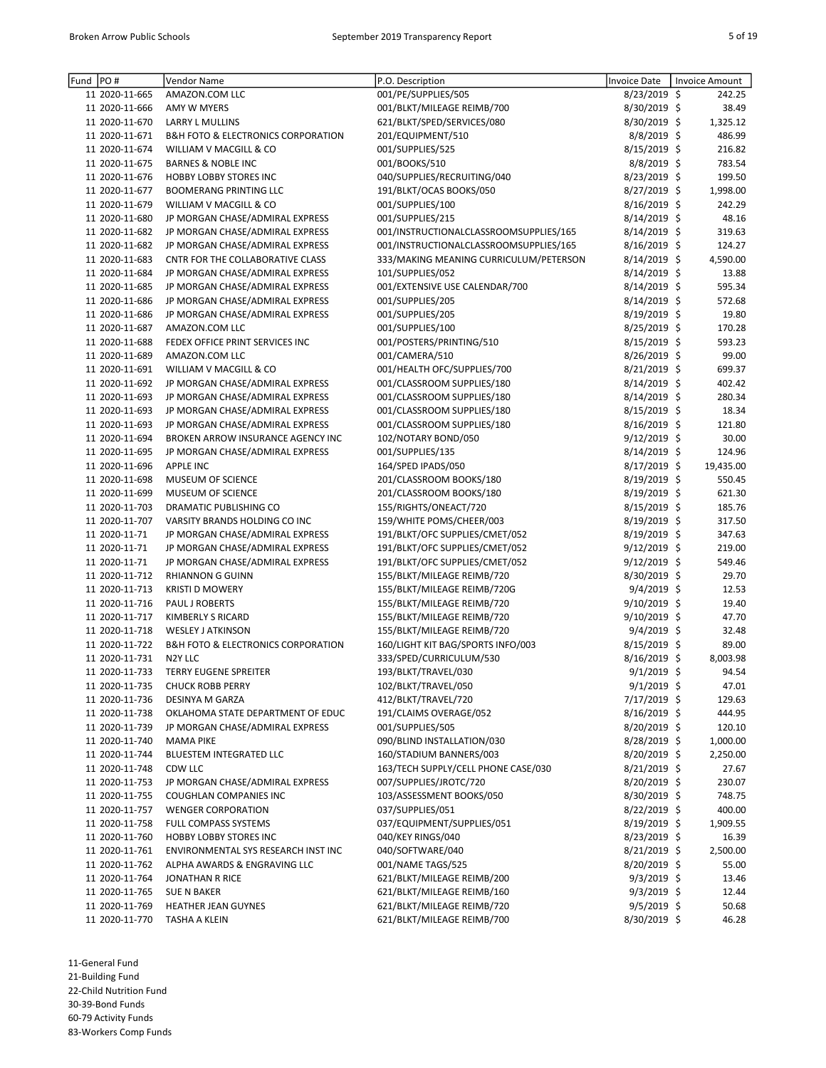| Fund | PO # | Vendor Name | P.O. Description | Invoice Date | Invoice Amount |
|---|---|---|---|---|---|
| 11 | 2020-11-665 | AMAZON.COM LLC | 001/PE/SUPPLIES/505 | 8/23/2019 | $ 242.25 |
| 11 | 2020-11-666 | AMY W MYERS | 001/BLKT/MILEAGE REIMB/700 | 8/30/2019 | $ 38.49 |
| 11 | 2020-11-670 | LARRY L MULLINS | 621/BLKT/SPED/SERVICES/080 | 8/30/2019 | $ 1,325.12 |
| 11 | 2020-11-671 | B&H FOTO & ELECTRONICS CORPORATION | 201/EQUIPMENT/510 | 8/8/2019 | $ 486.99 |
| 11 | 2020-11-674 | WILLIAM V MACGILL & CO | 001/SUPPLIES/525 | 8/15/2019 | $ 216.82 |
| 11 | 2020-11-675 | BARNES & NOBLE INC | 001/BOOKS/510 | 8/8/2019 | $ 783.54 |
| 11 | 2020-11-676 | HOBBY LOBBY STORES INC | 040/SUPPLIES/RECRUITING/040 | 8/23/2019 | $ 199.50 |
| 11 | 2020-11-677 | BOOMERANG PRINTING LLC | 191/BLKT/OCAS BOOKS/050 | 8/27/2019 | $ 1,998.00 |
| 11 | 2020-11-679 | WILLIAM V MACGILL & CO | 001/SUPPLIES/100 | 8/16/2019 | $ 242.29 |
| 11 | 2020-11-680 | JP MORGAN CHASE/ADMIRAL EXPRESS | 001/SUPPLIES/215 | 8/14/2019 | $ 48.16 |
| 11 | 2020-11-682 | JP MORGAN CHASE/ADMIRAL EXPRESS | 001/INSTRUCTIONALCLASSROOMSUPPLIES/165 | 8/14/2019 | $ 319.63 |
| 11 | 2020-11-682 | JP MORGAN CHASE/ADMIRAL EXPRESS | 001/INSTRUCTIONALCLASSROOMSUPPLIES/165 | 8/16/2019 | $ 124.27 |
| 11 | 2020-11-683 | CNTR FOR THE COLLABORATIVE CLASS | 333/MAKING MEANING CURRICULUM/PETERSON | 8/14/2019 | $ 4,590.00 |
| 11 | 2020-11-684 | JP MORGAN CHASE/ADMIRAL EXPRESS | 101/SUPPLIES/052 | 8/14/2019 | $ 13.88 |
| 11 | 2020-11-685 | JP MORGAN CHASE/ADMIRAL EXPRESS | 001/EXTENSIVE USE CALENDAR/700 | 8/14/2019 | $ 595.34 |
| 11 | 2020-11-686 | JP MORGAN CHASE/ADMIRAL EXPRESS | 001/SUPPLIES/205 | 8/14/2019 | $ 572.68 |
| 11 | 2020-11-686 | JP MORGAN CHASE/ADMIRAL EXPRESS | 001/SUPPLIES/205 | 8/19/2019 | $ 19.80 |
| 11 | 2020-11-687 | AMAZON.COM LLC | 001/SUPPLIES/100 | 8/25/2019 | $ 170.28 |
| 11 | 2020-11-688 | FEDEX OFFICE PRINT SERVICES INC | 001/POSTERS/PRINTING/510 | 8/15/2019 | $ 593.23 |
| 11 | 2020-11-689 | AMAZON.COM LLC | 001/CAMERA/510 | 8/26/2019 | $ 99.00 |
| 11 | 2020-11-691 | WILLIAM V MACGILL & CO | 001/HEALTH OFC/SUPPLIES/700 | 8/21/2019 | $ 699.37 |
| 11 | 2020-11-692 | JP MORGAN CHASE/ADMIRAL EXPRESS | 001/CLASSROOM SUPPLIES/180 | 8/14/2019 | $ 402.42 |
| 11 | 2020-11-693 | JP MORGAN CHASE/ADMIRAL EXPRESS | 001/CLASSROOM SUPPLIES/180 | 8/14/2019 | $ 280.34 |
| 11 | 2020-11-693 | JP MORGAN CHASE/ADMIRAL EXPRESS | 001/CLASSROOM SUPPLIES/180 | 8/15/2019 | $ 18.34 |
| 11 | 2020-11-693 | JP MORGAN CHASE/ADMIRAL EXPRESS | 001/CLASSROOM SUPPLIES/180 | 8/16/2019 | $ 121.80 |
| 11 | 2020-11-694 | BROKEN ARROW INSURANCE AGENCY INC | 102/NOTARY BOND/050 | 9/12/2019 | $ 30.00 |
| 11 | 2020-11-695 | JP MORGAN CHASE/ADMIRAL EXPRESS | 001/SUPPLIES/135 | 8/14/2019 | $ 124.96 |
| 11 | 2020-11-696 | APPLE INC | 164/SPED IPADS/050 | 8/17/2019 | $ 19,435.00 |
| 11 | 2020-11-698 | MUSEUM OF SCIENCE | 201/CLASSROOM BOOKS/180 | 8/19/2019 | $ 550.45 |
| 11 | 2020-11-699 | MUSEUM OF SCIENCE | 201/CLASSROOM BOOKS/180 | 8/19/2019 | $ 621.30 |
| 11 | 2020-11-703 | DRAMATIC PUBLISHING CO | 155/RIGHTS/ONEACT/720 | 8/15/2019 | $ 185.76 |
| 11 | 2020-11-707 | VARSITY BRANDS HOLDING CO INC | 159/WHITE POMS/CHEER/003 | 8/19/2019 | $ 317.50 |
| 11 | 2020-11-71 | JP MORGAN CHASE/ADMIRAL EXPRESS | 191/BLKT/OFC SUPPLIES/CMET/052 | 8/19/2019 | $ 347.63 |
| 11 | 2020-11-71 | JP MORGAN CHASE/ADMIRAL EXPRESS | 191/BLKT/OFC SUPPLIES/CMET/052 | 9/12/2019 | $ 219.00 |
| 11 | 2020-11-71 | JP MORGAN CHASE/ADMIRAL EXPRESS | 191/BLKT/OFC SUPPLIES/CMET/052 | 9/12/2019 | $ 549.46 |
| 11 | 2020-11-712 | RHIANNON G GUINN | 155/BLKT/MILEAGE REIMB/720 | 8/30/2019 | $ 29.70 |
| 11 | 2020-11-713 | KRISTI D MOWERY | 155/BLKT/MILEAGE REIMB/720G | 9/4/2019 | $ 12.53 |
| 11 | 2020-11-716 | PAUL J ROBERTS | 155/BLKT/MILEAGE REIMB/720 | 9/10/2019 | $ 19.40 |
| 11 | 2020-11-717 | KIMBERLY S RICARD | 155/BLKT/MILEAGE REIMB/720 | 9/10/2019 | $ 47.70 |
| 11 | 2020-11-718 | WESLEY J ATKINSON | 155/BLKT/MILEAGE REIMB/720 | 9/4/2019 | $ 32.48 |
| 11 | 2020-11-722 | B&H FOTO & ELECTRONICS CORPORATION | 160/LIGHT KIT BAG/SPORTS INFO/003 | 8/15/2019 | $ 89.00 |
| 11 | 2020-11-731 | N2Y LLC | 333/SPED/CURRICULUM/530 | 8/16/2019 | $ 8,003.98 |
| 11 | 2020-11-733 | TERRY EUGENE SPREITER | 193/BLKT/TRAVEL/030 | 9/1/2019 | $ 94.54 |
| 11 | 2020-11-735 | CHUCK ROBB PERRY | 102/BLKT/TRAVEL/050 | 9/1/2019 | $ 47.01 |
| 11 | 2020-11-736 | DESINYA M GARZA | 412/BLKT/TRAVEL/720 | 7/17/2019 | $ 129.63 |
| 11 | 2020-11-738 | OKLAHOMA STATE DEPARTMENT OF EDUC | 191/CLAIMS OVERAGE/052 | 8/16/2019 | $ 444.95 |
| 11 | 2020-11-739 | JP MORGAN CHASE/ADMIRAL EXPRESS | 001/SUPPLIES/505 | 8/20/2019 | $ 120.10 |
| 11 | 2020-11-740 | MAMA PIKE | 090/BLIND INSTALLATION/030 | 8/28/2019 | $ 1,000.00 |
| 11 | 2020-11-744 | BLUESTEM INTEGRATED LLC | 160/STADIUM BANNERS/003 | 8/20/2019 | $ 2,250.00 |
| 11 | 2020-11-748 | CDW LLC | 163/TECH SUPPLY/CELL PHONE CASE/030 | 8/21/2019 | $ 27.67 |
| 11 | 2020-11-753 | JP MORGAN CHASE/ADMIRAL EXPRESS | 007/SUPPLIES/JROTC/720 | 8/20/2019 | $ 230.07 |
| 11 | 2020-11-755 | COUGHLAN COMPANIES INC | 103/ASSESSMENT BOOKS/050 | 8/30/2019 | $ 748.75 |
| 11 | 2020-11-757 | WENGER CORPORATION | 037/SUPPLIES/051 | 8/22/2019 | $ 400.00 |
| 11 | 2020-11-758 | FULL COMPASS SYSTEMS | 037/EQUIPMENT/SUPPLIES/051 | 8/19/2019 | $ 1,909.55 |
| 11 | 2020-11-760 | HOBBY LOBBY STORES INC | 040/KEY RINGS/040 | 8/23/2019 | $ 16.39 |
| 11 | 2020-11-761 | ENVIRONMENTAL SYS RESEARCH INST INC | 040/SOFTWARE/040 | 8/21/2019 | $ 2,500.00 |
| 11 | 2020-11-762 | ALPHA AWARDS & ENGRAVING LLC | 001/NAME TAGS/525 | 8/20/2019 | $ 55.00 |
| 11 | 2020-11-764 | JONATHAN R RICE | 621/BLKT/MILEAGE REIMB/200 | 9/3/2019 | $ 13.46 |
| 11 | 2020-11-765 | SUE N BAKER | 621/BLKT/MILEAGE REIMB/160 | 9/3/2019 | $ 12.44 |
| 11 | 2020-11-769 | HEATHER JEAN GUYNES | 621/BLKT/MILEAGE REIMB/720 | 9/5/2019 | $ 50.68 |
| 11 | 2020-11-770 | TASHA A KLEIN | 621/BLKT/MILEAGE REIMB/700 | 8/30/2019 | $ 46.28 |

11-General Fund
21-Building Fund
22-Child Nutrition Fund
30-39-Bond Funds
60-79 Activity Funds
83-Workers Comp Funds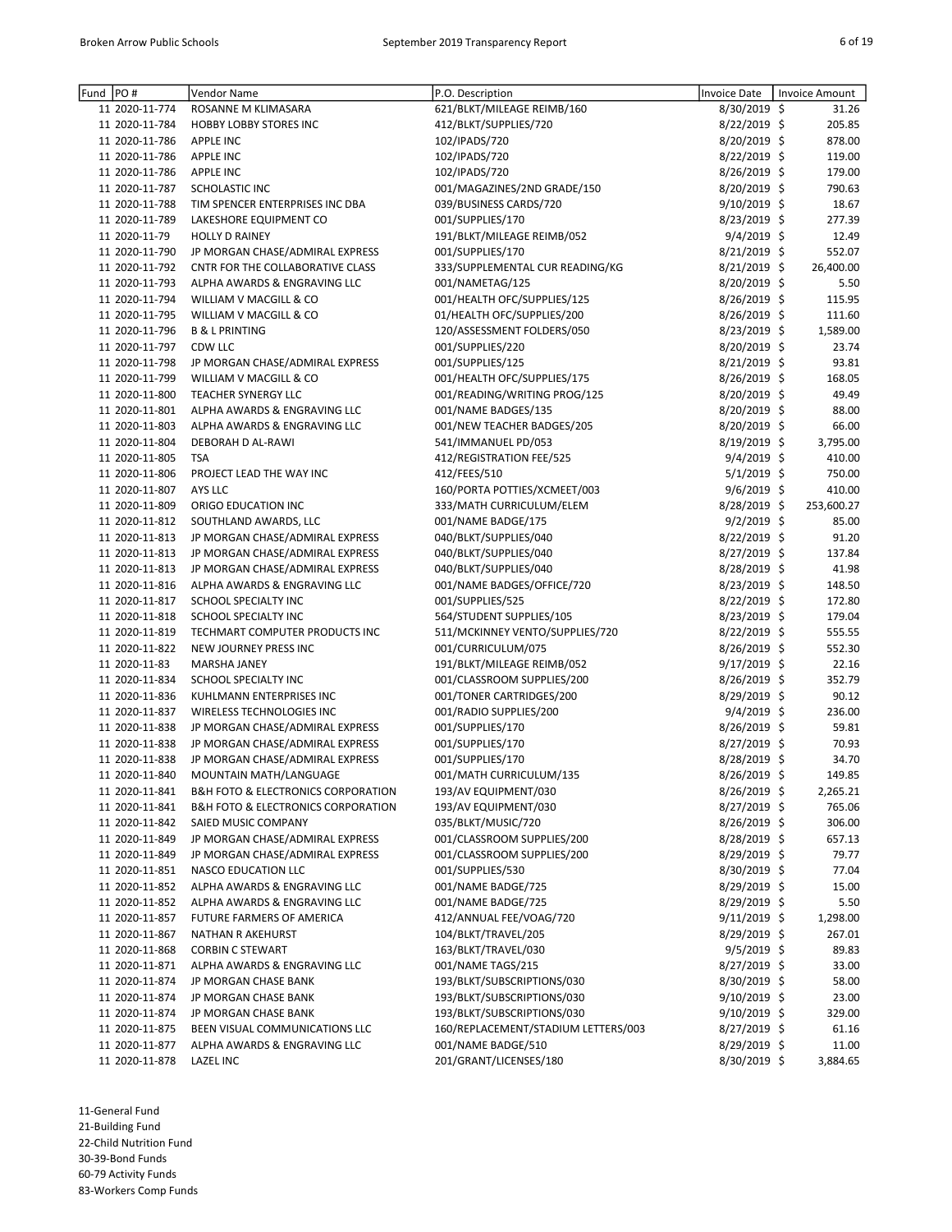| Fund | PO # | Vendor Name | P.O. Description | Invoice Date | Invoice Amount |
|---|---|---|---|---|---|
| 11 | 2020-11-774 | ROSANNE M KLIMASARA | 621/BLKT/MILEAGE REIMB/160 | 8/30/2019 | $ 31.26 |
| 11 | 2020-11-784 | HOBBY LOBBY STORES INC | 412/BLKT/SUPPLIES/720 | 8/22/2019 | $ 205.85 |
| 11 | 2020-11-786 | APPLE INC | 102/IPADS/720 | 8/20/2019 | $ 878.00 |
| 11 | 2020-11-786 | APPLE INC | 102/IPADS/720 | 8/22/2019 | $ 119.00 |
| 11 | 2020-11-786 | APPLE INC | 102/IPADS/720 | 8/26/2019 | $ 179.00 |
| 11 | 2020-11-787 | SCHOLASTIC INC | 001/MAGAZINES/2ND GRADE/150 | 8/20/2019 | $ 790.63 |
| 11 | 2020-11-788 | TIM SPENCER ENTERPRISES INC DBA | 039/BUSINESS CARDS/720 | 9/10/2019 | $ 18.67 |
| 11 | 2020-11-789 | LAKESHORE EQUIPMENT CO | 001/SUPPLIES/170 | 8/23/2019 | $ 277.39 |
| 11 | 2020-11-79 | HOLLY D RAINEY | 191/BLKT/MILEAGE REIMB/052 | 9/4/2019 | $ 12.49 |
| 11 | 2020-11-790 | JP MORGAN CHASE/ADMIRAL EXPRESS | 001/SUPPLIES/170 | 8/21/2019 | $ 552.07 |
| 11 | 2020-11-792 | CNTR FOR THE COLLABORATIVE CLASS | 333/SUPPLEMENTAL CUR READING/KG | 8/21/2019 | $ 26,400.00 |
| 11 | 2020-11-793 | ALPHA AWARDS & ENGRAVING LLC | 001/NAMETAG/125 | 8/20/2019 | $ 5.50 |
| 11 | 2020-11-794 | WILLIAM V MACGILL & CO | 001/HEALTH OFC/SUPPLIES/125 | 8/26/2019 | $ 115.95 |
| 11 | 2020-11-795 | WILLIAM V MACGILL & CO | 01/HEALTH OFC/SUPPLIES/200 | 8/26/2019 | $ 111.60 |
| 11 | 2020-11-796 | B & L PRINTING | 120/ASSESSMENT FOLDERS/050 | 8/23/2019 | $ 1,589.00 |
| 11 | 2020-11-797 | CDW LLC | 001/SUPPLIES/220 | 8/20/2019 | $ 23.74 |
| 11 | 2020-11-798 | JP MORGAN CHASE/ADMIRAL EXPRESS | 001/SUPPLIES/125 | 8/21/2019 | $ 93.81 |
| 11 | 2020-11-799 | WILLIAM V MACGILL & CO | 001/HEALTH OFC/SUPPLIES/175 | 8/26/2019 | $ 168.05 |
| 11 | 2020-11-800 | TEACHER SYNERGY LLC | 001/READING/WRITING PROG/125 | 8/20/2019 | $ 49.49 |
| 11 | 2020-11-801 | ALPHA AWARDS & ENGRAVING LLC | 001/NAME BADGES/135 | 8/20/2019 | $ 88.00 |
| 11 | 2020-11-803 | ALPHA AWARDS & ENGRAVING LLC | 001/NEW TEACHER BADGES/205 | 8/20/2019 | $ 66.00 |
| 11 | 2020-11-804 | DEBORAH D AL-RAWI | 541/IMMANUEL PD/053 | 8/19/2019 | $ 3,795.00 |
| 11 | 2020-11-805 | TSA | 412/REGISTRATION FEE/525 | 9/4/2019 | $ 410.00 |
| 11 | 2020-11-806 | PROJECT LEAD THE WAY INC | 412/FEES/510 | 5/1/2019 | $ 750.00 |
| 11 | 2020-11-807 | AYS LLC | 160/PORTA POTTIES/XCMEET/003 | 9/6/2019 | $ 410.00 |
| 11 | 2020-11-809 | ORIGO EDUCATION INC | 333/MATH CURRICULUM/ELEM | 8/28/2019 | $ 253,600.27 |
| 11 | 2020-11-812 | SOUTHLAND AWARDS, LLC | 001/NAME BADGE/175 | 9/2/2019 | $ 85.00 |
| 11 | 2020-11-813 | JP MORGAN CHASE/ADMIRAL EXPRESS | 040/BLKT/SUPPLIES/040 | 8/22/2019 | $ 91.20 |
| 11 | 2020-11-813 | JP MORGAN CHASE/ADMIRAL EXPRESS | 040/BLKT/SUPPLIES/040 | 8/27/2019 | $ 137.84 |
| 11 | 2020-11-813 | JP MORGAN CHASE/ADMIRAL EXPRESS | 040/BLKT/SUPPLIES/040 | 8/28/2019 | $ 41.98 |
| 11 | 2020-11-816 | ALPHA AWARDS & ENGRAVING LLC | 001/NAME BADGES/OFFICE/720 | 8/23/2019 | $ 148.50 |
| 11 | 2020-11-817 | SCHOOL SPECIALTY INC | 001/SUPPLIES/525 | 8/22/2019 | $ 172.80 |
| 11 | 2020-11-818 | SCHOOL SPECIALTY INC | 564/STUDENT SUPPLIES/105 | 8/23/2019 | $ 179.04 |
| 11 | 2020-11-819 | TECHMART COMPUTER PRODUCTS INC | 511/MCKINNEY VENTO/SUPPLIES/720 | 8/22/2019 | $ 555.55 |
| 11 | 2020-11-822 | NEW JOURNEY PRESS INC | 001/CURRICULUM/075 | 8/26/2019 | $ 552.30 |
| 11 | 2020-11-83 | MARSHA JANEY | 191/BLKT/MILEAGE REIMB/052 | 9/17/2019 | $ 22.16 |
| 11 | 2020-11-834 | SCHOOL SPECIALTY INC | 001/CLASSROOM SUPPLIES/200 | 8/26/2019 | $ 352.79 |
| 11 | 2020-11-836 | KUHLMANN ENTERPRISES INC | 001/TONER CARTRIDGES/200 | 8/29/2019 | $ 90.12 |
| 11 | 2020-11-837 | WIRELESS TECHNOLOGIES INC | 001/RADIO SUPPLIES/200 | 9/4/2019 | $ 236.00 |
| 11 | 2020-11-838 | JP MORGAN CHASE/ADMIRAL EXPRESS | 001/SUPPLIES/170 | 8/26/2019 | $ 59.81 |
| 11 | 2020-11-838 | JP MORGAN CHASE/ADMIRAL EXPRESS | 001/SUPPLIES/170 | 8/27/2019 | $ 70.93 |
| 11 | 2020-11-838 | JP MORGAN CHASE/ADMIRAL EXPRESS | 001/SUPPLIES/170 | 8/28/2019 | $ 34.70 |
| 11 | 2020-11-840 | MOUNTAIN MATH/LANGUAGE | 001/MATH CURRICULUM/135 | 8/26/2019 | $ 149.85 |
| 11 | 2020-11-841 | B&H FOTO & ELECTRONICS CORPORATION | 193/AV EQUIPMENT/030 | 8/26/2019 | $ 2,265.21 |
| 11 | 2020-11-841 | B&H FOTO & ELECTRONICS CORPORATION | 193/AV EQUIPMENT/030 | 8/27/2019 | $ 765.06 |
| 11 | 2020-11-842 | SAIED MUSIC COMPANY | 035/BLKT/MUSIC/720 | 8/26/2019 | $ 306.00 |
| 11 | 2020-11-849 | JP MORGAN CHASE/ADMIRAL EXPRESS | 001/CLASSROOM SUPPLIES/200 | 8/28/2019 | $ 657.13 |
| 11 | 2020-11-849 | JP MORGAN CHASE/ADMIRAL EXPRESS | 001/CLASSROOM SUPPLIES/200 | 8/29/2019 | $ 79.77 |
| 11 | 2020-11-851 | NASCO EDUCATION LLC | 001/SUPPLIES/530 | 8/30/2019 | $ 77.04 |
| 11 | 2020-11-852 | ALPHA AWARDS & ENGRAVING LLC | 001/NAME BADGE/725 | 8/29/2019 | $ 15.00 |
| 11 | 2020-11-852 | ALPHA AWARDS & ENGRAVING LLC | 001/NAME BADGE/725 | 8/29/2019 | $ 5.50 |
| 11 | 2020-11-857 | FUTURE FARMERS OF AMERICA | 412/ANNUAL FEE/VOAG/720 | 9/11/2019 | $ 1,298.00 |
| 11 | 2020-11-867 | NATHAN R AKEHURST | 104/BLKT/TRAVEL/205 | 8/29/2019 | $ 267.01 |
| 11 | 2020-11-868 | CORBIN C STEWART | 163/BLKT/TRAVEL/030 | 9/5/2019 | $ 89.83 |
| 11 | 2020-11-871 | ALPHA AWARDS & ENGRAVING LLC | 001/NAME TAGS/215 | 8/27/2019 | $ 33.00 |
| 11 | 2020-11-874 | JP MORGAN CHASE BANK | 193/BLKT/SUBSCRIPTIONS/030 | 8/30/2019 | $ 58.00 |
| 11 | 2020-11-874 | JP MORGAN CHASE BANK | 193/BLKT/SUBSCRIPTIONS/030 | 9/10/2019 | $ 23.00 |
| 11 | 2020-11-874 | JP MORGAN CHASE BANK | 193/BLKT/SUBSCRIPTIONS/030 | 9/10/2019 | $ 329.00 |
| 11 | 2020-11-875 | BEEN VISUAL COMMUNICATIONS LLC | 160/REPLACEMENT/STADIUM LETTERS/003 | 8/27/2019 | $ 61.16 |
| 11 | 2020-11-877 | ALPHA AWARDS & ENGRAVING LLC | 001/NAME BADGE/510 | 8/29/2019 | $ 11.00 |
| 11 | 2020-11-878 | LAZEL INC | 201/GRANT/LICENSES/180 | 8/30/2019 | $ 3,884.65 |

11-General Fund
21-Building Fund
22-Child Nutrition Fund
30-39-Bond Funds
60-79 Activity Funds
83-Workers Comp Funds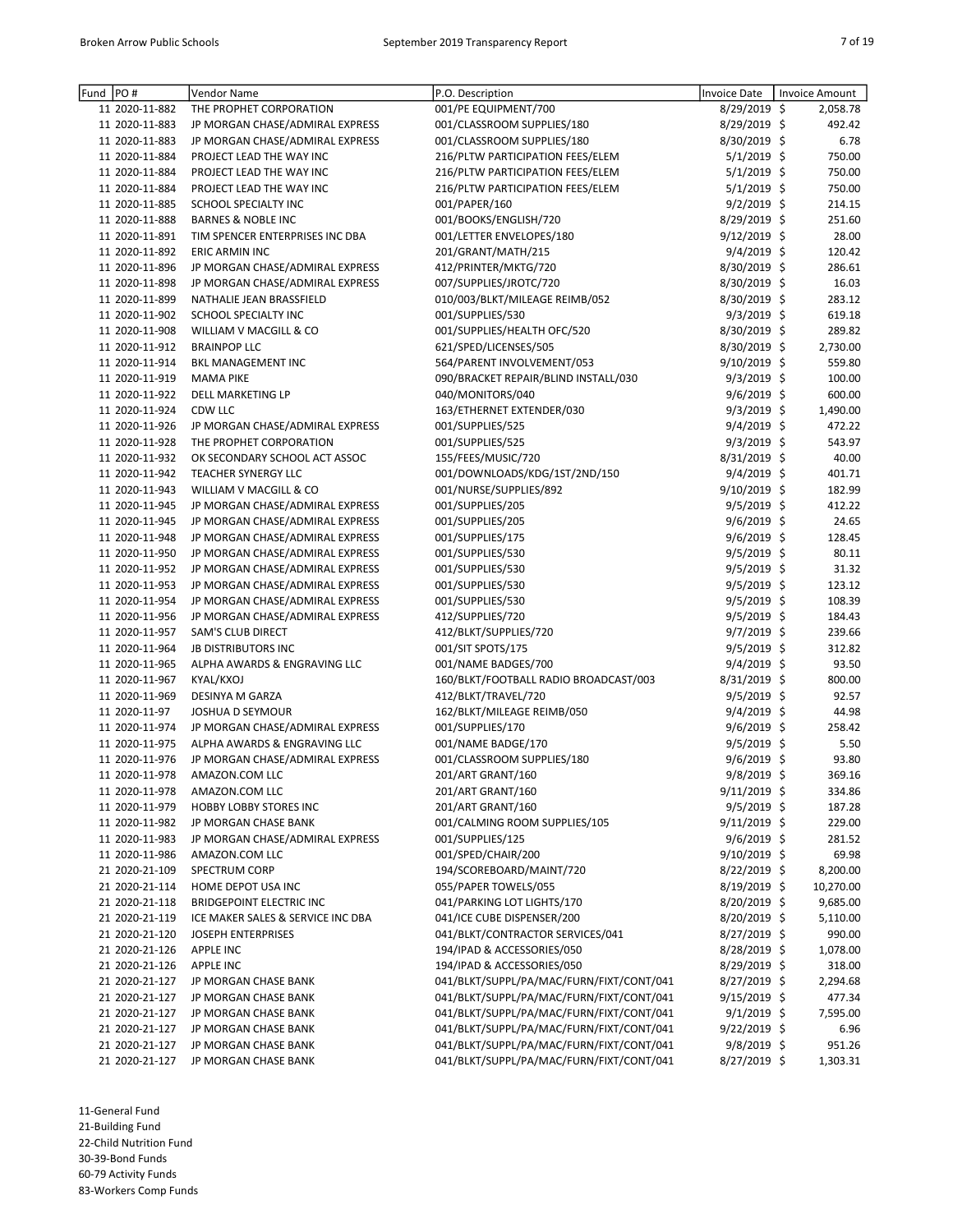| Fund | PO # | Vendor Name | P.O. Description | Invoice Date | Invoice Amount |
|---|---|---|---|---|---|
| 11 | 2020-11-882 | THE PROPHET CORPORATION | 001/PE EQUIPMENT/700 | 8/29/2019 | $ 2,058.78 |
| 11 | 2020-11-883 | JP MORGAN CHASE/ADMIRAL EXPRESS | 001/CLASSROOM SUPPLIES/180 | 8/29/2019 | $ 492.42 |
| 11 | 2020-11-883 | JP MORGAN CHASE/ADMIRAL EXPRESS | 001/CLASSROOM SUPPLIES/180 | 8/30/2019 | $ 6.78 |
| 11 | 2020-11-884 | PROJECT LEAD THE WAY INC | 216/PLTW PARTICIPATION FEES/ELEM | 5/1/2019 | $ 750.00 |
| 11 | 2020-11-884 | PROJECT LEAD THE WAY INC | 216/PLTW PARTICIPATION FEES/ELEM | 5/1/2019 | $ 750.00 |
| 11 | 2020-11-884 | PROJECT LEAD THE WAY INC | 216/PLTW PARTICIPATION FEES/ELEM | 5/1/2019 | $ 750.00 |
| 11 | 2020-11-885 | SCHOOL SPECIALTY INC | 001/PAPER/160 | 9/2/2019 | $ 214.15 |
| 11 | 2020-11-888 | BARNES & NOBLE INC | 001/BOOKS/ENGLISH/720 | 8/29/2019 | $ 251.60 |
| 11 | 2020-11-891 | TIM SPENCER ENTERPRISES INC DBA | 001/LETTER ENVELOPES/180 | 9/12/2019 | $ 28.00 |
| 11 | 2020-11-892 | ERIC ARMIN INC | 201/GRANT/MATH/215 | 9/4/2019 | $ 120.42 |
| 11 | 2020-11-896 | JP MORGAN CHASE/ADMIRAL EXPRESS | 412/PRINTER/MKTG/720 | 8/30/2019 | $ 286.61 |
| 11 | 2020-11-898 | JP MORGAN CHASE/ADMIRAL EXPRESS | 007/SUPPLIES/JROTC/720 | 8/30/2019 | $ 16.03 |
| 11 | 2020-11-899 | NATHALIE JEAN BRASSFIELD | 010/003/BLKT/MILEAGE REIMB/052 | 8/30/2019 | $ 283.12 |
| 11 | 2020-11-902 | SCHOOL SPECIALTY INC | 001/SUPPLIES/530 | 9/3/2019 | $ 619.18 |
| 11 | 2020-11-908 | WILLIAM V MACGILL & CO | 001/SUPPLIES/HEALTH OFC/520 | 8/30/2019 | $ 289.82 |
| 11 | 2020-11-912 | BRAINPOP LLC | 621/SPED/LICENSES/505 | 8/30/2019 | $ 2,730.00 |
| 11 | 2020-11-914 | BKL MANAGEMENT INC | 564/PARENT INVOLVEMENT/053 | 9/10/2019 | $ 559.80 |
| 11 | 2020-11-919 | MAMA PIKE | 090/BRACKET REPAIR/BLIND INSTALL/030 | 9/3/2019 | $ 100.00 |
| 11 | 2020-11-922 | DELL MARKETING LP | 040/MONITORS/040 | 9/6/2019 | $ 600.00 |
| 11 | 2020-11-924 | CDW LLC | 163/ETHERNET EXTENDER/030 | 9/3/2019 | $ 1,490.00 |
| 11 | 2020-11-926 | JP MORGAN CHASE/ADMIRAL EXPRESS | 001/SUPPLIES/525 | 9/4/2019 | $ 472.22 |
| 11 | 2020-11-928 | THE PROPHET CORPORATION | 001/SUPPLIES/525 | 9/3/2019 | $ 543.97 |
| 11 | 2020-11-932 | OK SECONDARY SCHOOL ACT ASSOC | 155/FEES/MUSIC/720 | 8/31/2019 | $ 40.00 |
| 11 | 2020-11-942 | TEACHER SYNERGY LLC | 001/DOWNLOADS/KDG/1ST/2ND/150 | 9/4/2019 | $ 401.71 |
| 11 | 2020-11-943 | WILLIAM V MACGILL & CO | 001/NURSE/SUPPLIES/892 | 9/10/2019 | $ 182.99 |
| 11 | 2020-11-945 | JP MORGAN CHASE/ADMIRAL EXPRESS | 001/SUPPLIES/205 | 9/5/2019 | $ 412.22 |
| 11 | 2020-11-945 | JP MORGAN CHASE/ADMIRAL EXPRESS | 001/SUPPLIES/205 | 9/6/2019 | $ 24.65 |
| 11 | 2020-11-948 | JP MORGAN CHASE/ADMIRAL EXPRESS | 001/SUPPLIES/175 | 9/6/2019 | $ 128.45 |
| 11 | 2020-11-950 | JP MORGAN CHASE/ADMIRAL EXPRESS | 001/SUPPLIES/530 | 9/5/2019 | $ 80.11 |
| 11 | 2020-11-952 | JP MORGAN CHASE/ADMIRAL EXPRESS | 001/SUPPLIES/530 | 9/5/2019 | $ 31.32 |
| 11 | 2020-11-953 | JP MORGAN CHASE/ADMIRAL EXPRESS | 001/SUPPLIES/530 | 9/5/2019 | $ 123.12 |
| 11 | 2020-11-954 | JP MORGAN CHASE/ADMIRAL EXPRESS | 001/SUPPLIES/530 | 9/5/2019 | $ 108.39 |
| 11 | 2020-11-956 | JP MORGAN CHASE/ADMIRAL EXPRESS | 412/SUPPLIES/720 | 9/5/2019 | $ 184.43 |
| 11 | 2020-11-957 | SAM'S CLUB DIRECT | 412/BLKT/SUPPLIES/720 | 9/7/2019 | $ 239.66 |
| 11 | 2020-11-964 | JB DISTRIBUTORS INC | 001/SIT SPOTS/175 | 9/5/2019 | $ 312.82 |
| 11 | 2020-11-965 | ALPHA AWARDS & ENGRAVING LLC | 001/NAME BADGES/700 | 9/4/2019 | $ 93.50 |
| 11 | 2020-11-967 | KYAL/KXOJ | 160/BLKT/FOOTBALL RADIO BROADCAST/003 | 8/31/2019 | $ 800.00 |
| 11 | 2020-11-969 | DESINYA M GARZA | 412/BLKT/TRAVEL/720 | 9/5/2019 | $ 92.57 |
| 11 | 2020-11-97 | JOSHUA D SEYMOUR | 162/BLKT/MILEAGE REIMB/050 | 9/4/2019 | $ 44.98 |
| 11 | 2020-11-974 | JP MORGAN CHASE/ADMIRAL EXPRESS | 001/SUPPLIES/170 | 9/6/2019 | $ 258.42 |
| 11 | 2020-11-975 | ALPHA AWARDS & ENGRAVING LLC | 001/NAME BADGE/170 | 9/5/2019 | $ 5.50 |
| 11 | 2020-11-976 | JP MORGAN CHASE/ADMIRAL EXPRESS | 001/CLASSROOM SUPPLIES/180 | 9/6/2019 | $ 93.80 |
| 11 | 2020-11-978 | AMAZON.COM LLC | 201/ART GRANT/160 | 9/8/2019 | $ 369.16 |
| 11 | 2020-11-978 | AMAZON.COM LLC | 201/ART GRANT/160 | 9/11/2019 | $ 334.86 |
| 11 | 2020-11-979 | HOBBY LOBBY STORES INC | 201/ART GRANT/160 | 9/5/2019 | $ 187.28 |
| 11 | 2020-11-982 | JP MORGAN CHASE BANK | 001/CALMING ROOM SUPPLIES/105 | 9/11/2019 | $ 229.00 |
| 11 | 2020-11-983 | JP MORGAN CHASE/ADMIRAL EXPRESS | 001/SUPPLIES/125 | 9/6/2019 | $ 281.52 |
| 11 | 2020-11-986 | AMAZON.COM LLC | 001/SPED/CHAIR/200 | 9/10/2019 | $ 69.98 |
| 21 | 2020-21-109 | SPECTRUM CORP | 194/SCOREBOARD/MAINT/720 | 8/22/2019 | $ 8,200.00 |
| 21 | 2020-21-114 | HOME DEPOT USA INC | 055/PAPER TOWELS/055 | 8/19/2019 | $ 10,270.00 |
| 21 | 2020-21-118 | BRIDGEPOINT ELECTRIC INC | 041/PARKING LOT LIGHTS/170 | 8/20/2019 | $ 9,685.00 |
| 21 | 2020-21-119 | ICE MAKER SALES & SERVICE INC DBA | 041/ICE CUBE DISPENSER/200 | 8/20/2019 | $ 5,110.00 |
| 21 | 2020-21-120 | JOSEPH ENTERPRISES | 041/BLKT/CONTRACTOR SERVICES/041 | 8/27/2019 | $ 990.00 |
| 21 | 2020-21-126 | APPLE INC | 194/IPAD & ACCESSORIES/050 | 8/28/2019 | $ 1,078.00 |
| 21 | 2020-21-126 | APPLE INC | 194/IPAD & ACCESSORIES/050 | 8/29/2019 | $ 318.00 |
| 21 | 2020-21-127 | JP MORGAN CHASE BANK | 041/BLKT/SUPPL/PA/MAC/FURN/FIXT/CONT/041 | 8/27/2019 | $ 2,294.68 |
| 21 | 2020-21-127 | JP MORGAN CHASE BANK | 041/BLKT/SUPPL/PA/MAC/FURN/FIXT/CONT/041 | 9/15/2019 | $ 477.34 |
| 21 | 2020-21-127 | JP MORGAN CHASE BANK | 041/BLKT/SUPPL/PA/MAC/FURN/FIXT/CONT/041 | 9/1/2019 | $ 7,595.00 |
| 21 | 2020-21-127 | JP MORGAN CHASE BANK | 041/BLKT/SUPPL/PA/MAC/FURN/FIXT/CONT/041 | 9/22/2019 | $ 6.96 |
| 21 | 2020-21-127 | JP MORGAN CHASE BANK | 041/BLKT/SUPPL/PA/MAC/FURN/FIXT/CONT/041 | 9/8/2019 | $ 951.26 |
| 21 | 2020-21-127 | JP MORGAN CHASE BANK | 041/BLKT/SUPPL/PA/MAC/FURN/FIXT/CONT/041 | 8/27/2019 | $ 1,303.31 |

11-General Fund
21-Building Fund
22-Child Nutrition Fund
30-39-Bond Funds
60-79 Activity Funds
83-Workers Comp Funds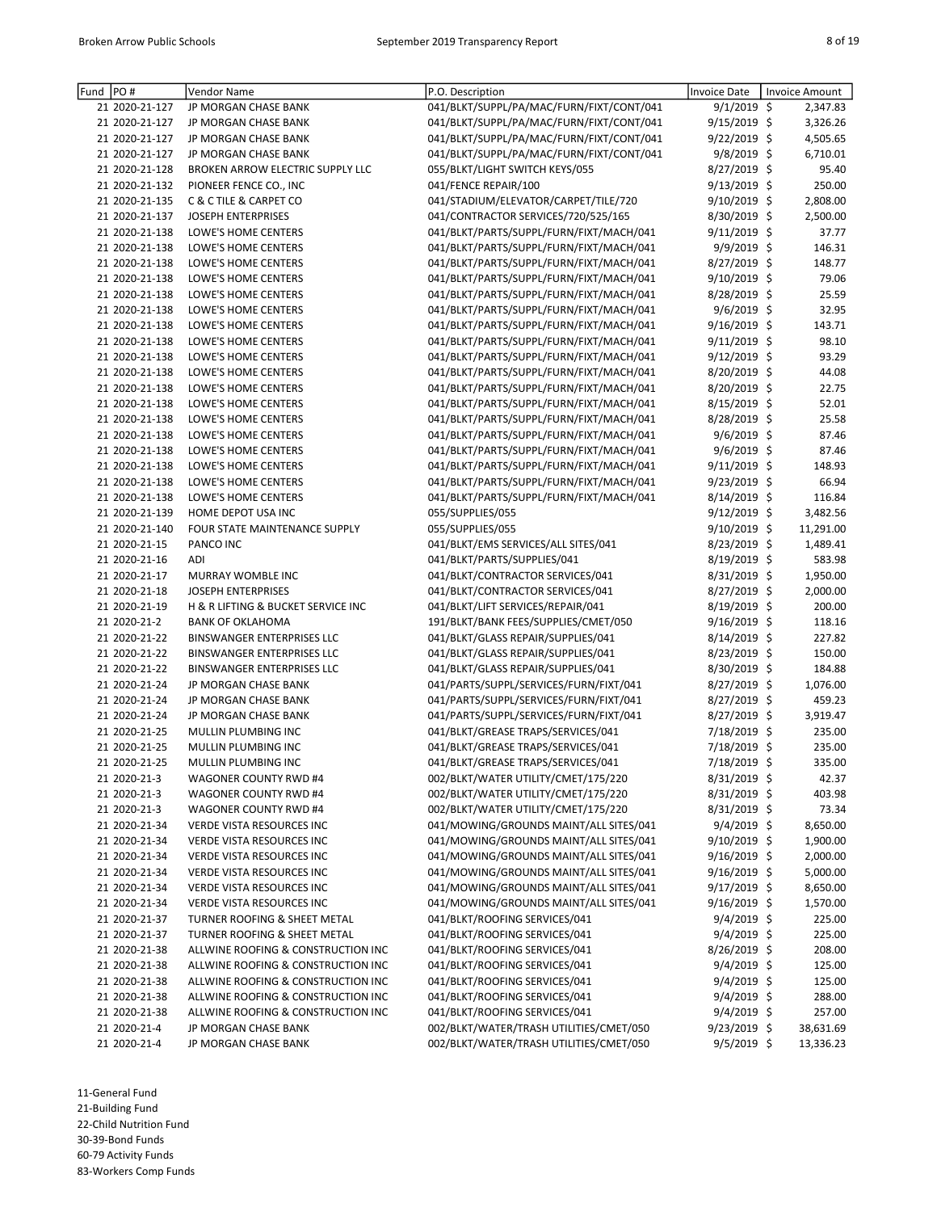| Fund | PO # | Vendor Name | P.O. Description | Invoice Date | Invoice Amount |
|---|---|---|---|---|---|
| 21 | 2020-21-127 | JP MORGAN CHASE BANK | 041/BLKT/SUPPL/PA/MAC/FURN/FIXT/CONT/041 | 9/1/2019 | $ 2,347.83 |
| 21 | 2020-21-127 | JP MORGAN CHASE BANK | 041/BLKT/SUPPL/PA/MAC/FURN/FIXT/CONT/041 | 9/15/2019 | $ 3,326.26 |
| 21 | 2020-21-127 | JP MORGAN CHASE BANK | 041/BLKT/SUPPL/PA/MAC/FURN/FIXT/CONT/041 | 9/22/2019 | $ 4,505.65 |
| 21 | 2020-21-127 | JP MORGAN CHASE BANK | 041/BLKT/SUPPL/PA/MAC/FURN/FIXT/CONT/041 | 9/8/2019 | $ 6,710.01 |
| 21 | 2020-21-128 | BROKEN ARROW ELECTRIC SUPPLY LLC | 055/BLKT/LIGHT SWITCH KEYS/055 | 8/27/2019 | $ 95.40 |
| 21 | 2020-21-132 | PIONEER FENCE CO., INC | 041/FENCE REPAIR/100 | 9/13/2019 | $ 250.00 |
| 21 | 2020-21-135 | C & C TILE & CARPET CO | 041/STADIUM/ELEVATOR/CARPET/TILE/720 | 9/10/2019 | $ 2,808.00 |
| 21 | 2020-21-137 | JOSEPH ENTERPRISES | 041/CONTRACTOR SERVICES/720/525/165 | 8/30/2019 | $ 2,500.00 |
| 21 | 2020-21-138 | LOWE'S HOME CENTERS | 041/BLKT/PARTS/SUPPL/FURN/FIXT/MACH/041 | 9/11/2019 | $ 37.77 |
| 21 | 2020-21-138 | LOWE'S HOME CENTERS | 041/BLKT/PARTS/SUPPL/FURN/FIXT/MACH/041 | 9/9/2019 | $ 146.31 |
| 21 | 2020-21-138 | LOWE'S HOME CENTERS | 041/BLKT/PARTS/SUPPL/FURN/FIXT/MACH/041 | 8/27/2019 | $ 148.77 |
| 21 | 2020-21-138 | LOWE'S HOME CENTERS | 041/BLKT/PARTS/SUPPL/FURN/FIXT/MACH/041 | 9/10/2019 | $ 79.06 |
| 21 | 2020-21-138 | LOWE'S HOME CENTERS | 041/BLKT/PARTS/SUPPL/FURN/FIXT/MACH/041 | 8/28/2019 | $ 25.59 |
| 21 | 2020-21-138 | LOWE'S HOME CENTERS | 041/BLKT/PARTS/SUPPL/FURN/FIXT/MACH/041 | 9/6/2019 | $ 32.95 |
| 21 | 2020-21-138 | LOWE'S HOME CENTERS | 041/BLKT/PARTS/SUPPL/FURN/FIXT/MACH/041 | 9/16/2019 | $ 143.71 |
| 21 | 2020-21-138 | LOWE'S HOME CENTERS | 041/BLKT/PARTS/SUPPL/FURN/FIXT/MACH/041 | 9/11/2019 | $ 98.10 |
| 21 | 2020-21-138 | LOWE'S HOME CENTERS | 041/BLKT/PARTS/SUPPL/FURN/FIXT/MACH/041 | 9/12/2019 | $ 93.29 |
| 21 | 2020-21-138 | LOWE'S HOME CENTERS | 041/BLKT/PARTS/SUPPL/FURN/FIXT/MACH/041 | 8/20/2019 | $ 44.08 |
| 21 | 2020-21-138 | LOWE'S HOME CENTERS | 041/BLKT/PARTS/SUPPL/FURN/FIXT/MACH/041 | 8/20/2019 | $ 22.75 |
| 21 | 2020-21-138 | LOWE'S HOME CENTERS | 041/BLKT/PARTS/SUPPL/FURN/FIXT/MACH/041 | 8/15/2019 | $ 52.01 |
| 21 | 2020-21-138 | LOWE'S HOME CENTERS | 041/BLKT/PARTS/SUPPL/FURN/FIXT/MACH/041 | 8/28/2019 | $ 25.58 |
| 21 | 2020-21-138 | LOWE'S HOME CENTERS | 041/BLKT/PARTS/SUPPL/FURN/FIXT/MACH/041 | 9/6/2019 | $ 87.46 |
| 21 | 2020-21-138 | LOWE'S HOME CENTERS | 041/BLKT/PARTS/SUPPL/FURN/FIXT/MACH/041 | 9/6/2019 | $ 87.46 |
| 21 | 2020-21-138 | LOWE'S HOME CENTERS | 041/BLKT/PARTS/SUPPL/FURN/FIXT/MACH/041 | 9/11/2019 | $ 148.93 |
| 21 | 2020-21-138 | LOWE'S HOME CENTERS | 041/BLKT/PARTS/SUPPL/FURN/FIXT/MACH/041 | 9/23/2019 | $ 66.94 |
| 21 | 2020-21-138 | LOWE'S HOME CENTERS | 041/BLKT/PARTS/SUPPL/FURN/FIXT/MACH/041 | 8/14/2019 | $ 116.84 |
| 21 | 2020-21-139 | HOME DEPOT USA INC | 055/SUPPLIES/055 | 9/12/2019 | $ 3,482.56 |
| 21 | 2020-21-140 | FOUR STATE MAINTENANCE SUPPLY | 055/SUPPLIES/055 | 9/10/2019 | $ 11,291.00 |
| 21 | 2020-21-15 | PANCO INC | 041/BLKT/EMS SERVICES/ALL SITES/041 | 8/23/2019 | $ 1,489.41 |
| 21 | 2020-21-16 | ADI | 041/BLKT/PARTS/SUPPLIES/041 | 8/19/2019 | $ 583.98 |
| 21 | 2020-21-17 | MURRAY WOMBLE INC | 041/BLKT/CONTRACTOR SERVICES/041 | 8/31/2019 | $ 1,950.00 |
| 21 | 2020-21-18 | JOSEPH ENTERPRISES | 041/BLKT/CONTRACTOR SERVICES/041 | 8/27/2019 | $ 2,000.00 |
| 21 | 2020-21-19 | H & R LIFTING & BUCKET SERVICE INC | 041/BLKT/LIFT SERVICES/REPAIR/041 | 8/19/2019 | $ 200.00 |
| 21 | 2020-21-2 | BANK OF OKLAHOMA | 191/BLKT/BANK FEES/SUPPLIES/CMET/050 | 9/16/2019 | $ 118.16 |
| 21 | 2020-21-22 | BINSWANGER ENTERPRISES LLC | 041/BLKT/GLASS REPAIR/SUPPLIES/041 | 8/14/2019 | $ 227.82 |
| 21 | 2020-21-22 | BINSWANGER ENTERPRISES LLC | 041/BLKT/GLASS REPAIR/SUPPLIES/041 | 8/23/2019 | $ 150.00 |
| 21 | 2020-21-22 | BINSWANGER ENTERPRISES LLC | 041/BLKT/GLASS REPAIR/SUPPLIES/041 | 8/30/2019 | $ 184.88 |
| 21 | 2020-21-24 | JP MORGAN CHASE BANK | 041/PARTS/SUPPL/SERVICES/FURN/FIXT/041 | 8/27/2019 | $ 1,076.00 |
| 21 | 2020-21-24 | JP MORGAN CHASE BANK | 041/PARTS/SUPPL/SERVICES/FURN/FIXT/041 | 8/27/2019 | $ 459.23 |
| 21 | 2020-21-24 | JP MORGAN CHASE BANK | 041/PARTS/SUPPL/SERVICES/FURN/FIXT/041 | 8/27/2019 | $ 3,919.47 |
| 21 | 2020-21-25 | MULLIN PLUMBING INC | 041/BLKT/GREASE TRAPS/SERVICES/041 | 7/18/2019 | $ 235.00 |
| 21 | 2020-21-25 | MULLIN PLUMBING INC | 041/BLKT/GREASE TRAPS/SERVICES/041 | 7/18/2019 | $ 235.00 |
| 21 | 2020-21-25 | MULLIN PLUMBING INC | 041/BLKT/GREASE TRAPS/SERVICES/041 | 7/18/2019 | $ 335.00 |
| 21 | 2020-21-3 | WAGONER COUNTY RWD #4 | 002/BLKT/WATER UTILITY/CMET/175/220 | 8/31/2019 | $ 42.37 |
| 21 | 2020-21-3 | WAGONER COUNTY RWD #4 | 002/BLKT/WATER UTILITY/CMET/175/220 | 8/31/2019 | $ 403.98 |
| 21 | 2020-21-3 | WAGONER COUNTY RWD #4 | 002/BLKT/WATER UTILITY/CMET/175/220 | 8/31/2019 | $ 73.34 |
| 21 | 2020-21-34 | VERDE VISTA RESOURCES INC | 041/MOWING/GROUNDS MAINT/ALL SITES/041 | 9/4/2019 | $ 8,650.00 |
| 21 | 2020-21-34 | VERDE VISTA RESOURCES INC | 041/MOWING/GROUNDS MAINT/ALL SITES/041 | 9/10/2019 | $ 1,900.00 |
| 21 | 2020-21-34 | VERDE VISTA RESOURCES INC | 041/MOWING/GROUNDS MAINT/ALL SITES/041 | 9/16/2019 | $ 2,000.00 |
| 21 | 2020-21-34 | VERDE VISTA RESOURCES INC | 041/MOWING/GROUNDS MAINT/ALL SITES/041 | 9/16/2019 | $ 5,000.00 |
| 21 | 2020-21-34 | VERDE VISTA RESOURCES INC | 041/MOWING/GROUNDS MAINT/ALL SITES/041 | 9/17/2019 | $ 8,650.00 |
| 21 | 2020-21-34 | VERDE VISTA RESOURCES INC | 041/MOWING/GROUNDS MAINT/ALL SITES/041 | 9/16/2019 | $ 1,570.00 |
| 21 | 2020-21-37 | TURNER ROOFING & SHEET METAL | 041/BLKT/ROOFING SERVICES/041 | 9/4/2019 | $ 225.00 |
| 21 | 2020-21-37 | TURNER ROOFING & SHEET METAL | 041/BLKT/ROOFING SERVICES/041 | 9/4/2019 | $ 225.00 |
| 21 | 2020-21-38 | ALLWINE ROOFING & CONSTRUCTION INC | 041/BLKT/ROOFING SERVICES/041 | 8/26/2019 | $ 208.00 |
| 21 | 2020-21-38 | ALLWINE ROOFING & CONSTRUCTION INC | 041/BLKT/ROOFING SERVICES/041 | 9/4/2019 | $ 125.00 |
| 21 | 2020-21-38 | ALLWINE ROOFING & CONSTRUCTION INC | 041/BLKT/ROOFING SERVICES/041 | 9/4/2019 | $ 125.00 |
| 21 | 2020-21-38 | ALLWINE ROOFING & CONSTRUCTION INC | 041/BLKT/ROOFING SERVICES/041 | 9/4/2019 | $ 288.00 |
| 21 | 2020-21-38 | ALLWINE ROOFING & CONSTRUCTION INC | 041/BLKT/ROOFING SERVICES/041 | 9/4/2019 | $ 257.00 |
| 21 | 2020-21-4 | JP MORGAN CHASE BANK | 002/BLKT/WATER/TRASH UTILITIES/CMET/050 | 9/23/2019 | $ 38,631.69 |
| 21 | 2020-21-4 | JP MORGAN CHASE BANK | 002/BLKT/WATER/TRASH UTILITIES/CMET/050 | 9/5/2019 | $ 13,336.23 |

11-General Fund
21-Building Fund
22-Child Nutrition Fund
30-39-Bond Funds
60-79 Activity Funds
83-Workers Comp Funds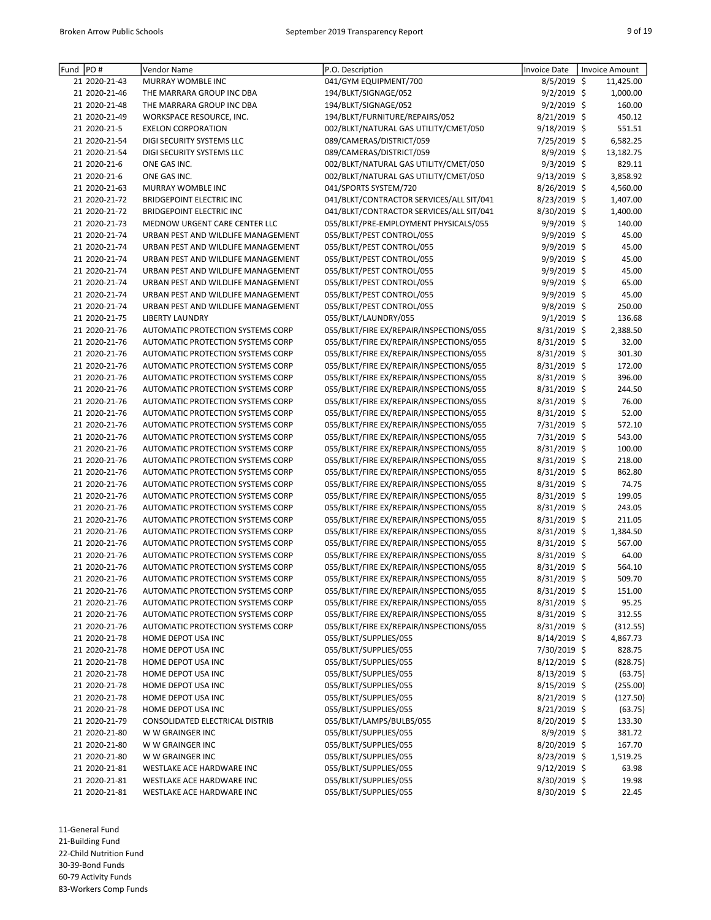| Fund | PO # | Vendor Name | P.O. Description | Invoice Date | Invoice Amount |
|---|---|---|---|---|---|
| 21 | 2020-21-43 | MURRAY WOMBLE INC | 041/GYM EQUIPMENT/700 | 8/5/2019 | $ 11,425.00 |
| 21 | 2020-21-46 | THE MARRARA GROUP INC DBA | 194/BLKT/SIGNAGE/052 | 9/2/2019 | $ 1,000.00 |
| 21 | 2020-21-48 | THE MARRARA GROUP INC DBA | 194/BLKT/SIGNAGE/052 | 9/2/2019 | $ 160.00 |
| 21 | 2020-21-49 | WORKSPACE RESOURCE, INC. | 194/BLKT/FURNITURE/REPAIRS/052 | 8/21/2019 | $ 450.12 |
| 21 | 2020-21-5 | EXELON CORPORATION | 002/BLKT/NATURAL GAS UTILITY/CMET/050 | 9/18/2019 | $ 551.51 |
| 21 | 2020-21-54 | DIGI SECURITY SYSTEMS LLC | 089/CAMERAS/DISTRICT/059 | 7/25/2019 | $ 6,582.25 |
| 21 | 2020-21-54 | DIGI SECURITY SYSTEMS LLC | 089/CAMERAS/DISTRICT/059 | 8/9/2019 | $ 13,182.75 |
| 21 | 2020-21-6 | ONE GAS INC. | 002/BLKT/NATURAL GAS UTILITY/CMET/050 | 9/3/2019 | $ 829.11 |
| 21 | 2020-21-6 | ONE GAS INC. | 002/BLKT/NATURAL GAS UTILITY/CMET/050 | 9/13/2019 | $ 3,858.92 |
| 21 | 2020-21-63 | MURRAY WOMBLE INC | 041/SPORTS SYSTEM/720 | 8/26/2019 | $ 4,560.00 |
| 21 | 2020-21-72 | BRIDGEPOINT ELECTRIC INC | 041/BLKT/CONTRACTOR SERVICES/ALL SIT/041 | 8/23/2019 | $ 1,407.00 |
| 21 | 2020-21-72 | BRIDGEPOINT ELECTRIC INC | 041/BLKT/CONTRACTOR SERVICES/ALL SIT/041 | 8/30/2019 | $ 1,400.00 |
| 21 | 2020-21-73 | MEDNOW URGENT CARE CENTER LLC | 055/BLKT/PRE-EMPLOYMENT PHYSICALS/055 | 9/9/2019 | $ 140.00 |
| 21 | 2020-21-74 | URBAN PEST AND WILDLIFE MANAGEMENT | 055/BLKT/PEST CONTROL/055 | 9/9/2019 | $ 45.00 |
| 21 | 2020-21-74 | URBAN PEST AND WILDLIFE MANAGEMENT | 055/BLKT/PEST CONTROL/055 | 9/9/2019 | $ 45.00 |
| 21 | 2020-21-74 | URBAN PEST AND WILDLIFE MANAGEMENT | 055/BLKT/PEST CONTROL/055 | 9/9/2019 | $ 45.00 |
| 21 | 2020-21-74 | URBAN PEST AND WILDLIFE MANAGEMENT | 055/BLKT/PEST CONTROL/055 | 9/9/2019 | $ 45.00 |
| 21 | 2020-21-74 | URBAN PEST AND WILDLIFE MANAGEMENT | 055/BLKT/PEST CONTROL/055 | 9/9/2019 | $ 65.00 |
| 21 | 2020-21-74 | URBAN PEST AND WILDLIFE MANAGEMENT | 055/BLKT/PEST CONTROL/055 | 9/9/2019 | $ 45.00 |
| 21 | 2020-21-74 | URBAN PEST AND WILDLIFE MANAGEMENT | 055/BLKT/PEST CONTROL/055 | 9/8/2019 | $ 250.00 |
| 21 | 2020-21-75 | LIBERTY LAUNDRY | 055/BLKT/LAUNDRY/055 | 9/1/2019 | $ 136.68 |
| 21 | 2020-21-76 | AUTOMATIC PROTECTION SYSTEMS CORP | 055/BLKT/FIRE EX/REPAIR/INSPECTIONS/055 | 8/31/2019 | $ 2,388.50 |
| 21 | 2020-21-76 | AUTOMATIC PROTECTION SYSTEMS CORP | 055/BLKT/FIRE EX/REPAIR/INSPECTIONS/055 | 8/31/2019 | $ 32.00 |
| 21 | 2020-21-76 | AUTOMATIC PROTECTION SYSTEMS CORP | 055/BLKT/FIRE EX/REPAIR/INSPECTIONS/055 | 8/31/2019 | $ 301.30 |
| 21 | 2020-21-76 | AUTOMATIC PROTECTION SYSTEMS CORP | 055/BLKT/FIRE EX/REPAIR/INSPECTIONS/055 | 8/31/2019 | $ 172.00 |
| 21 | 2020-21-76 | AUTOMATIC PROTECTION SYSTEMS CORP | 055/BLKT/FIRE EX/REPAIR/INSPECTIONS/055 | 8/31/2019 | $ 396.00 |
| 21 | 2020-21-76 | AUTOMATIC PROTECTION SYSTEMS CORP | 055/BLKT/FIRE EX/REPAIR/INSPECTIONS/055 | 8/31/2019 | $ 244.50 |
| 21 | 2020-21-76 | AUTOMATIC PROTECTION SYSTEMS CORP | 055/BLKT/FIRE EX/REPAIR/INSPECTIONS/055 | 8/31/2019 | $ 76.00 |
| 21 | 2020-21-76 | AUTOMATIC PROTECTION SYSTEMS CORP | 055/BLKT/FIRE EX/REPAIR/INSPECTIONS/055 | 8/31/2019 | $ 52.00 |
| 21 | 2020-21-76 | AUTOMATIC PROTECTION SYSTEMS CORP | 055/BLKT/FIRE EX/REPAIR/INSPECTIONS/055 | 7/31/2019 | $ 572.10 |
| 21 | 2020-21-76 | AUTOMATIC PROTECTION SYSTEMS CORP | 055/BLKT/FIRE EX/REPAIR/INSPECTIONS/055 | 7/31/2019 | $ 543.00 |
| 21 | 2020-21-76 | AUTOMATIC PROTECTION SYSTEMS CORP | 055/BLKT/FIRE EX/REPAIR/INSPECTIONS/055 | 8/31/2019 | $ 100.00 |
| 21 | 2020-21-76 | AUTOMATIC PROTECTION SYSTEMS CORP | 055/BLKT/FIRE EX/REPAIR/INSPECTIONS/055 | 8/31/2019 | $ 218.00 |
| 21 | 2020-21-76 | AUTOMATIC PROTECTION SYSTEMS CORP | 055/BLKT/FIRE EX/REPAIR/INSPECTIONS/055 | 8/31/2019 | $ 862.80 |
| 21 | 2020-21-76 | AUTOMATIC PROTECTION SYSTEMS CORP | 055/BLKT/FIRE EX/REPAIR/INSPECTIONS/055 | 8/31/2019 | $ 74.75 |
| 21 | 2020-21-76 | AUTOMATIC PROTECTION SYSTEMS CORP | 055/BLKT/FIRE EX/REPAIR/INSPECTIONS/055 | 8/31/2019 | $ 199.05 |
| 21 | 2020-21-76 | AUTOMATIC PROTECTION SYSTEMS CORP | 055/BLKT/FIRE EX/REPAIR/INSPECTIONS/055 | 8/31/2019 | $ 243.05 |
| 21 | 2020-21-76 | AUTOMATIC PROTECTION SYSTEMS CORP | 055/BLKT/FIRE EX/REPAIR/INSPECTIONS/055 | 8/31/2019 | $ 211.05 |
| 21 | 2020-21-76 | AUTOMATIC PROTECTION SYSTEMS CORP | 055/BLKT/FIRE EX/REPAIR/INSPECTIONS/055 | 8/31/2019 | $ 1,384.50 |
| 21 | 2020-21-76 | AUTOMATIC PROTECTION SYSTEMS CORP | 055/BLKT/FIRE EX/REPAIR/INSPECTIONS/055 | 8/31/2019 | $ 567.00 |
| 21 | 2020-21-76 | AUTOMATIC PROTECTION SYSTEMS CORP | 055/BLKT/FIRE EX/REPAIR/INSPECTIONS/055 | 8/31/2019 | $ 64.00 |
| 21 | 2020-21-76 | AUTOMATIC PROTECTION SYSTEMS CORP | 055/BLKT/FIRE EX/REPAIR/INSPECTIONS/055 | 8/31/2019 | $ 564.10 |
| 21 | 2020-21-76 | AUTOMATIC PROTECTION SYSTEMS CORP | 055/BLKT/FIRE EX/REPAIR/INSPECTIONS/055 | 8/31/2019 | $ 509.70 |
| 21 | 2020-21-76 | AUTOMATIC PROTECTION SYSTEMS CORP | 055/BLKT/FIRE EX/REPAIR/INSPECTIONS/055 | 8/31/2019 | $ 151.00 |
| 21 | 2020-21-76 | AUTOMATIC PROTECTION SYSTEMS CORP | 055/BLKT/FIRE EX/REPAIR/INSPECTIONS/055 | 8/31/2019 | $ 95.25 |
| 21 | 2020-21-76 | AUTOMATIC PROTECTION SYSTEMS CORP | 055/BLKT/FIRE EX/REPAIR/INSPECTIONS/055 | 8/31/2019 | $ 312.55 |
| 21 | 2020-21-76 | AUTOMATIC PROTECTION SYSTEMS CORP | 055/BLKT/FIRE EX/REPAIR/INSPECTIONS/055 | 8/31/2019 | $ (312.55) |
| 21 | 2020-21-78 | HOME DEPOT USA INC | 055/BLKT/SUPPLIES/055 | 8/14/2019 | $ 4,867.73 |
| 21 | 2020-21-78 | HOME DEPOT USA INC | 055/BLKT/SUPPLIES/055 | 7/30/2019 | $ 828.75 |
| 21 | 2020-21-78 | HOME DEPOT USA INC | 055/BLKT/SUPPLIES/055 | 8/12/2019 | $ (828.75) |
| 21 | 2020-21-78 | HOME DEPOT USA INC | 055/BLKT/SUPPLIES/055 | 8/13/2019 | $ (63.75) |
| 21 | 2020-21-78 | HOME DEPOT USA INC | 055/BLKT/SUPPLIES/055 | 8/15/2019 | $ (255.00) |
| 21 | 2020-21-78 | HOME DEPOT USA INC | 055/BLKT/SUPPLIES/055 | 8/21/2019 | $ (127.50) |
| 21 | 2020-21-78 | HOME DEPOT USA INC | 055/BLKT/SUPPLIES/055 | 8/21/2019 | $ (63.75) |
| 21 | 2020-21-79 | CONSOLIDATED ELECTRICAL DISTRIB | 055/BLKT/LAMPS/BULBS/055 | 8/20/2019 | $ 133.30 |
| 21 | 2020-21-80 | W W GRAINGER INC | 055/BLKT/SUPPLIES/055 | 8/9/2019 | $ 381.72 |
| 21 | 2020-21-80 | W W GRAINGER INC | 055/BLKT/SUPPLIES/055 | 8/20/2019 | $ 167.70 |
| 21 | 2020-21-80 | W W GRAINGER INC | 055/BLKT/SUPPLIES/055 | 8/23/2019 | $ 1,519.25 |
| 21 | 2020-21-81 | WESTLAKE ACE HARDWARE INC | 055/BLKT/SUPPLIES/055 | 9/12/2019 | $ 63.98 |
| 21 | 2020-21-81 | WESTLAKE ACE HARDWARE INC | 055/BLKT/SUPPLIES/055 | 8/30/2019 | $ 19.98 |
| 21 | 2020-21-81 | WESTLAKE ACE HARDWARE INC | 055/BLKT/SUPPLIES/055 | 8/30/2019 | $ 22.45 |

11-General Fund
21-Building Fund
22-Child Nutrition Fund
30-39-Bond Funds
60-79 Activity Funds
83-Workers Comp Funds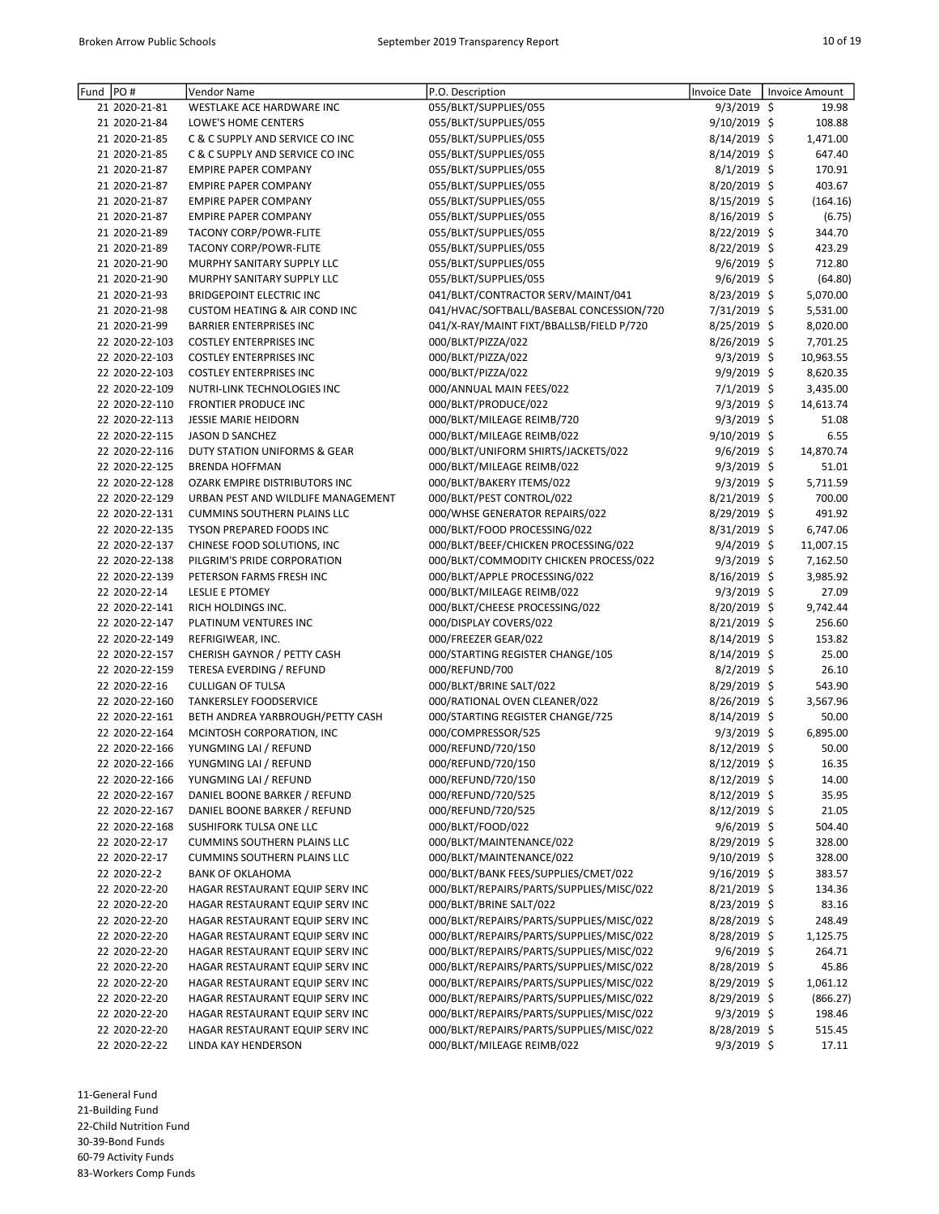| Fund | PO # | Vendor Name | P.O. Description | Invoice Date | Invoice Amount |
|---|---|---|---|---|---|
| 21 | 2020-21-81 | WESTLAKE ACE HARDWARE INC | 055/BLKT/SUPPLIES/055 | 9/3/2019 | $ 19.98 |
| 21 | 2020-21-84 | LOWE'S HOME CENTERS | 055/BLKT/SUPPLIES/055 | 9/10/2019 | $ 108.88 |
| 21 | 2020-21-85 | C & C SUPPLY AND SERVICE CO INC | 055/BLKT/SUPPLIES/055 | 8/14/2019 | $ 1,471.00 |
| 21 | 2020-21-85 | C & C SUPPLY AND SERVICE CO INC | 055/BLKT/SUPPLIES/055 | 8/14/2019 | $ 647.40 |
| 21 | 2020-21-87 | EMPIRE PAPER COMPANY | 055/BLKT/SUPPLIES/055 | 8/1/2019 | $ 170.91 |
| 21 | 2020-21-87 | EMPIRE PAPER COMPANY | 055/BLKT/SUPPLIES/055 | 8/20/2019 | $ 403.67 |
| 21 | 2020-21-87 | EMPIRE PAPER COMPANY | 055/BLKT/SUPPLIES/055 | 8/15/2019 | $ (164.16) |
| 21 | 2020-21-87 | EMPIRE PAPER COMPANY | 055/BLKT/SUPPLIES/055 | 8/16/2019 | $ (6.75) |
| 21 | 2020-21-89 | TACONY CORP/POWR-FLITE | 055/BLKT/SUPPLIES/055 | 8/22/2019 | $ 344.70 |
| 21 | 2020-21-89 | TACONY CORP/POWR-FLITE | 055/BLKT/SUPPLIES/055 | 8/22/2019 | $ 423.29 |
| 21 | 2020-21-90 | MURPHY SANITARY SUPPLY LLC | 055/BLKT/SUPPLIES/055 | 9/6/2019 | $ 712.80 |
| 21 | 2020-21-90 | MURPHY SANITARY SUPPLY LLC | 055/BLKT/SUPPLIES/055 | 9/6/2019 | $ (64.80) |
| 21 | 2020-21-93 | BRIDGEPOINT ELECTRIC INC | 041/BLKT/CONTRACTOR SERV/MAINT/041 | 8/23/2019 | $ 5,070.00 |
| 21 | 2020-21-98 | CUSTOM HEATING & AIR COND INC | 041/HVAC/SOFTBALL/BASEBAL CONCESSION/720 | 7/31/2019 | $ 5,531.00 |
| 21 | 2020-21-99 | BARRIER ENTERPRISES INC | 041/X-RAY/MAINT FIXT/BBALLSB/FIELD P/720 | 8/25/2019 | $ 8,020.00 |
| 22 | 2020-22-103 | COSTLEY ENTERPRISES INC | 000/BLKT/PIZZA/022 | 8/26/2019 | $ 7,701.25 |
| 22 | 2020-22-103 | COSTLEY ENTERPRISES INC | 000/BLKT/PIZZA/022 | 9/3/2019 | $ 10,963.55 |
| 22 | 2020-22-103 | COSTLEY ENTERPRISES INC | 000/BLKT/PIZZA/022 | 9/9/2019 | $ 8,620.35 |
| 22 | 2020-22-109 | NUTRI-LINK TECHNOLOGIES INC | 000/ANNUAL MAIN FEES/022 | 7/1/2019 | $ 3,435.00 |
| 22 | 2020-22-110 | FRONTIER PRODUCE INC | 000/BLKT/PRODUCE/022 | 9/3/2019 | $ 14,613.74 |
| 22 | 2020-22-113 | JESSIE MARIE HEIDORN | 000/BLKT/MILEAGE REIMB/720 | 9/3/2019 | $ 51.08 |
| 22 | 2020-22-115 | JASON D SANCHEZ | 000/BLKT/MILEAGE REIMB/022 | 9/10/2019 | $ 6.55 |
| 22 | 2020-22-116 | DUTY STATION UNIFORMS & GEAR | 000/BLKT/UNIFORM SHIRTS/JACKETS/022 | 9/6/2019 | $ 14,870.74 |
| 22 | 2020-22-125 | BRENDA HOFFMAN | 000/BLKT/MILEAGE REIMB/022 | 9/3/2019 | $ 51.01 |
| 22 | 2020-22-128 | OZARK EMPIRE DISTRIBUTORS INC | 000/BLKT/BAKERY ITEMS/022 | 9/3/2019 | $ 5,711.59 |
| 22 | 2020-22-129 | URBAN PEST AND WILDLIFE MANAGEMENT | 000/BLKT/PEST CONTROL/022 | 8/21/2019 | $ 700.00 |
| 22 | 2020-22-131 | CUMMINS SOUTHERN PLAINS LLC | 000/WHSE GENERATOR REPAIRS/022 | 8/29/2019 | $ 491.92 |
| 22 | 2020-22-135 | TYSON PREPARED FOODS INC | 000/BLKT/FOOD PROCESSING/022 | 8/31/2019 | $ 6,747.06 |
| 22 | 2020-22-137 | CHINESE FOOD SOLUTIONS, INC | 000/BLKT/BEEF/CHICKEN PROCESSING/022 | 9/4/2019 | $ 11,007.15 |
| 22 | 2020-22-138 | PILGRIM'S PRIDE CORPORATION | 000/BLKT/COMMODITY CHICKEN PROCESS/022 | 9/3/2019 | $ 7,162.50 |
| 22 | 2020-22-139 | PETERSON FARMS FRESH INC | 000/BLKT/APPLE PROCESSING/022 | 8/16/2019 | $ 3,985.92 |
| 22 | 2020-22-14 | LESLIE E PTOMEY | 000/BLKT/MILEAGE REIMB/022 | 9/3/2019 | $ 27.09 |
| 22 | 2020-22-141 | RICH HOLDINGS INC. | 000/BLKT/CHEESE PROCESSING/022 | 8/20/2019 | $ 9,742.44 |
| 22 | 2020-22-147 | PLATINUM VENTURES INC | 000/DISPLAY COVERS/022 | 8/21/2019 | $ 256.60 |
| 22 | 2020-22-149 | REFRIGIWEAR, INC. | 000/FREEZER GEAR/022 | 8/14/2019 | $ 153.82 |
| 22 | 2020-22-157 | CHERISH GAYNOR / PETTY CASH | 000/STARTING REGISTER CHANGE/105 | 8/14/2019 | $ 25.00 |
| 22 | 2020-22-159 | TERESA EVERDING / REFUND | 000/REFUND/700 | 8/2/2019 | $ 26.10 |
| 22 | 2020-22-16 | CULLIGAN OF TULSA | 000/BLKT/BRINE SALT/022 | 8/29/2019 | $ 543.90 |
| 22 | 2020-22-160 | TANKERSLEY FOODSERVICE | 000/RATIONAL OVEN CLEANER/022 | 8/26/2019 | $ 3,567.96 |
| 22 | 2020-22-161 | BETH ANDREA YARBROUGH/PETTY CASH | 000/STARTING REGISTER CHANGE/725 | 8/14/2019 | $ 50.00 |
| 22 | 2020-22-164 | MCINTOSH CORPORATION, INC | 000/COMPRESSOR/525 | 9/3/2019 | $ 6,895.00 |
| 22 | 2020-22-166 | YUNGMING LAI / REFUND | 000/REFUND/720/150 | 8/12/2019 | $ 50.00 |
| 22 | 2020-22-166 | YUNGMING LAI / REFUND | 000/REFUND/720/150 | 8/12/2019 | $ 16.35 |
| 22 | 2020-22-166 | YUNGMING LAI / REFUND | 000/REFUND/720/150 | 8/12/2019 | $ 14.00 |
| 22 | 2020-22-167 | DANIEL BOONE BARKER / REFUND | 000/REFUND/720/525 | 8/12/2019 | $ 35.95 |
| 22 | 2020-22-167 | DANIEL BOONE BARKER / REFUND | 000/REFUND/720/525 | 8/12/2019 | $ 21.05 |
| 22 | 2020-22-168 | SUSHIFORK TULSA ONE LLC | 000/BLKT/FOOD/022 | 9/6/2019 | $ 504.40 |
| 22 | 2020-22-17 | CUMMINS SOUTHERN PLAINS LLC | 000/BLKT/MAINTENANCE/022 | 8/29/2019 | $ 328.00 |
| 22 | 2020-22-17 | CUMMINS SOUTHERN PLAINS LLC | 000/BLKT/MAINTENANCE/022 | 9/10/2019 | $ 328.00 |
| 22 | 2020-22-2 | BANK OF OKLAHOMA | 000/BLKT/BANK FEES/SUPPLIES/CMET/022 | 9/16/2019 | $ 383.57 |
| 22 | 2020-22-20 | HAGAR RESTAURANT EQUIP SERV INC | 000/BLKT/REPAIRS/PARTS/SUPPLIES/MISC/022 | 8/21/2019 | $ 134.36 |
| 22 | 2020-22-20 | HAGAR RESTAURANT EQUIP SERV INC | 000/BLKT/BRINE SALT/022 | 8/23/2019 | $ 83.16 |
| 22 | 2020-22-20 | HAGAR RESTAURANT EQUIP SERV INC | 000/BLKT/REPAIRS/PARTS/SUPPLIES/MISC/022 | 8/28/2019 | $ 248.49 |
| 22 | 2020-22-20 | HAGAR RESTAURANT EQUIP SERV INC | 000/BLKT/REPAIRS/PARTS/SUPPLIES/MISC/022 | 8/28/2019 | $ 1,125.75 |
| 22 | 2020-22-20 | HAGAR RESTAURANT EQUIP SERV INC | 000/BLKT/REPAIRS/PARTS/SUPPLIES/MISC/022 | 9/6/2019 | $ 264.71 |
| 22 | 2020-22-20 | HAGAR RESTAURANT EQUIP SERV INC | 000/BLKT/REPAIRS/PARTS/SUPPLIES/MISC/022 | 8/28/2019 | $ 45.86 |
| 22 | 2020-22-20 | HAGAR RESTAURANT EQUIP SERV INC | 000/BLKT/REPAIRS/PARTS/SUPPLIES/MISC/022 | 8/29/2019 | $ 1,061.12 |
| 22 | 2020-22-20 | HAGAR RESTAURANT EQUIP SERV INC | 000/BLKT/REPAIRS/PARTS/SUPPLIES/MISC/022 | 8/29/2019 | $ (866.27) |
| 22 | 2020-22-20 | HAGAR RESTAURANT EQUIP SERV INC | 000/BLKT/REPAIRS/PARTS/SUPPLIES/MISC/022 | 9/3/2019 | $ 198.46 |
| 22 | 2020-22-20 | HAGAR RESTAURANT EQUIP SERV INC | 000/BLKT/REPAIRS/PARTS/SUPPLIES/MISC/022 | 8/28/2019 | $ 515.45 |
| 22 | 2020-22-22 | LINDA KAY HENDERSON | 000/BLKT/MILEAGE REIMB/022 | 9/3/2019 | $ 17.11 |

11-General Fund
21-Building Fund
22-Child Nutrition Fund
30-39-Bond Funds
60-79 Activity Funds
83-Workers Comp Funds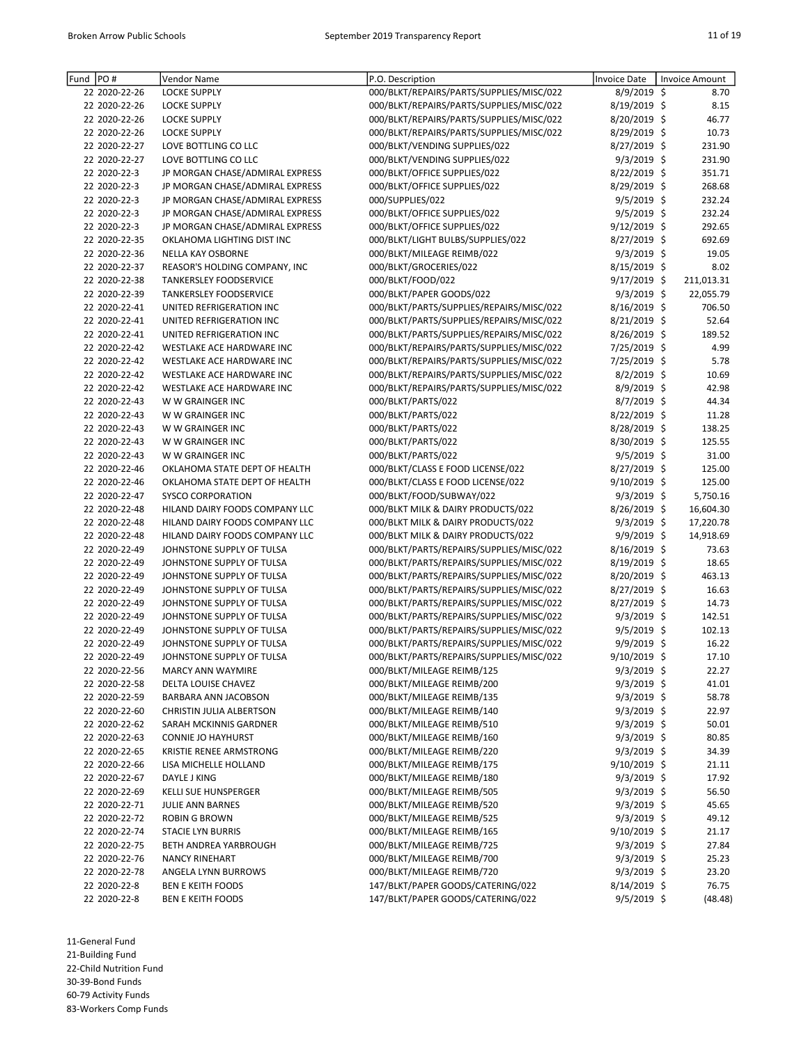| Fund | PO # | Vendor Name | P.O. Description | Invoice Date | Invoice Amount |
|---|---|---|---|---|---|
| 22 | 2020-22-26 | LOCKE SUPPLY | 000/BLKT/REPAIRS/PARTS/SUPPLIES/MISC/022 | 8/9/2019 | $ 8.70 |
| 22 | 2020-22-26 | LOCKE SUPPLY | 000/BLKT/REPAIRS/PARTS/SUPPLIES/MISC/022 | 8/19/2019 | $ 8.15 |
| 22 | 2020-22-26 | LOCKE SUPPLY | 000/BLKT/REPAIRS/PARTS/SUPPLIES/MISC/022 | 8/20/2019 | $ 46.77 |
| 22 | 2020-22-26 | LOCKE SUPPLY | 000/BLKT/REPAIRS/PARTS/SUPPLIES/MISC/022 | 8/29/2019 | $ 10.73 |
| 22 | 2020-22-27 | LOVE BOTTLING CO LLC | 000/BLKT/VENDING SUPPLIES/022 | 8/27/2019 | $ 231.90 |
| 22 | 2020-22-27 | LOVE BOTTLING CO LLC | 000/BLKT/VENDING SUPPLIES/022 | 9/3/2019 | $ 231.90 |
| 22 | 2020-22-3 | JP MORGAN CHASE/ADMIRAL EXPRESS | 000/BLKT/OFFICE SUPPLIES/022 | 8/22/2019 | $ 351.71 |
| 22 | 2020-22-3 | JP MORGAN CHASE/ADMIRAL EXPRESS | 000/BLKT/OFFICE SUPPLIES/022 | 8/29/2019 | $ 268.68 |
| 22 | 2020-22-3 | JP MORGAN CHASE/ADMIRAL EXPRESS | 000/SUPPLIES/022 | 9/5/2019 | $ 232.24 |
| 22 | 2020-22-3 | JP MORGAN CHASE/ADMIRAL EXPRESS | 000/BLKT/OFFICE SUPPLIES/022 | 9/5/2019 | $ 232.24 |
| 22 | 2020-22-3 | JP MORGAN CHASE/ADMIRAL EXPRESS | 000/BLKT/OFFICE SUPPLIES/022 | 9/12/2019 | $ 292.65 |
| 22 | 2020-22-35 | OKLAHOMA LIGHTING DIST INC | 000/BLKT/LIGHT BULBS/SUPPLIES/022 | 8/27/2019 | $ 692.69 |
| 22 | 2020-22-36 | NELLA KAY OSBORNE | 000/BLKT/MILEAGE REIMB/022 | 9/3/2019 | $ 19.05 |
| 22 | 2020-22-37 | REASOR'S HOLDING COMPANY, INC | 000/BLKT/GROCERIES/022 | 8/15/2019 | $ 8.02 |
| 22 | 2020-22-38 | TANKERSLEY FOODSERVICE | 000/BLKT/FOOD/022 | 9/17/2019 | $ 211,013.31 |
| 22 | 2020-22-39 | TANKERSLEY FOODSERVICE | 000/BLKT/PAPER GOODS/022 | 9/3/2019 | $ 22,055.79 |
| 22 | 2020-22-41 | UNITED REFRIGERATION INC | 000/BLKT/PARTS/SUPPLIES/REPAIRS/MISC/022 | 8/16/2019 | $ 706.50 |
| 22 | 2020-22-41 | UNITED REFRIGERATION INC | 000/BLKT/PARTS/SUPPLIES/REPAIRS/MISC/022 | 8/21/2019 | $ 52.64 |
| 22 | 2020-22-41 | UNITED REFRIGERATION INC | 000/BLKT/PARTS/SUPPLIES/REPAIRS/MISC/022 | 8/26/2019 | $ 189.52 |
| 22 | 2020-22-42 | WESTLAKE ACE HARDWARE INC | 000/BLKT/REPAIRS/PARTS/SUPPLIES/MISC/022 | 7/25/2019 | $ 4.99 |
| 22 | 2020-22-42 | WESTLAKE ACE HARDWARE INC | 000/BLKT/REPAIRS/PARTS/SUPPLIES/MISC/022 | 7/25/2019 | $ 5.78 |
| 22 | 2020-22-42 | WESTLAKE ACE HARDWARE INC | 000/BLKT/REPAIRS/PARTS/SUPPLIES/MISC/022 | 8/2/2019 | $ 10.69 |
| 22 | 2020-22-42 | WESTLAKE ACE HARDWARE INC | 000/BLKT/REPAIRS/PARTS/SUPPLIES/MISC/022 | 8/9/2019 | $ 42.98 |
| 22 | 2020-22-43 | W W GRAINGER INC | 000/BLKT/PARTS/022 | 8/7/2019 | $ 44.34 |
| 22 | 2020-22-43 | W W GRAINGER INC | 000/BLKT/PARTS/022 | 8/22/2019 | $ 11.28 |
| 22 | 2020-22-43 | W W GRAINGER INC | 000/BLKT/PARTS/022 | 8/28/2019 | $ 138.25 |
| 22 | 2020-22-43 | W W GRAINGER INC | 000/BLKT/PARTS/022 | 8/30/2019 | $ 125.55 |
| 22 | 2020-22-43 | W W GRAINGER INC | 000/BLKT/PARTS/022 | 9/5/2019 | $ 31.00 |
| 22 | 2020-22-46 | OKLAHOMA STATE DEPT OF HEALTH | 000/BLKT/CLASS E FOOD LICENSE/022 | 8/27/2019 | $ 125.00 |
| 22 | 2020-22-46 | OKLAHOMA STATE DEPT OF HEALTH | 000/BLKT/CLASS E FOOD LICENSE/022 | 9/10/2019 | $ 125.00 |
| 22 | 2020-22-47 | SYSCO CORPORATION | 000/BLKT/FOOD/SUBWAY/022 | 9/3/2019 | $ 5,750.16 |
| 22 | 2020-22-48 | HILAND DAIRY FOODS COMPANY LLC | 000/BLKT MILK & DAIRY PRODUCTS/022 | 8/26/2019 | $ 16,604.30 |
| 22 | 2020-22-48 | HILAND DAIRY FOODS COMPANY LLC | 000/BLKT MILK & DAIRY PRODUCTS/022 | 9/3/2019 | $ 17,220.78 |
| 22 | 2020-22-48 | HILAND DAIRY FOODS COMPANY LLC | 000/BLKT MILK & DAIRY PRODUCTS/022 | 9/9/2019 | $ 14,918.69 |
| 22 | 2020-22-49 | JOHNSTONE SUPPLY OF TULSA | 000/BLKT/PARTS/REPAIRS/SUPPLIES/MISC/022 | 8/16/2019 | $ 73.63 |
| 22 | 2020-22-49 | JOHNSTONE SUPPLY OF TULSA | 000/BLKT/PARTS/REPAIRS/SUPPLIES/MISC/022 | 8/19/2019 | $ 18.65 |
| 22 | 2020-22-49 | JOHNSTONE SUPPLY OF TULSA | 000/BLKT/PARTS/REPAIRS/SUPPLIES/MISC/022 | 8/20/2019 | $ 463.13 |
| 22 | 2020-22-49 | JOHNSTONE SUPPLY OF TULSA | 000/BLKT/PARTS/REPAIRS/SUPPLIES/MISC/022 | 8/27/2019 | $ 16.63 |
| 22 | 2020-22-49 | JOHNSTONE SUPPLY OF TULSA | 000/BLKT/PARTS/REPAIRS/SUPPLIES/MISC/022 | 8/27/2019 | $ 14.73 |
| 22 | 2020-22-49 | JOHNSTONE SUPPLY OF TULSA | 000/BLKT/PARTS/REPAIRS/SUPPLIES/MISC/022 | 9/3/2019 | $ 142.51 |
| 22 | 2020-22-49 | JOHNSTONE SUPPLY OF TULSA | 000/BLKT/PARTS/REPAIRS/SUPPLIES/MISC/022 | 9/5/2019 | $ 102.13 |
| 22 | 2020-22-49 | JOHNSTONE SUPPLY OF TULSA | 000/BLKT/PARTS/REPAIRS/SUPPLIES/MISC/022 | 9/9/2019 | $ 16.22 |
| 22 | 2020-22-49 | JOHNSTONE SUPPLY OF TULSA | 000/BLKT/PARTS/REPAIRS/SUPPLIES/MISC/022 | 9/10/2019 | $ 17.10 |
| 22 | 2020-22-56 | MARCY ANN WAYMIRE | 000/BLKT/MILEAGE REIMB/125 | 9/3/2019 | $ 22.27 |
| 22 | 2020-22-58 | DELTA LOUISE CHAVEZ | 000/BLKT/MILEAGE REIMB/200 | 9/3/2019 | $ 41.01 |
| 22 | 2020-22-59 | BARBARA ANN JACOBSON | 000/BLKT/MILEAGE REIMB/135 | 9/3/2019 | $ 58.78 |
| 22 | 2020-22-60 | CHRISTIN JULIA ALBERTSON | 000/BLKT/MILEAGE REIMB/140 | 9/3/2019 | $ 22.97 |
| 22 | 2020-22-62 | SARAH MCKINNIS GARDNER | 000/BLKT/MILEAGE REIMB/510 | 9/3/2019 | $ 50.01 |
| 22 | 2020-22-63 | CONNIE JO HAYHURST | 000/BLKT/MILEAGE REIMB/160 | 9/3/2019 | $ 80.85 |
| 22 | 2020-22-65 | KRISTIE RENEE ARMSTRONG | 000/BLKT/MILEAGE REIMB/220 | 9/3/2019 | $ 34.39 |
| 22 | 2020-22-66 | LISA MICHELLE HOLLAND | 000/BLKT/MILEAGE REIMB/175 | 9/10/2019 | $ 21.11 |
| 22 | 2020-22-67 | DAYLE J KING | 000/BLKT/MILEAGE REIMB/180 | 9/3/2019 | $ 17.92 |
| 22 | 2020-22-69 | KELLI SUE HUNSPERGER | 000/BLKT/MILEAGE REIMB/505 | 9/3/2019 | $ 56.50 |
| 22 | 2020-22-71 | JULIE ANN BARNES | 000/BLKT/MILEAGE REIMB/520 | 9/3/2019 | $ 45.65 |
| 22 | 2020-22-72 | ROBIN G BROWN | 000/BLKT/MILEAGE REIMB/525 | 9/3/2019 | $ 49.12 |
| 22 | 2020-22-74 | STACIE LYN BURRIS | 000/BLKT/MILEAGE REIMB/165 | 9/10/2019 | $ 21.17 |
| 22 | 2020-22-75 | BETH ANDREA YARBROUGH | 000/BLKT/MILEAGE REIMB/725 | 9/3/2019 | $ 27.84 |
| 22 | 2020-22-76 | NANCY RINEHART | 000/BLKT/MILEAGE REIMB/700 | 9/3/2019 | $ 25.23 |
| 22 | 2020-22-78 | ANGELA LYNN BURROWS | 000/BLKT/MILEAGE REIMB/720 | 9/3/2019 | $ 23.20 |
| 22 | 2020-22-8 | BEN E KEITH FOODS | 147/BLKT/PAPER GOODS/CATERING/022 | 8/14/2019 | $ 76.75 |
| 22 | 2020-22-8 | BEN E KEITH FOODS | 147/BLKT/PAPER GOODS/CATERING/022 | 9/5/2019 | $ (48.48) |

11-General Fund
21-Building Fund
22-Child Nutrition Fund
30-39-Bond Funds
60-79 Activity Funds
83-Workers Comp Funds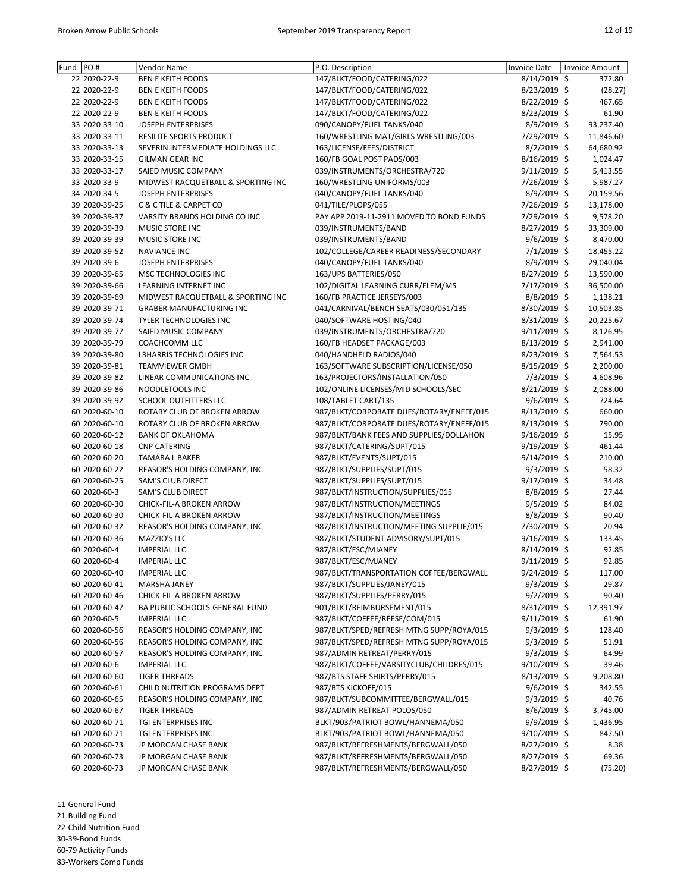| Fund | PO # | Vendor Name | P.O. Description | Invoice Date | Invoice Amount |
|---|---|---|---|---|---|
| 22 | 2020-22-9 | BEN E KEITH FOODS | 147/BLKT/FOOD/CATERING/022 | 8/14/2019 | $ 372.80 |
| 22 | 2020-22-9 | BEN E KEITH FOODS | 147/BLKT/FOOD/CATERING/022 | 8/23/2019 | $ (28.27) |
| 22 | 2020-22-9 | BEN E KEITH FOODS | 147/BLKT/FOOD/CATERING/022 | 8/22/2019 | $ 467.65 |
| 22 | 2020-22-9 | BEN E KEITH FOODS | 147/BLKT/FOOD/CATERING/022 | 8/23/2019 | $ 61.90 |
| 33 | 2020-33-10 | JOSEPH ENTERPRISES | 090/CANOPY/FUEL TANKS/040 | 8/9/2019 | $ 93,237.40 |
| 33 | 2020-33-11 | RESILITE SPORTS PRODUCT | 160/WRESTLING MAT/GIRLS WRESTLING/003 | 7/29/2019 | $ 11,846.60 |
| 33 | 2020-33-13 | SEVERIN INTERMEDIATE HOLDINGS LLC | 163/LICENSE/FEES/DISTRICT | 8/2/2019 | $ 64,680.92 |
| 33 | 2020-33-15 | GILMAN GEAR INC | 160/FB GOAL POST PADS/003 | 8/16/2019 | $ 1,024.47 |
| 33 | 2020-33-17 | SAIED MUSIC COMPANY | 039/INSTRUMENTS/ORCHESTRA/720 | 9/11/2019 | $ 5,413.55 |
| 33 | 2020-33-9 | MIDWEST RACQUETBALL & SPORTING INC | 160/WRESTLING UNIFORMS/003 | 7/26/2019 | $ 5,987.27 |
| 34 | 2020-34-5 | JOSEPH ENTERPRISES | 040/CANOPY/FUEL TANKS/040 | 8/9/2019 | $ 20,159.56 |
| 39 | 2020-39-25 | C & C TILE & CARPET CO | 041/TILE/PLOPS/055 | 7/26/2019 | $ 13,178.00 |
| 39 | 2020-39-37 | VARSITY BRANDS HOLDING CO INC | PAY APP 2019-11-2911 MOVED TO BOND FUNDS | 7/29/2019 | $ 9,578.20 |
| 39 | 2020-39-39 | MUSIC STORE INC | 039/INSTRUMENTS/BAND | 8/27/2019 | $ 33,309.00 |
| 39 | 2020-39-39 | MUSIC STORE INC | 039/INSTRUMENTS/BAND | 9/6/2019 | $ 8,470.00 |
| 39 | 2020-39-52 | NAVIANCE INC | 102/COLLEGE/CAREER READINESS/SECONDARY | 7/1/2019 | $ 18,455.22 |
| 39 | 2020-39-6 | JOSEPH ENTERPRISES | 040/CANOPY/FUEL TANKS/040 | 8/9/2019 | $ 29,040.04 |
| 39 | 2020-39-65 | MSC TECHNOLOGIES INC | 163/UPS BATTERIES/050 | 8/27/2019 | $ 13,590.00 |
| 39 | 2020-39-66 | LEARNING INTERNET INC | 102/DIGITAL LEARNING CURR/ELEM/MS | 7/17/2019 | $ 36,500.00 |
| 39 | 2020-39-69 | MIDWEST RACQUETBALL & SPORTING INC | 160/FB PRACTICE JERSEYS/003 | 8/8/2019 | $ 1,138.21 |
| 39 | 2020-39-71 | GRABER MANUFACTURING INC | 041/CARNIVAL/BENCH SEATS/030/051/135 | 8/30/2019 | $ 10,503.85 |
| 39 | 2020-39-74 | TYLER TECHNOLOGIES INC | 040/SOFTWARE HOSTING/040 | 8/31/2019 | $ 20,225.67 |
| 39 | 2020-39-77 | SAIED MUSIC COMPANY | 039/INSTRUMENTS/ORCHESTRA/720 | 9/11/2019 | $ 8,126.95 |
| 39 | 2020-39-79 | COACHCOMM LLC | 160/FB HEADSET PACKAGE/003 | 8/13/2019 | $ 2,941.00 |
| 39 | 2020-39-80 | L3HARRIS TECHNOLOGIES INC | 040/HANDHELD RADIOS/040 | 8/23/2019 | $ 7,564.53 |
| 39 | 2020-39-81 | TEAMVIEWER GMBH | 163/SOFTWARE SUBSCRIPTION/LICENSE/050 | 8/15/2019 | $ 2,200.00 |
| 39 | 2020-39-82 | LINEAR COMMUNICATIONS INC | 163/PROJECTORS/INSTALLATION/050 | 7/3/2019 | $ 4,608.96 |
| 39 | 2020-39-86 | NOODLETOOLS INC | 102/ONLINE LICENSES/MID SCHOOLS/SEC | 8/21/2019 | $ 2,088.00 |
| 39 | 2020-39-92 | SCHOOL OUTFITTERS LLC | 108/TABLET CART/135 | 9/6/2019 | $ 724.64 |
| 60 | 2020-60-10 | ROTARY CLUB OF BROKEN ARROW | 987/BLKT/CORPORATE DUES/ROTARY/ENEFF/015 | 8/13/2019 | $ 660.00 |
| 60 | 2020-60-10 | ROTARY CLUB OF BROKEN ARROW | 987/BLKT/CORPORATE DUES/ROTARY/ENEFF/015 | 8/13/2019 | $ 790.00 |
| 60 | 2020-60-12 | BANK OF OKLAHOMA | 987/BLKT/BANK FEES AND SUPPLIES/DOLLAHON | 9/16/2019 | $ 15.95 |
| 60 | 2020-60-18 | CNP CATERING | 987/BLKT/CATERING/SUPT/015 | 9/19/2019 | $ 461.44 |
| 60 | 2020-60-20 | TAMARA L BAKER | 987/BLKT/EVENTS/SUPT/015 | 9/14/2019 | $ 210.00 |
| 60 | 2020-60-22 | REASOR'S HOLDING COMPANY, INC | 987/BLKT/SUPPLIES/SUPT/015 | 9/3/2019 | $ 58.32 |
| 60 | 2020-60-25 | SAM'S CLUB DIRECT | 987/BLKT/SUPPLIES/SUPT/015 | 9/17/2019 | $ 34.48 |
| 60 | 2020-60-3 | SAM'S CLUB DIRECT | 987/BLKT/INSTRUCTION/SUPPLIES/015 | 8/8/2019 | $ 27.44 |
| 60 | 2020-60-30 | CHICK-FIL-A BROKEN ARROW | 987/BLKT/INSTRUCTION/MEETINGS | 9/5/2019 | $ 84.02 |
| 60 | 2020-60-30 | CHICK-FIL-A BROKEN ARROW | 987/BLKT/INSTRUCTION/MEETINGS | 8/8/2019 | $ 90.40 |
| 60 | 2020-60-32 | REASOR'S HOLDING COMPANY, INC | 987/BLKT/INSTRUCTION/MEETING SUPPLIE/015 | 7/30/2019 | $ 20.94 |
| 60 | 2020-60-36 | MAZZIO'S LLC | 987/BLKT/STUDENT ADVISORY/SUPT/015 | 9/16/2019 | $ 133.45 |
| 60 | 2020-60-4 | IMPERIAL LLC | 987/BLKT/ESC/MJANEY | 8/14/2019 | $ 92.85 |
| 60 | 2020-60-4 | IMPERIAL LLC | 987/BLKT/ESC/MJANEY | 9/11/2019 | $ 92.85 |
| 60 | 2020-60-40 | IMPERIAL LLC | 987/BLKT/TRANSPORTATION COFFEE/BERGWALL | 9/24/2019 | $ 117.00 |
| 60 | 2020-60-41 | MARSHA JANEY | 987/BLKT/SUPPLIES/JANEY/015 | 9/3/2019 | $ 29.87 |
| 60 | 2020-60-46 | CHICK-FIL-A BROKEN ARROW | 987/BLKT/SUPPLIES/PERRY/015 | 9/2/2019 | $ 90.40 |
| 60 | 2020-60-47 | BA PUBLIC SCHOOLS-GENERAL FUND | 901/BLKT/REIMBURSEMENT/015 | 8/31/2019 | $ 12,391.97 |
| 60 | 2020-60-5 | IMPERIAL LLC | 987/BLKT/COFFEE/REESE/COM/015 | 9/11/2019 | $ 61.90 |
| 60 | 2020-60-56 | REASOR'S HOLDING COMPANY, INC | 987/BLKT/SPED/REFRESH MTNG SUPP/ROYA/015 | 9/3/2019 | $ 128.40 |
| 60 | 2020-60-56 | REASOR'S HOLDING COMPANY, INC | 987/BLKT/SPED/REFRESH MTNG SUPP/ROYA/015 | 9/3/2019 | $ 51.91 |
| 60 | 2020-60-57 | REASOR'S HOLDING COMPANY, INC | 987/ADMIN RETREAT/PERRY/015 | 9/3/2019 | $ 64.99 |
| 60 | 2020-60-6 | IMPERIAL LLC | 987/BLKT/COFFEE/VARSITYCLUB/CHILDRES/015 | 9/10/2019 | $ 39.46 |
| 60 | 2020-60-60 | TIGER THREADS | 987/BTS STAFF SHIRTS/PERRY/015 | 8/13/2019 | $ 9,208.80 |
| 60 | 2020-60-61 | CHILD NUTRITION PROGRAMS DEPT | 987/BTS KICKOFF/015 | 9/6/2019 | $ 342.55 |
| 60 | 2020-60-65 | REASOR'S HOLDING COMPANY, INC | 987/BLKT/SUBCOMMITTEE/BERGWALL/015 | 9/3/2019 | $ 40.76 |
| 60 | 2020-60-67 | TIGER THREADS | 987/ADMIN RETREAT POLOS/050 | 8/6/2019 | $ 3,745.00 |
| 60 | 2020-60-71 | TGI ENTERPRISES INC | BLKT/903/PATRIOT BOWL/HANNEMA/050 | 9/9/2019 | $ 1,436.95 |
| 60 | 2020-60-71 | TGI ENTERPRISES INC | BLKT/903/PATRIOT BOWL/HANNEMA/050 | 9/10/2019 | $ 847.50 |
| 60 | 2020-60-73 | JP MORGAN CHASE BANK | 987/BLKT/REFRESHMENTS/BERGWALL/050 | 8/27/2019 | $ 8.38 |
| 60 | 2020-60-73 | JP MORGAN CHASE BANK | 987/BLKT/REFRESHMENTS/BERGWALL/050 | 8/27/2019 | $ 69.36 |
| 60 | 2020-60-73 | JP MORGAN CHASE BANK | 987/BLKT/REFRESHMENTS/BERGWALL/050 | 8/27/2019 | $ (75.20) |

11-General Fund
21-Building Fund
22-Child Nutrition Fund
30-39-Bond Funds
60-79 Activity Funds
83-Workers Comp Funds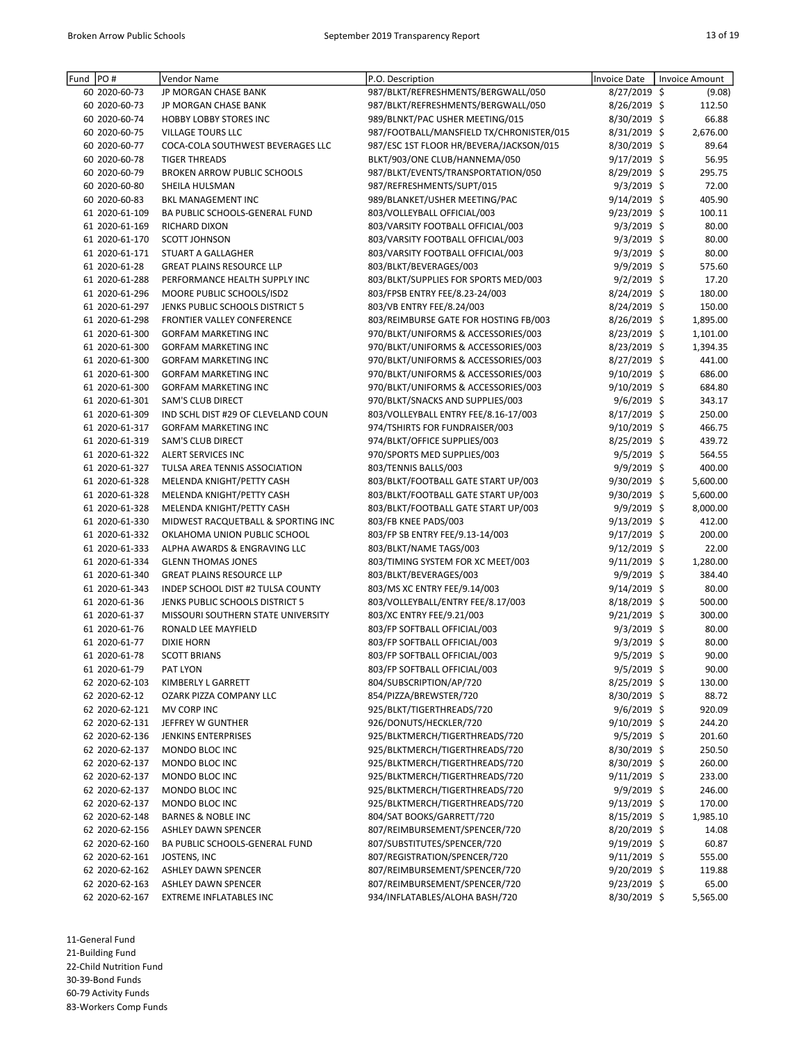| Fund | PO # | Vendor Name | P.O. Description | Invoice Date | Invoice Amount |
|---|---|---|---|---|---|
| 60 | 2020-60-73 | JP MORGAN CHASE BANK | 987/BLKT/REFRESHMENTS/BERGWALL/050 | 8/27/2019 | $ (9.08) |
| 60 | 2020-60-73 | JP MORGAN CHASE BANK | 987/BLKT/REFRESHMENTS/BERGWALL/050 | 8/26/2019 | $ 112.50 |
| 60 | 2020-60-74 | HOBBY LOBBY STORES INC | 989/BLNKT/PAC USHER MEETING/015 | 8/30/2019 | $ 66.88 |
| 60 | 2020-60-75 | VILLAGE TOURS LLC | 987/FOOTBALL/MANSFIELD TX/CHRONISTER/015 | 8/31/2019 | $ 2,676.00 |
| 60 | 2020-60-77 | COCA-COLA SOUTHWEST BEVERAGES LLC | 987/ESC 1ST FLOOR HR/BEVERA/JACKSON/015 | 8/30/2019 | $ 89.64 |
| 60 | 2020-60-78 | TIGER THREADS | BLKT/903/ONE CLUB/HANNEMA/050 | 9/17/2019 | $ 56.95 |
| 60 | 2020-60-79 | BROKEN ARROW PUBLIC SCHOOLS | 987/BLKT/EVENTS/TRANSPORTATION/050 | 8/29/2019 | $ 295.75 |
| 60 | 2020-60-80 | SHEILA HULSMAN | 987/REFRESHMENTS/SUPT/015 | 9/3/2019 | $ 72.00 |
| 60 | 2020-60-83 | BKL MANAGEMENT INC | 989/BLANKET/USHER MEETING/PAC | 9/14/2019 | $ 405.90 |
| 61 | 2020-61-109 | BA PUBLIC SCHOOLS-GENERAL FUND | 803/VOLLEYBALL OFFICIAL/003 | 9/23/2019 | $ 100.11 |
| 61 | 2020-61-169 | RICHARD DIXON | 803/VARSITY FOOTBALL OFFICIAL/003 | 9/3/2019 | $ 80.00 |
| 61 | 2020-61-170 | SCOTT JOHNSON | 803/VARSITY FOOTBALL OFFICIAL/003 | 9/3/2019 | $ 80.00 |
| 61 | 2020-61-171 | STUART A GALLAGHER | 803/VARSITY FOOTBALL OFFICIAL/003 | 9/3/2019 | $ 80.00 |
| 61 | 2020-61-28 | GREAT PLAINS RESOURCE LLP | 803/BLKT/BEVERAGES/003 | 9/9/2019 | $ 575.60 |
| 61 | 2020-61-288 | PERFORMANCE HEALTH SUPPLY INC | 803/BLKT/SUPPLIES FOR SPORTS MED/003 | 9/2/2019 | $ 17.20 |
| 61 | 2020-61-296 | MOORE PUBLIC SCHOOLS/ISD2 | 803/FPSB ENTRY FEE/8.23-24/003 | 8/24/2019 | $ 180.00 |
| 61 | 2020-61-297 | JENKS PUBLIC SCHOOLS DISTRICT 5 | 803/VB ENTRY FEE/8.24/003 | 8/24/2019 | $ 150.00 |
| 61 | 2020-61-298 | FRONTIER VALLEY CONFERENCE | 803/REIMBURSE GATE FOR HOSTING FB/003 | 8/26/2019 | $ 1,895.00 |
| 61 | 2020-61-300 | GORFAM MARKETING INC | 970/BLKT/UNIFORMS & ACCESSORIES/003 | 8/23/2019 | $ 1,101.00 |
| 61 | 2020-61-300 | GORFAM MARKETING INC | 970/BLKT/UNIFORMS & ACCESSORIES/003 | 8/23/2019 | $ 1,394.35 |
| 61 | 2020-61-300 | GORFAM MARKETING INC | 970/BLKT/UNIFORMS & ACCESSORIES/003 | 8/27/2019 | $ 441.00 |
| 61 | 2020-61-300 | GORFAM MARKETING INC | 970/BLKT/UNIFORMS & ACCESSORIES/003 | 9/10/2019 | $ 686.00 |
| 61 | 2020-61-300 | GORFAM MARKETING INC | 970/BLKT/UNIFORMS & ACCESSORIES/003 | 9/10/2019 | $ 684.80 |
| 61 | 2020-61-301 | SAM'S CLUB DIRECT | 970/BLKT/SNACKS AND SUPPLIES/003 | 9/6/2019 | $ 343.17 |
| 61 | 2020-61-309 | IND SCHL DIST #29 OF CLEVELAND COUN | 803/VOLLEYBALL ENTRY FEE/8.16-17/003 | 8/17/2019 | $ 250.00 |
| 61 | 2020-61-317 | GORFAM MARKETING INC | 974/TSHIRTS FOR FUNDRAISER/003 | 9/10/2019 | $ 466.75 |
| 61 | 2020-61-319 | SAM'S CLUB DIRECT | 974/BLKT/OFFICE SUPPLIES/003 | 8/25/2019 | $ 439.72 |
| 61 | 2020-61-322 | ALERT SERVICES INC | 970/SPORTS MED SUPPLIES/003 | 9/5/2019 | $ 564.55 |
| 61 | 2020-61-327 | TULSA AREA TENNIS ASSOCIATION | 803/TENNIS BALLS/003 | 9/9/2019 | $ 400.00 |
| 61 | 2020-61-328 | MELENDA KNIGHT/PETTY CASH | 803/BLKT/FOOTBALL GATE START UP/003 | 9/30/2019 | $ 5,600.00 |
| 61 | 2020-61-328 | MELENDA KNIGHT/PETTY CASH | 803/BLKT/FOOTBALL GATE START UP/003 | 9/30/2019 | $ 5,600.00 |
| 61 | 2020-61-328 | MELENDA KNIGHT/PETTY CASH | 803/BLKT/FOOTBALL GATE START UP/003 | 9/9/2019 | $ 8,000.00 |
| 61 | 2020-61-330 | MIDWEST RACQUETBALL & SPORTING INC | 803/FB KNEE PADS/003 | 9/13/2019 | $ 412.00 |
| 61 | 2020-61-332 | OKLAHOMA UNION PUBLIC SCHOOL | 803/FP SB ENTRY FEE/9.13-14/003 | 9/17/2019 | $ 200.00 |
| 61 | 2020-61-333 | ALPHA AWARDS & ENGRAVING LLC | 803/BLKT/NAME TAGS/003 | 9/12/2019 | $ 22.00 |
| 61 | 2020-61-334 | GLENN THOMAS JONES | 803/TIMING SYSTEM FOR XC MEET/003 | 9/11/2019 | $ 1,280.00 |
| 61 | 2020-61-340 | GREAT PLAINS RESOURCE LLP | 803/BLKT/BEVERAGES/003 | 9/9/2019 | $ 384.40 |
| 61 | 2020-61-343 | INDEP SCHOOL DIST #2 TULSA COUNTY | 803/MS XC ENTRY FEE/9.14/003 | 9/14/2019 | $ 80.00 |
| 61 | 2020-61-36 | JENKS PUBLIC SCHOOLS DISTRICT 5 | 803/VOLLEYBALL/ENTRY FEE/8.17/003 | 8/18/2019 | $ 500.00 |
| 61 | 2020-61-37 | MISSOURI SOUTHERN STATE UNIVERSITY | 803/XC ENTRY FEE/9.21/003 | 9/21/2019 | $ 300.00 |
| 61 | 2020-61-76 | RONALD LEE MAYFIELD | 803/FP SOFTBALL OFFICIAL/003 | 9/3/2019 | $ 80.00 |
| 61 | 2020-61-77 | DIXIE HORN | 803/FP SOFTBALL OFFICIAL/003 | 9/3/2019 | $ 80.00 |
| 61 | 2020-61-78 | SCOTT BRIANS | 803/FP SOFTBALL OFFICIAL/003 | 9/5/2019 | $ 90.00 |
| 61 | 2020-61-79 | PAT LYON | 803/FP SOFTBALL OFFICIAL/003 | 9/5/2019 | $ 90.00 |
| 62 | 2020-62-103 | KIMBERLY L GARRETT | 804/SUBSCRIPTION/AP/720 | 8/25/2019 | $ 130.00 |
| 62 | 2020-62-12 | OZARK PIZZA COMPANY LLC | 854/PIZZA/BREWSTER/720 | 8/30/2019 | $ 88.72 |
| 62 | 2020-62-121 | MV CORP INC | 925/BLKT/TIGERTHREADS/720 | 9/6/2019 | $ 920.09 |
| 62 | 2020-62-131 | JEFFREY W GUNTHER | 926/DONUTS/HECKLER/720 | 9/10/2019 | $ 244.20 |
| 62 | 2020-62-136 | JENKINS ENTERPRISES | 925/BLKTMERCH/TIGERTHREADS/720 | 9/5/2019 | $ 201.60 |
| 62 | 2020-62-137 | MONDO BLOC INC | 925/BLKTMERCH/TIGERTHREADS/720 | 8/30/2019 | $ 250.50 |
| 62 | 2020-62-137 | MONDO BLOC INC | 925/BLKTMERCH/TIGERTHREADS/720 | 8/30/2019 | $ 260.00 |
| 62 | 2020-62-137 | MONDO BLOC INC | 925/BLKTMERCH/TIGERTHREADS/720 | 9/11/2019 | $ 233.00 |
| 62 | 2020-62-137 | MONDO BLOC INC | 925/BLKTMERCH/TIGERTHREADS/720 | 9/9/2019 | $ 246.00 |
| 62 | 2020-62-137 | MONDO BLOC INC | 925/BLKTMERCH/TIGERTHREADS/720 | 9/13/2019 | $ 170.00 |
| 62 | 2020-62-148 | BARNES & NOBLE INC | 804/SAT BOOKS/GARRETT/720 | 8/15/2019 | $ 1,985.10 |
| 62 | 2020-62-156 | ASHLEY DAWN SPENCER | 807/REIMBURSEMENT/SPENCER/720 | 8/20/2019 | $ 14.08 |
| 62 | 2020-62-160 | BA PUBLIC SCHOOLS-GENERAL FUND | 807/SUBSTITUTES/SPENCER/720 | 9/19/2019 | $ 60.87 |
| 62 | 2020-62-161 | JOSTENS, INC | 807/REGISTRATION/SPENCER/720 | 9/11/2019 | $ 555.00 |
| 62 | 2020-62-162 | ASHLEY DAWN SPENCER | 807/REIMBURSEMENT/SPENCER/720 | 9/20/2019 | $ 119.88 |
| 62 | 2020-62-163 | ASHLEY DAWN SPENCER | 807/REIMBURSEMENT/SPENCER/720 | 9/23/2019 | $ 65.00 |
| 62 | 2020-62-167 | EXTREME INFLATABLES INC | 934/INFLATABLES/ALOHA BASH/720 | 8/30/2019 | $ 5,565.00 |

11-General Fund
21-Building Fund
22-Child Nutrition Fund
30-39-Bond Funds
60-79 Activity Funds
83-Workers Comp Funds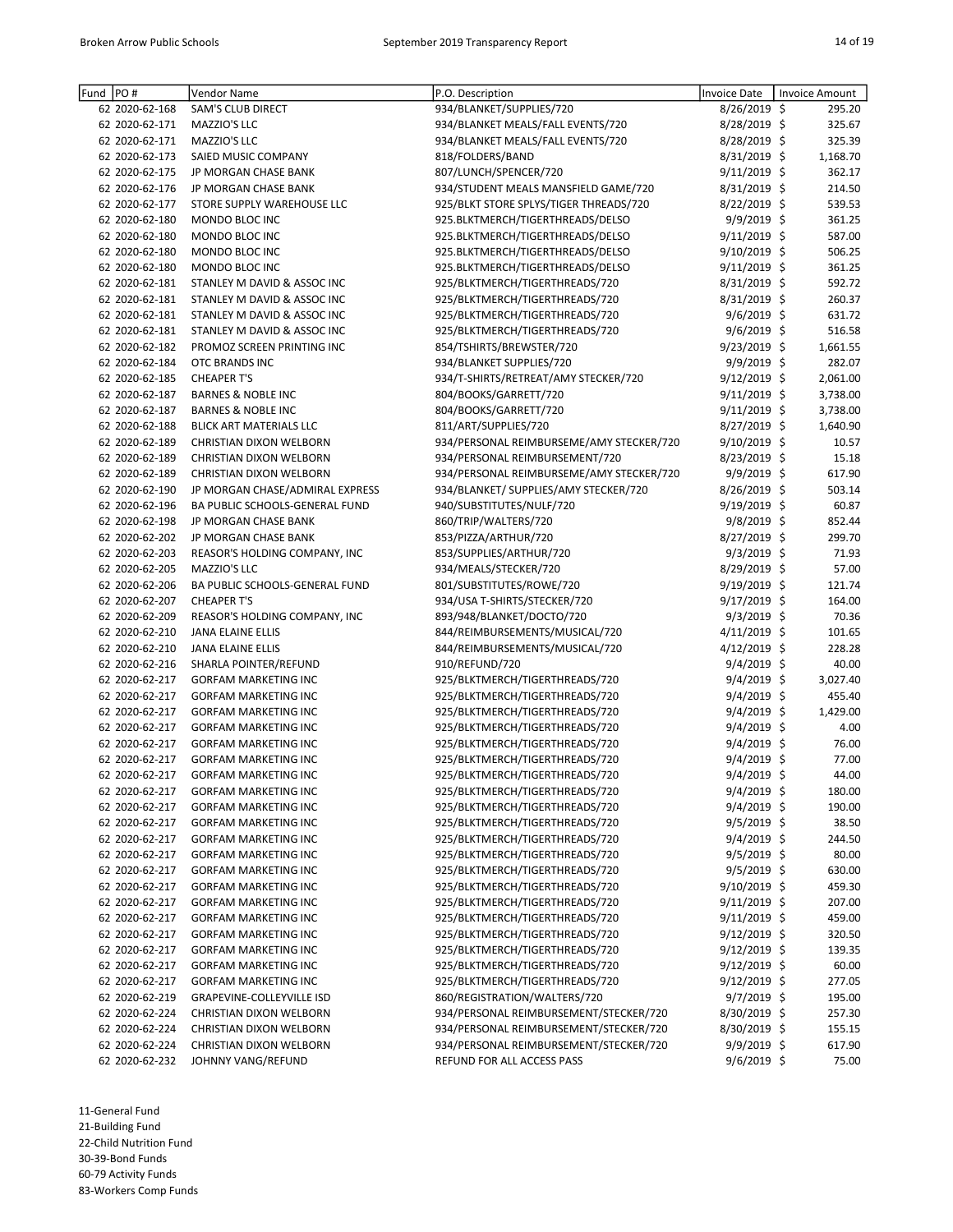| Fund | PO # | Vendor Name | P.O. Description | Invoice Date | Invoice Amount |
|---|---|---|---|---|---|
| 62 | 2020-62-168 | SAM'S CLUB DIRECT | 934/BLANKET/SUPPLIES/720 | 8/26/2019 | $ 295.20 |
| 62 | 2020-62-171 | MAZZIO'S LLC | 934/BLANKET MEALS/FALL EVENTS/720 | 8/28/2019 | $ 325.67 |
| 62 | 2020-62-171 | MAZZIO'S LLC | 934/BLANKET MEALS/FALL EVENTS/720 | 8/28/2019 | $ 325.39 |
| 62 | 2020-62-173 | SAIED MUSIC COMPANY | 818/FOLDERS/BAND | 8/31/2019 | $ 1,168.70 |
| 62 | 2020-62-175 | JP MORGAN CHASE BANK | 807/LUNCH/SPENCER/720 | 9/11/2019 | $ 362.17 |
| 62 | 2020-62-176 | JP MORGAN CHASE BANK | 934/STUDENT MEALS MANSFIELD GAME/720 | 8/31/2019 | $ 214.50 |
| 62 | 2020-62-177 | STORE SUPPLY WAREHOUSE LLC | 925/BLKT STORE SPLYS/TIGER THREADS/720 | 8/22/2019 | $ 539.53 |
| 62 | 2020-62-180 | MONDO BLOC INC | 925.BLKTMERCH/TIGERTHREADS/DELSO | 9/9/2019 | $ 361.25 |
| 62 | 2020-62-180 | MONDO BLOC INC | 925.BLKTMERCH/TIGERTHREADS/DELSO | 9/11/2019 | $ 587.00 |
| 62 | 2020-62-180 | MONDO BLOC INC | 925.BLKTMERCH/TIGERTHREADS/DELSO | 9/10/2019 | $ 506.25 |
| 62 | 2020-62-180 | MONDO BLOC INC | 925.BLKTMERCH/TIGERTHREADS/DELSO | 9/11/2019 | $ 361.25 |
| 62 | 2020-62-181 | STANLEY M DAVID & ASSOC INC | 925/BLKTMERCH/TIGERTHREADS/720 | 8/31/2019 | $ 592.72 |
| 62 | 2020-62-181 | STANLEY M DAVID & ASSOC INC | 925/BLKTMERCH/TIGERTHREADS/720 | 8/31/2019 | $ 260.37 |
| 62 | 2020-62-181 | STANLEY M DAVID & ASSOC INC | 925/BLKTMERCH/TIGERTHREADS/720 | 9/6/2019 | $ 631.72 |
| 62 | 2020-62-181 | STANLEY M DAVID & ASSOC INC | 925/BLKTMERCH/TIGERTHREADS/720 | 9/6/2019 | $ 516.58 |
| 62 | 2020-62-182 | PROMOZ SCREEN PRINTING INC | 854/TSHIRTS/BREWSTER/720 | 9/23/2019 | $ 1,661.55 |
| 62 | 2020-62-184 | OTC BRANDS INC | 934/BLANKET SUPPLIES/720 | 9/9/2019 | $ 282.07 |
| 62 | 2020-62-185 | CHEAPER T'S | 934/T-SHIRTS/RETREAT/AMY STECKER/720 | 9/12/2019 | $ 2,061.00 |
| 62 | 2020-62-187 | BARNES & NOBLE INC | 804/BOOKS/GARRETT/720 | 9/11/2019 | $ 3,738.00 |
| 62 | 2020-62-187 | BARNES & NOBLE INC | 804/BOOKS/GARRETT/720 | 9/11/2019 | $ 3,738.00 |
| 62 | 2020-62-188 | BLICK ART MATERIALS LLC | 811/ART/SUPPLIES/720 | 8/27/2019 | $ 1,640.90 |
| 62 | 2020-62-189 | CHRISTIAN DIXON WELBORN | 934/PERSONAL REIMBURSEME/AMY STECKER/720 | 9/10/2019 | $ 10.57 |
| 62 | 2020-62-189 | CHRISTIAN DIXON WELBORN | 934/PERSONAL REIMBURSEMENT/720 | 8/23/2019 | $ 15.18 |
| 62 | 2020-62-189 | CHRISTIAN DIXON WELBORN | 934/PERSONAL REIMBURSEME/AMY STECKER/720 | 9/9/2019 | $ 617.90 |
| 62 | 2020-62-190 | JP MORGAN CHASE/ADMIRAL EXPRESS | 934/BLANKET/ SUPPLIES/AMY STECKER/720 | 8/26/2019 | $ 503.14 |
| 62 | 2020-62-196 | BA PUBLIC SCHOOLS-GENERAL FUND | 940/SUBSTITUTES/NULF/720 | 9/19/2019 | $ 60.87 |
| 62 | 2020-62-198 | JP MORGAN CHASE BANK | 860/TRIP/WALTERS/720 | 9/8/2019 | $ 852.44 |
| 62 | 2020-62-202 | JP MORGAN CHASE BANK | 853/PIZZA/ARTHUR/720 | 8/27/2019 | $ 299.70 |
| 62 | 2020-62-203 | REASOR'S HOLDING COMPANY, INC | 853/SUPPLIES/ARTHUR/720 | 9/3/2019 | $ 71.93 |
| 62 | 2020-62-205 | MAZZIO'S LLC | 934/MEALS/STECKER/720 | 8/29/2019 | $ 57.00 |
| 62 | 2020-62-206 | BA PUBLIC SCHOOLS-GENERAL FUND | 801/SUBSTITUTES/ROWE/720 | 9/19/2019 | $ 121.74 |
| 62 | 2020-62-207 | CHEAPER T'S | 934/USA T-SHIRTS/STECKER/720 | 9/17/2019 | $ 164.00 |
| 62 | 2020-62-209 | REASOR'S HOLDING COMPANY, INC | 893/948/BLANKET/DOCTO/720 | 9/3/2019 | $ 70.36 |
| 62 | 2020-62-210 | JANA ELAINE ELLIS | 844/REIMBURSEMENTS/MUSICAL/720 | 4/11/2019 | $ 101.65 |
| 62 | 2020-62-210 | JANA ELAINE ELLIS | 844/REIMBURSEMENTS/MUSICAL/720 | 4/12/2019 | $ 228.28 |
| 62 | 2020-62-216 | SHARLA POINTER/REFUND | 910/REFUND/720 | 9/4/2019 | $ 40.00 |
| 62 | 2020-62-217 | GORFAM MARKETING INC | 925/BLKTMERCH/TIGERTHREADS/720 | 9/4/2019 | $ 3,027.40 |
| 62 | 2020-62-217 | GORFAM MARKETING INC | 925/BLKTMERCH/TIGERTHREADS/720 | 9/4/2019 | $ 455.40 |
| 62 | 2020-62-217 | GORFAM MARKETING INC | 925/BLKTMERCH/TIGERTHREADS/720 | 9/4/2019 | $ 1,429.00 |
| 62 | 2020-62-217 | GORFAM MARKETING INC | 925/BLKTMERCH/TIGERTHREADS/720 | 9/4/2019 | $ 4.00 |
| 62 | 2020-62-217 | GORFAM MARKETING INC | 925/BLKTMERCH/TIGERTHREADS/720 | 9/4/2019 | $ 76.00 |
| 62 | 2020-62-217 | GORFAM MARKETING INC | 925/BLKTMERCH/TIGERTHREADS/720 | 9/4/2019 | $ 77.00 |
| 62 | 2020-62-217 | GORFAM MARKETING INC | 925/BLKTMERCH/TIGERTHREADS/720 | 9/4/2019 | $ 44.00 |
| 62 | 2020-62-217 | GORFAM MARKETING INC | 925/BLKTMERCH/TIGERTHREADS/720 | 9/4/2019 | $ 180.00 |
| 62 | 2020-62-217 | GORFAM MARKETING INC | 925/BLKTMERCH/TIGERTHREADS/720 | 9/4/2019 | $ 190.00 |
| 62 | 2020-62-217 | GORFAM MARKETING INC | 925/BLKTMERCH/TIGERTHREADS/720 | 9/5/2019 | $ 38.50 |
| 62 | 2020-62-217 | GORFAM MARKETING INC | 925/BLKTMERCH/TIGERTHREADS/720 | 9/4/2019 | $ 244.50 |
| 62 | 2020-62-217 | GORFAM MARKETING INC | 925/BLKTMERCH/TIGERTHREADS/720 | 9/5/2019 | $ 80.00 |
| 62 | 2020-62-217 | GORFAM MARKETING INC | 925/BLKTMERCH/TIGERTHREADS/720 | 9/5/2019 | $ 630.00 |
| 62 | 2020-62-217 | GORFAM MARKETING INC | 925/BLKTMERCH/TIGERTHREADS/720 | 9/10/2019 | $ 459.30 |
| 62 | 2020-62-217 | GORFAM MARKETING INC | 925/BLKTMERCH/TIGERTHREADS/720 | 9/11/2019 | $ 207.00 |
| 62 | 2020-62-217 | GORFAM MARKETING INC | 925/BLKTMERCH/TIGERTHREADS/720 | 9/11/2019 | $ 459.00 |
| 62 | 2020-62-217 | GORFAM MARKETING INC | 925/BLKTMERCH/TIGERTHREADS/720 | 9/12/2019 | $ 320.50 |
| 62 | 2020-62-217 | GORFAM MARKETING INC | 925/BLKTMERCH/TIGERTHREADS/720 | 9/12/2019 | $ 139.35 |
| 62 | 2020-62-217 | GORFAM MARKETING INC | 925/BLKTMERCH/TIGERTHREADS/720 | 9/12/2019 | $ 60.00 |
| 62 | 2020-62-217 | GORFAM MARKETING INC | 925/BLKTMERCH/TIGERTHREADS/720 | 9/12/2019 | $ 277.05 |
| 62 | 2020-62-219 | GRAPEVINE-COLLEYVILLE ISD | 860/REGISTRATION/WALTERS/720 | 9/7/2019 | $ 195.00 |
| 62 | 2020-62-224 | CHRISTIAN DIXON WELBORN | 934/PERSONAL REIMBURSEMENT/STECKER/720 | 8/30/2019 | $ 257.30 |
| 62 | 2020-62-224 | CHRISTIAN DIXON WELBORN | 934/PERSONAL REIMBURSEMENT/STECKER/720 | 8/30/2019 | $ 155.15 |
| 62 | 2020-62-224 | CHRISTIAN DIXON WELBORN | 934/PERSONAL REIMBURSEMENT/STECKER/720 | 9/9/2019 | $ 617.90 |
| 62 | 2020-62-232 | JOHNNY VANG/REFUND | REFUND FOR ALL ACCESS PASS | 9/6/2019 | $ 75.00 |

11-General Fund
21-Building Fund
22-Child Nutrition Fund
30-39-Bond Funds
60-79 Activity Funds
83-Workers Comp Funds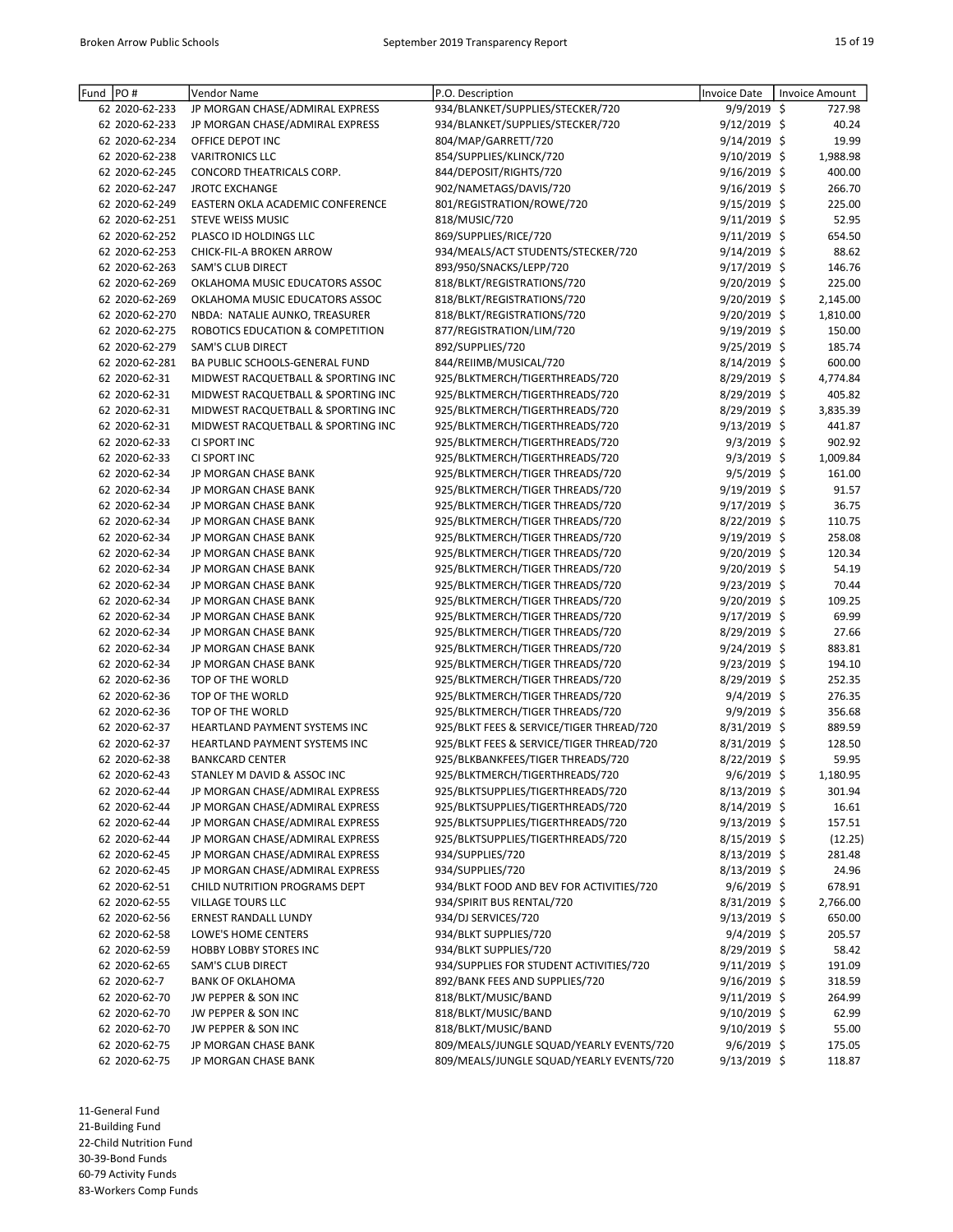| Fund | PO # | Vendor Name | P.O. Description | Invoice Date | Invoice Amount |
|---|---|---|---|---|---|
| 62 | 2020-62-233 | JP MORGAN CHASE/ADMIRAL EXPRESS | 934/BLANKET/SUPPLIES/STECKER/720 | 9/9/2019 | $ 727.98 |
| 62 | 2020-62-233 | JP MORGAN CHASE/ADMIRAL EXPRESS | 934/BLANKET/SUPPLIES/STECKER/720 | 9/12/2019 | $ 40.24 |
| 62 | 2020-62-234 | OFFICE DEPOT INC | 804/MAP/GARRETT/720 | 9/14/2019 | $ 19.99 |
| 62 | 2020-62-238 | VARITRONICS LLC | 854/SUPPLIES/KLINCK/720 | 9/10/2019 | $ 1,988.98 |
| 62 | 2020-62-245 | CONCORD THEATRICALS CORP. | 844/DEPOSIT/RIGHTS/720 | 9/16/2019 | $ 400.00 |
| 62 | 2020-62-247 | JROTC EXCHANGE | 902/NAMETAGS/DAVIS/720 | 9/16/2019 | $ 266.70 |
| 62 | 2020-62-249 | EASTERN OKLA ACADEMIC CONFERENCE | 801/REGISTRATION/ROWE/720 | 9/15/2019 | $ 225.00 |
| 62 | 2020-62-251 | STEVE WEISS MUSIC | 818/MUSIC/720 | 9/11/2019 | $ 52.95 |
| 62 | 2020-62-252 | PLASCO ID HOLDINGS LLC | 869/SUPPLIES/RICE/720 | 9/11/2019 | $ 654.50 |
| 62 | 2020-62-253 | CHICK-FIL-A BROKEN ARROW | 934/MEALS/ACT STUDENTS/STECKER/720 | 9/14/2019 | $ 88.62 |
| 62 | 2020-62-263 | SAM'S CLUB DIRECT | 893/950/SNACKS/LEPP/720 | 9/17/2019 | $ 146.76 |
| 62 | 2020-62-269 | OKLAHOMA MUSIC EDUCATORS ASSOC | 818/BLKT/REGISTRATIONS/720 | 9/20/2019 | $ 225.00 |
| 62 | 2020-62-269 | OKLAHOMA MUSIC EDUCATORS ASSOC | 818/BLKT/REGISTRATIONS/720 | 9/20/2019 | $ 2,145.00 |
| 62 | 2020-62-270 | NBDA: NATALIE AUNKO, TREASURER | 818/BLKT/REGISTRATIONS/720 | 9/20/2019 | $ 1,810.00 |
| 62 | 2020-62-275 | ROBOTICS EDUCATION & COMPETITION | 877/REGISTRATION/LIM/720 | 9/19/2019 | $ 150.00 |
| 62 | 2020-62-279 | SAM'S CLUB DIRECT | 892/SUPPLIES/720 | 9/25/2019 | $ 185.74 |
| 62 | 2020-62-281 | BA PUBLIC SCHOOLS-GENERAL FUND | 844/REIIMB/MUSICAL/720 | 8/14/2019 | $ 600.00 |
| 62 | 2020-62-31 | MIDWEST RACQUETBALL & SPORTING INC | 925/BLKTMERCH/TIGERTHREADS/720 | 8/29/2019 | $ 4,774.84 |
| 62 | 2020-62-31 | MIDWEST RACQUETBALL & SPORTING INC | 925/BLKTMERCH/TIGERTHREADS/720 | 8/29/2019 | $ 405.82 |
| 62 | 2020-62-31 | MIDWEST RACQUETBALL & SPORTING INC | 925/BLKTMERCH/TIGERTHREADS/720 | 8/29/2019 | $ 3,835.39 |
| 62 | 2020-62-31 | MIDWEST RACQUETBALL & SPORTING INC | 925/BLKTMERCH/TIGERTHREADS/720 | 9/13/2019 | $ 441.87 |
| 62 | 2020-62-33 | CI SPORT INC | 925/BLKTMERCH/TIGERTHREADS/720 | 9/3/2019 | $ 902.92 |
| 62 | 2020-62-33 | CI SPORT INC | 925/BLKTMERCH/TIGERTHREADS/720 | 9/3/2019 | $ 1,009.84 |
| 62 | 2020-62-34 | JP MORGAN CHASE BANK | 925/BLKTMERCH/TIGER THREADS/720 | 9/5/2019 | $ 161.00 |
| 62 | 2020-62-34 | JP MORGAN CHASE BANK | 925/BLKTMERCH/TIGER THREADS/720 | 9/19/2019 | $ 91.57 |
| 62 | 2020-62-34 | JP MORGAN CHASE BANK | 925/BLKTMERCH/TIGER THREADS/720 | 9/17/2019 | $ 36.75 |
| 62 | 2020-62-34 | JP MORGAN CHASE BANK | 925/BLKTMERCH/TIGER THREADS/720 | 8/22/2019 | $ 110.75 |
| 62 | 2020-62-34 | JP MORGAN CHASE BANK | 925/BLKTMERCH/TIGER THREADS/720 | 9/19/2019 | $ 258.08 |
| 62 | 2020-62-34 | JP MORGAN CHASE BANK | 925/BLKTMERCH/TIGER THREADS/720 | 9/20/2019 | $ 120.34 |
| 62 | 2020-62-34 | JP MORGAN CHASE BANK | 925/BLKTMERCH/TIGER THREADS/720 | 9/20/2019 | $ 54.19 |
| 62 | 2020-62-34 | JP MORGAN CHASE BANK | 925/BLKTMERCH/TIGER THREADS/720 | 9/23/2019 | $ 70.44 |
| 62 | 2020-62-34 | JP MORGAN CHASE BANK | 925/BLKTMERCH/TIGER THREADS/720 | 9/20/2019 | $ 109.25 |
| 62 | 2020-62-34 | JP MORGAN CHASE BANK | 925/BLKTMERCH/TIGER THREADS/720 | 9/17/2019 | $ 69.99 |
| 62 | 2020-62-34 | JP MORGAN CHASE BANK | 925/BLKTMERCH/TIGER THREADS/720 | 8/29/2019 | $ 27.66 |
| 62 | 2020-62-34 | JP MORGAN CHASE BANK | 925/BLKTMERCH/TIGER THREADS/720 | 9/24/2019 | $ 883.81 |
| 62 | 2020-62-34 | JP MORGAN CHASE BANK | 925/BLKTMERCH/TIGER THREADS/720 | 9/23/2019 | $ 194.10 |
| 62 | 2020-62-36 | TOP OF THE WORLD | 925/BLKTMERCH/TIGER THREADS/720 | 8/29/2019 | $ 252.35 |
| 62 | 2020-62-36 | TOP OF THE WORLD | 925/BLKTMERCH/TIGER THREADS/720 | 9/4/2019 | $ 276.35 |
| 62 | 2020-62-36 | TOP OF THE WORLD | 925/BLKTMERCH/TIGER THREADS/720 | 9/9/2019 | $ 356.68 |
| 62 | 2020-62-37 | HEARTLAND PAYMENT SYSTEMS INC | 925/BLKT FEES & SERVICE/TIGER THREAD/720 | 8/31/2019 | $ 889.59 |
| 62 | 2020-62-37 | HEARTLAND PAYMENT SYSTEMS INC | 925/BLKT FEES & SERVICE/TIGER THREAD/720 | 8/31/2019 | $ 128.50 |
| 62 | 2020-62-38 | BANKCARD CENTER | 925/BLKBANKFEES/TIGER THREADS/720 | 8/22/2019 | $ 59.95 |
| 62 | 2020-62-43 | STANLEY M DAVID & ASSOC INC | 925/BLKTMERCH/TIGERTHREADS/720 | 9/6/2019 | $ 1,180.95 |
| 62 | 2020-62-44 | JP MORGAN CHASE/ADMIRAL EXPRESS | 925/BLKTSUPPLIES/TIGERTHREADS/720 | 8/13/2019 | $ 301.94 |
| 62 | 2020-62-44 | JP MORGAN CHASE/ADMIRAL EXPRESS | 925/BLKTSUPPLIES/TIGERTHREADS/720 | 8/14/2019 | $ 16.61 |
| 62 | 2020-62-44 | JP MORGAN CHASE/ADMIRAL EXPRESS | 925/BLKTSUPPLIES/TIGERTHREADS/720 | 9/13/2019 | $ 157.51 |
| 62 | 2020-62-44 | JP MORGAN CHASE/ADMIRAL EXPRESS | 925/BLKTSUPPLIES/TIGERTHREADS/720 | 8/15/2019 | $ (12.25) |
| 62 | 2020-62-45 | JP MORGAN CHASE/ADMIRAL EXPRESS | 934/SUPPLIES/720 | 8/13/2019 | $ 281.48 |
| 62 | 2020-62-45 | JP MORGAN CHASE/ADMIRAL EXPRESS | 934/SUPPLIES/720 | 8/13/2019 | $ 24.96 |
| 62 | 2020-62-51 | CHILD NUTRITION PROGRAMS DEPT | 934/BLKT FOOD AND BEV FOR ACTIVITIES/720 | 9/6/2019 | $ 678.91 |
| 62 | 2020-62-55 | VILLAGE TOURS LLC | 934/SPIRIT BUS RENTAL/720 | 8/31/2019 | $ 2,766.00 |
| 62 | 2020-62-56 | ERNEST RANDALL LUNDY | 934/DJ SERVICES/720 | 9/13/2019 | $ 650.00 |
| 62 | 2020-62-58 | LOWE'S HOME CENTERS | 934/BLKT SUPPLIES/720 | 9/4/2019 | $ 205.57 |
| 62 | 2020-62-59 | HOBBY LOBBY STORES INC | 934/BLKT SUPPLIES/720 | 8/29/2019 | $ 58.42 |
| 62 | 2020-62-65 | SAM'S CLUB DIRECT | 934/SUPPLIES FOR STUDENT ACTIVITIES/720 | 9/11/2019 | $ 191.09 |
| 62 | 2020-62-7 | BANK OF OKLAHOMA | 892/BANK FEES AND SUPPLIES/720 | 9/16/2019 | $ 318.59 |
| 62 | 2020-62-70 | JW PEPPER & SON INC | 818/BLKT/MUSIC/BAND | 9/11/2019 | $ 264.99 |
| 62 | 2020-62-70 | JW PEPPER & SON INC | 818/BLKT/MUSIC/BAND | 9/10/2019 | $ 62.99 |
| 62 | 2020-62-70 | JW PEPPER & SON INC | 818/BLKT/MUSIC/BAND | 9/10/2019 | $ 55.00 |
| 62 | 2020-62-75 | JP MORGAN CHASE BANK | 809/MEALS/JUNGLE SQUAD/YEARLY EVENTS/720 | 9/6/2019 | $ 175.05 |
| 62 | 2020-62-75 | JP MORGAN CHASE BANK | 809/MEALS/JUNGLE SQUAD/YEARLY EVENTS/720 | 9/13/2019 | $ 118.87 |

11-General Fund
21-Building Fund
22-Child Nutrition Fund
30-39-Bond Funds
60-79 Activity Funds
83-Workers Comp Funds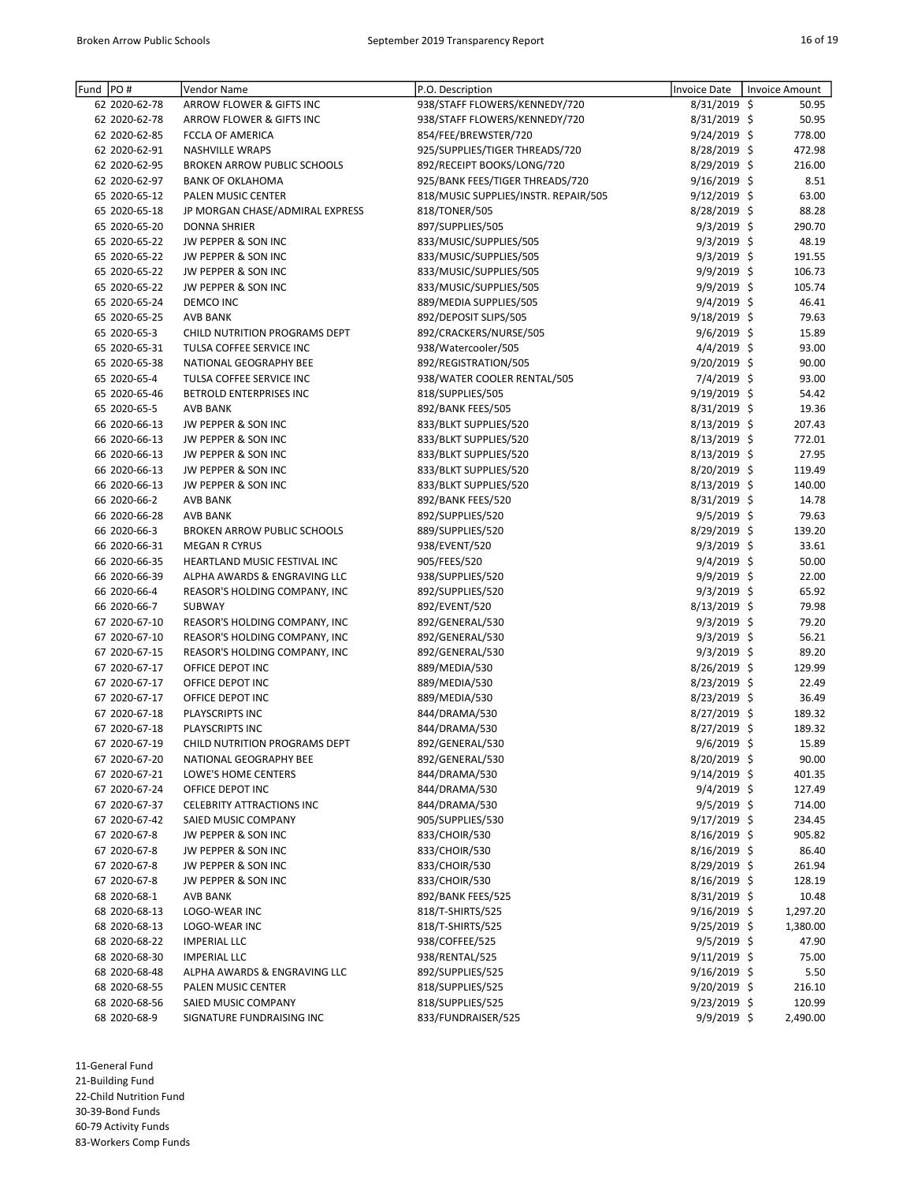| Fund | PO # | Vendor Name | P.O. Description | Invoice Date | Invoice Amount |
|---|---|---|---|---|---|
| 62 | 2020-62-78 | ARROW FLOWER & GIFTS INC | 938/STAFF FLOWERS/KENNEDY/720 | 8/31/2019 | $ 50.95 |
| 62 | 2020-62-78 | ARROW FLOWER & GIFTS INC | 938/STAFF FLOWERS/KENNEDY/720 | 8/31/2019 | $ 50.95 |
| 62 | 2020-62-85 | FCCLA OF AMERICA | 854/FEE/BREWSTER/720 | 9/24/2019 | $ 778.00 |
| 62 | 2020-62-91 | NASHVILLE WRAPS | 925/SUPPLIES/TIGER THREADS/720 | 8/28/2019 | $ 472.98 |
| 62 | 2020-62-95 | BROKEN ARROW PUBLIC SCHOOLS | 892/RECEIPT BOOKS/LONG/720 | 8/29/2019 | $ 216.00 |
| 62 | 2020-62-97 | BANK OF OKLAHOMA | 925/BANK FEES/TIGER THREADS/720 | 9/16/2019 | $ 8.51 |
| 65 | 2020-65-12 | PALEN MUSIC CENTER | 818/MUSIC SUPPLIES/INSTR. REPAIR/505 | 9/12/2019 | $ 63.00 |
| 65 | 2020-65-18 | JP MORGAN CHASE/ADMIRAL EXPRESS | 818/TONER/505 | 8/28/2019 | $ 88.28 |
| 65 | 2020-65-20 | DONNA SHRIER | 897/SUPPLIES/505 | 9/3/2019 | $ 290.70 |
| 65 | 2020-65-22 | JW PEPPER & SON INC | 833/MUSIC/SUPPLIES/505 | 9/3/2019 | $ 48.19 |
| 65 | 2020-65-22 | JW PEPPER & SON INC | 833/MUSIC/SUPPLIES/505 | 9/3/2019 | $ 191.55 |
| 65 | 2020-65-22 | JW PEPPER & SON INC | 833/MUSIC/SUPPLIES/505 | 9/9/2019 | $ 106.73 |
| 65 | 2020-65-22 | JW PEPPER & SON INC | 833/MUSIC/SUPPLIES/505 | 9/9/2019 | $ 105.74 |
| 65 | 2020-65-24 | DEMCO INC | 889/MEDIA SUPPLIES/505 | 9/4/2019 | $ 46.41 |
| 65 | 2020-65-25 | AVB BANK | 892/DEPOSIT SLIPS/505 | 9/18/2019 | $ 79.63 |
| 65 | 2020-65-3 | CHILD NUTRITION PROGRAMS DEPT | 892/CRACKERS/NURSE/505 | 9/6/2019 | $ 15.89 |
| 65 | 2020-65-31 | TULSA COFFEE SERVICE INC | 938/Watercooler/505 | 4/4/2019 | $ 93.00 |
| 65 | 2020-65-38 | NATIONAL GEOGRAPHY BEE | 892/REGISTRATION/505 | 9/20/2019 | $ 90.00 |
| 65 | 2020-65-4 | TULSA COFFEE SERVICE INC | 938/WATER COOLER RENTAL/505 | 7/4/2019 | $ 93.00 |
| 65 | 2020-65-46 | BETROLD ENTERPRISES INC | 818/SUPPLIES/505 | 9/19/2019 | $ 54.42 |
| 65 | 2020-65-5 | AVB BANK | 892/BANK FEES/505 | 8/31/2019 | $ 19.36 |
| 66 | 2020-66-13 | JW PEPPER & SON INC | 833/BLKT SUPPLIES/520 | 8/13/2019 | $ 207.43 |
| 66 | 2020-66-13 | JW PEPPER & SON INC | 833/BLKT SUPPLIES/520 | 8/13/2019 | $ 772.01 |
| 66 | 2020-66-13 | JW PEPPER & SON INC | 833/BLKT SUPPLIES/520 | 8/13/2019 | $ 27.95 |
| 66 | 2020-66-13 | JW PEPPER & SON INC | 833/BLKT SUPPLIES/520 | 8/20/2019 | $ 119.49 |
| 66 | 2020-66-13 | JW PEPPER & SON INC | 833/BLKT SUPPLIES/520 | 8/13/2019 | $ 140.00 |
| 66 | 2020-66-2 | AVB BANK | 892/BANK FEES/520 | 8/31/2019 | $ 14.78 |
| 66 | 2020-66-28 | AVB BANK | 892/SUPPLIES/520 | 9/5/2019 | $ 79.63 |
| 66 | 2020-66-3 | BROKEN ARROW PUBLIC SCHOOLS | 889/SUPPLIES/520 | 8/29/2019 | $ 139.20 |
| 66 | 2020-66-31 | MEGAN R CYRUS | 938/EVENT/520 | 9/3/2019 | $ 33.61 |
| 66 | 2020-66-35 | HEARTLAND MUSIC FESTIVAL INC | 905/FEES/520 | 9/4/2019 | $ 50.00 |
| 66 | 2020-66-39 | ALPHA AWARDS & ENGRAVING LLC | 938/SUPPLIES/520 | 9/9/2019 | $ 22.00 |
| 66 | 2020-66-4 | REASOR'S HOLDING COMPANY, INC | 892/SUPPLIES/520 | 9/3/2019 | $ 65.92 |
| 66 | 2020-66-7 | SUBWAY | 892/EVENT/520 | 8/13/2019 | $ 79.98 |
| 67 | 2020-67-10 | REASOR'S HOLDING COMPANY, INC | 892/GENERAL/530 | 9/3/2019 | $ 79.20 |
| 67 | 2020-67-10 | REASOR'S HOLDING COMPANY, INC | 892/GENERAL/530 | 9/3/2019 | $ 56.21 |
| 67 | 2020-67-15 | REASOR'S HOLDING COMPANY, INC | 892/GENERAL/530 | 9/3/2019 | $ 89.20 |
| 67 | 2020-67-17 | OFFICE DEPOT INC | 889/MEDIA/530 | 8/26/2019 | $ 129.99 |
| 67 | 2020-67-17 | OFFICE DEPOT INC | 889/MEDIA/530 | 8/23/2019 | $ 22.49 |
| 67 | 2020-67-17 | OFFICE DEPOT INC | 889/MEDIA/530 | 8/23/2019 | $ 36.49 |
| 67 | 2020-67-18 | PLAYSCRIPTS INC | 844/DRAMA/530 | 8/27/2019 | $ 189.32 |
| 67 | 2020-67-18 | PLAYSCRIPTS INC | 844/DRAMA/530 | 8/27/2019 | $ 189.32 |
| 67 | 2020-67-19 | CHILD NUTRITION PROGRAMS DEPT | 892/GENERAL/530 | 9/6/2019 | $ 15.89 |
| 67 | 2020-67-20 | NATIONAL GEOGRAPHY BEE | 892/GENERAL/530 | 8/20/2019 | $ 90.00 |
| 67 | 2020-67-21 | LOWE'S HOME CENTERS | 844/DRAMA/530 | 9/14/2019 | $ 401.35 |
| 67 | 2020-67-24 | OFFICE DEPOT INC | 844/DRAMA/530 | 9/4/2019 | $ 127.49 |
| 67 | 2020-67-37 | CELEBRITY ATTRACTIONS INC | 844/DRAMA/530 | 9/5/2019 | $ 714.00 |
| 67 | 2020-67-42 | SAIED MUSIC COMPANY | 905/SUPPLIES/530 | 9/17/2019 | $ 234.45 |
| 67 | 2020-67-8 | JW PEPPER & SON INC | 833/CHOIR/530 | 8/16/2019 | $ 905.82 |
| 67 | 2020-67-8 | JW PEPPER & SON INC | 833/CHOIR/530 | 8/16/2019 | $ 86.40 |
| 67 | 2020-67-8 | JW PEPPER & SON INC | 833/CHOIR/530 | 8/29/2019 | $ 261.94 |
| 67 | 2020-67-8 | JW PEPPER & SON INC | 833/CHOIR/530 | 8/16/2019 | $ 128.19 |
| 68 | 2020-68-1 | AVB BANK | 892/BANK FEES/525 | 8/31/2019 | $ 10.48 |
| 68 | 2020-68-13 | LOGO-WEAR INC | 818/T-SHIRTS/525 | 9/16/2019 | $ 1,297.20 |
| 68 | 2020-68-13 | LOGO-WEAR INC | 818/T-SHIRTS/525 | 9/25/2019 | $ 1,380.00 |
| 68 | 2020-68-22 | IMPERIAL LLC | 938/COFFEE/525 | 9/5/2019 | $ 47.90 |
| 68 | 2020-68-30 | IMPERIAL LLC | 938/RENTAL/525 | 9/11/2019 | $ 75.00 |
| 68 | 2020-68-48 | ALPHA AWARDS & ENGRAVING LLC | 892/SUPPLIES/525 | 9/16/2019 | $ 5.50 |
| 68 | 2020-68-55 | PALEN MUSIC CENTER | 818/SUPPLIES/525 | 9/20/2019 | $ 216.10 |
| 68 | 2020-68-56 | SAIED MUSIC COMPANY | 818/SUPPLIES/525 | 9/23/2019 | $ 120.99 |
| 68 | 2020-68-9 | SIGNATURE FUNDRAISING INC | 833/FUNDRAISER/525 | 9/9/2019 | $ 2,490.00 |

11-General Fund
21-Building Fund
22-Child Nutrition Fund
30-39-Bond Funds
60-79 Activity Funds
83-Workers Comp Funds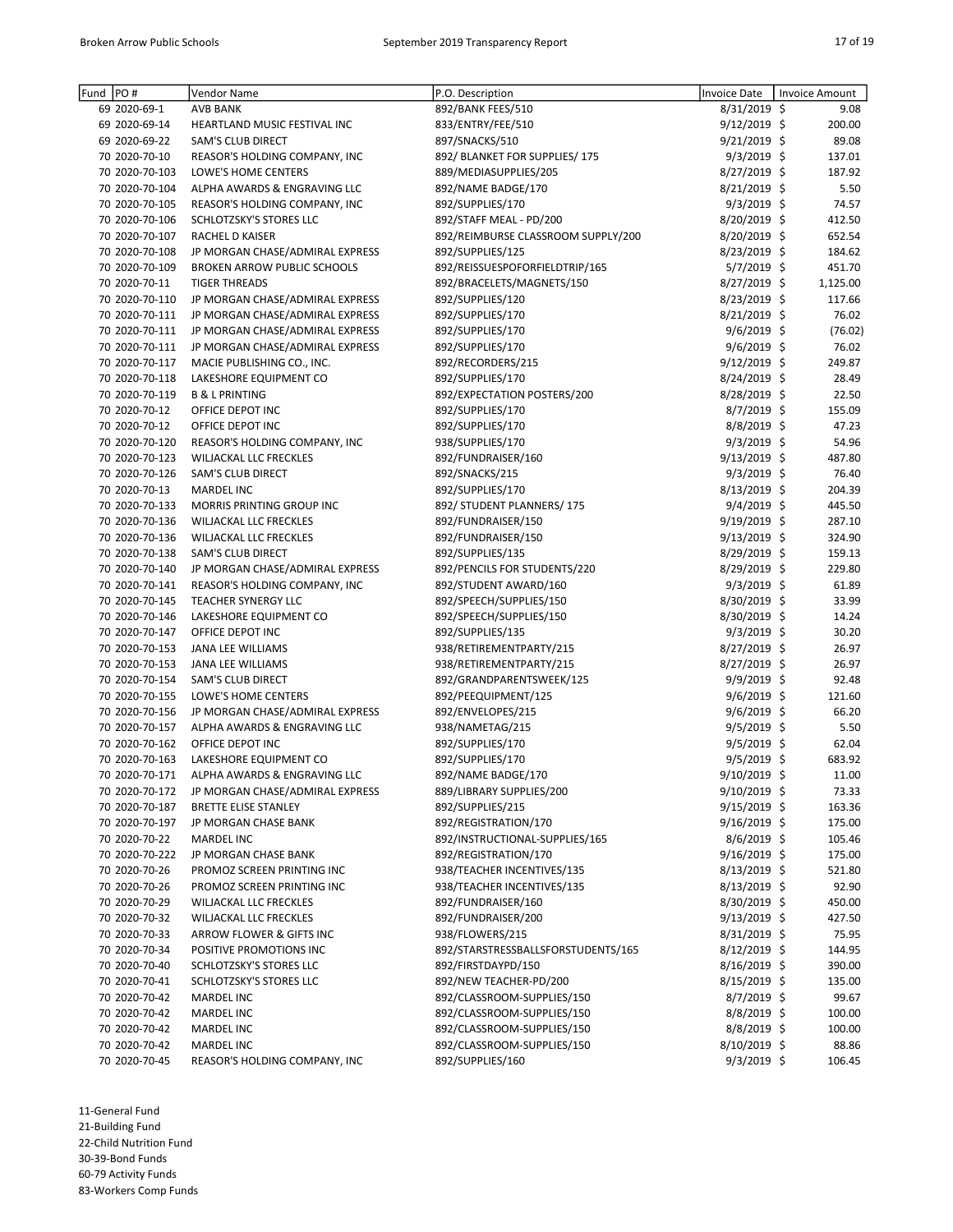| Fund | PO # | Vendor Name | P.O. Description | Invoice Date | Invoice Amount |
|---|---|---|---|---|---|
| 69 | 2020-69-1 | AVB BANK | 892/BANK FEES/510 | 8/31/2019 | $ 9.08 |
| 69 | 2020-69-14 | HEARTLAND MUSIC FESTIVAL INC | 833/ENTRY/FEE/510 | 9/12/2019 | $ 200.00 |
| 69 | 2020-69-22 | SAM'S CLUB DIRECT | 897/SNACKS/510 | 9/21/2019 | $ 89.08 |
| 70 | 2020-70-10 | REASOR'S HOLDING COMPANY, INC | 892/ BLANKET FOR SUPPLIES/ 175 | 9/3/2019 | $ 137.01 |
| 70 | 2020-70-103 | LOWE'S HOME CENTERS | 889/MEDIASUPPLIES/205 | 8/27/2019 | $ 187.92 |
| 70 | 2020-70-104 | ALPHA AWARDS & ENGRAVING LLC | 892/NAME BADGE/170 | 8/21/2019 | $ 5.50 |
| 70 | 2020-70-105 | REASOR'S HOLDING COMPANY, INC | 892/SUPPLIES/170 | 9/3/2019 | $ 74.57 |
| 70 | 2020-70-106 | SCHLOTZSKY'S STORES LLC | 892/STAFF MEAL - PD/200 | 8/20/2019 | $ 412.50 |
| 70 | 2020-70-107 | RACHEL D KAISER | 892/REIMBURSE CLASSROOM SUPPLY/200 | 8/20/2019 | $ 652.54 |
| 70 | 2020-70-108 | JP MORGAN CHASE/ADMIRAL EXPRESS | 892/SUPPLIES/125 | 8/23/2019 | $ 184.62 |
| 70 | 2020-70-109 | BROKEN ARROW PUBLIC SCHOOLS | 892/REISSUESPOFORFIELDTRIP/165 | 5/7/2019 | $ 451.70 |
| 70 | 2020-70-11 | TIGER THREADS | 892/BRACELETS/MAGNETS/150 | 8/27/2019 | $ 1,125.00 |
| 70 | 2020-70-110 | JP MORGAN CHASE/ADMIRAL EXPRESS | 892/SUPPLIES/120 | 8/23/2019 | $ 117.66 |
| 70 | 2020-70-111 | JP MORGAN CHASE/ADMIRAL EXPRESS | 892/SUPPLIES/170 | 8/21/2019 | $ 76.02 |
| 70 | 2020-70-111 | JP MORGAN CHASE/ADMIRAL EXPRESS | 892/SUPPLIES/170 | 9/6/2019 | $ (76.02) |
| 70 | 2020-70-111 | JP MORGAN CHASE/ADMIRAL EXPRESS | 892/SUPPLIES/170 | 9/6/2019 | $ 76.02 |
| 70 | 2020-70-117 | MACIE PUBLISHING CO., INC. | 892/RECORDERS/215 | 9/12/2019 | $ 249.87 |
| 70 | 2020-70-118 | LAKESHORE EQUIPMENT CO | 892/SUPPLIES/170 | 8/24/2019 | $ 28.49 |
| 70 | 2020-70-119 | B & L PRINTING | 892/EXPECTATION POSTERS/200 | 8/28/2019 | $ 22.50 |
| 70 | 2020-70-12 | OFFICE DEPOT INC | 892/SUPPLIES/170 | 8/7/2019 | $ 155.09 |
| 70 | 2020-70-12 | OFFICE DEPOT INC | 892/SUPPLIES/170 | 8/8/2019 | $ 47.23 |
| 70 | 2020-70-120 | REASOR'S HOLDING COMPANY, INC | 938/SUPPLIES/170 | 9/3/2019 | $ 54.96 |
| 70 | 2020-70-123 | WILJACKAL LLC FRECKLES | 892/FUNDRAISER/160 | 9/13/2019 | $ 487.80 |
| 70 | 2020-70-126 | SAM'S CLUB DIRECT | 892/SNACKS/215 | 9/3/2019 | $ 76.40 |
| 70 | 2020-70-13 | MARDEL INC | 892/SUPPLIES/170 | 8/13/2019 | $ 204.39 |
| 70 | 2020-70-133 | MORRIS PRINTING GROUP INC | 892/ STUDENT PLANNERS/ 175 | 9/4/2019 | $ 445.50 |
| 70 | 2020-70-136 | WILJACKAL LLC FRECKLES | 892/FUNDRAISER/150 | 9/19/2019 | $ 287.10 |
| 70 | 2020-70-136 | WILJACKAL LLC FRECKLES | 892/FUNDRAISER/150 | 9/13/2019 | $ 324.90 |
| 70 | 2020-70-138 | SAM'S CLUB DIRECT | 892/SUPPLIES/135 | 8/29/2019 | $ 159.13 |
| 70 | 2020-70-140 | JP MORGAN CHASE/ADMIRAL EXPRESS | 892/PENCILS FOR STUDENTS/220 | 8/29/2019 | $ 229.80 |
| 70 | 2020-70-141 | REASOR'S HOLDING COMPANY, INC | 892/STUDENT AWARD/160 | 9/3/2019 | $ 61.89 |
| 70 | 2020-70-145 | TEACHER SYNERGY LLC | 892/SPEECH/SUPPLIES/150 | 8/30/2019 | $ 33.99 |
| 70 | 2020-70-146 | LAKESHORE EQUIPMENT CO | 892/SPEECH/SUPPLIES/150 | 8/30/2019 | $ 14.24 |
| 70 | 2020-70-147 | OFFICE DEPOT INC | 892/SUPPLIES/135 | 9/3/2019 | $ 30.20 |
| 70 | 2020-70-153 | JANA LEE WILLIAMS | 938/RETIREMENTPARTY/215 | 8/27/2019 | $ 26.97 |
| 70 | 2020-70-153 | JANA LEE WILLIAMS | 938/RETIREMENTPARTY/215 | 8/27/2019 | $ 26.97 |
| 70 | 2020-70-154 | SAM'S CLUB DIRECT | 892/GRANDPARENTSWEEK/125 | 9/9/2019 | $ 92.48 |
| 70 | 2020-70-155 | LOWE'S HOME CENTERS | 892/PEEQUIPMENT/125 | 9/6/2019 | $ 121.60 |
| 70 | 2020-70-156 | JP MORGAN CHASE/ADMIRAL EXPRESS | 892/ENVELOPES/215 | 9/6/2019 | $ 66.20 |
| 70 | 2020-70-157 | ALPHA AWARDS & ENGRAVING LLC | 938/NAMETAG/215 | 9/5/2019 | $ 5.50 |
| 70 | 2020-70-162 | OFFICE DEPOT INC | 892/SUPPLIES/170 | 9/5/2019 | $ 62.04 |
| 70 | 2020-70-163 | LAKESHORE EQUIPMENT CO | 892/SUPPLIES/170 | 9/5/2019 | $ 683.92 |
| 70 | 2020-70-171 | ALPHA AWARDS & ENGRAVING LLC | 892/NAME BADGE/170 | 9/10/2019 | $ 11.00 |
| 70 | 2020-70-172 | JP MORGAN CHASE/ADMIRAL EXPRESS | 889/LIBRARY SUPPLIES/200 | 9/10/2019 | $ 73.33 |
| 70 | 2020-70-187 | BRETTE ELISE STANLEY | 892/SUPPLIES/215 | 9/15/2019 | $ 163.36 |
| 70 | 2020-70-197 | JP MORGAN CHASE BANK | 892/REGISTRATION/170 | 9/16/2019 | $ 175.00 |
| 70 | 2020-70-22 | MARDEL INC | 892/INSTRUCTIONAL-SUPPLIES/165 | 8/6/2019 | $ 105.46 |
| 70 | 2020-70-222 | JP MORGAN CHASE BANK | 892/REGISTRATION/170 | 9/16/2019 | $ 175.00 |
| 70 | 2020-70-26 | PROMOZ SCREEN PRINTING INC | 938/TEACHER INCENTIVES/135 | 8/13/2019 | $ 521.80 |
| 70 | 2020-70-26 | PROMOZ SCREEN PRINTING INC | 938/TEACHER INCENTIVES/135 | 8/13/2019 | $ 92.90 |
| 70 | 2020-70-29 | WILJACKAL LLC FRECKLES | 892/FUNDRAISER/160 | 8/30/2019 | $ 450.00 |
| 70 | 2020-70-32 | WILJACKAL LLC FRECKLES | 892/FUNDRAISER/200 | 9/13/2019 | $ 427.50 |
| 70 | 2020-70-33 | ARROW FLOWER & GIFTS INC | 938/FLOWERS/215 | 8/31/2019 | $ 75.95 |
| 70 | 2020-70-34 | POSITIVE PROMOTIONS INC | 892/STARSTRESSBALLSFORSTUDENTS/165 | 8/12/2019 | $ 144.95 |
| 70 | 2020-70-40 | SCHLOTZSKY'S STORES LLC | 892/FIRSTDAYPD/150 | 8/16/2019 | $ 390.00 |
| 70 | 2020-70-41 | SCHLOTZSKY'S STORES LLC | 892/NEW TEACHER-PD/200 | 8/15/2019 | $ 135.00 |
| 70 | 2020-70-42 | MARDEL INC | 892/CLASSROOM-SUPPLIES/150 | 8/7/2019 | $ 99.67 |
| 70 | 2020-70-42 | MARDEL INC | 892/CLASSROOM-SUPPLIES/150 | 8/8/2019 | $ 100.00 |
| 70 | 2020-70-42 | MARDEL INC | 892/CLASSROOM-SUPPLIES/150 | 8/8/2019 | $ 100.00 |
| 70 | 2020-70-42 | MARDEL INC | 892/CLASSROOM-SUPPLIES/150 | 8/10/2019 | $ 88.86 |
| 70 | 2020-70-45 | REASOR'S HOLDING COMPANY, INC | 892/SUPPLIES/160 | 9/3/2019 | $ 106.45 |

11-General Fund
21-Building Fund
22-Child Nutrition Fund
30-39-Bond Funds
60-79 Activity Funds
83-Workers Comp Funds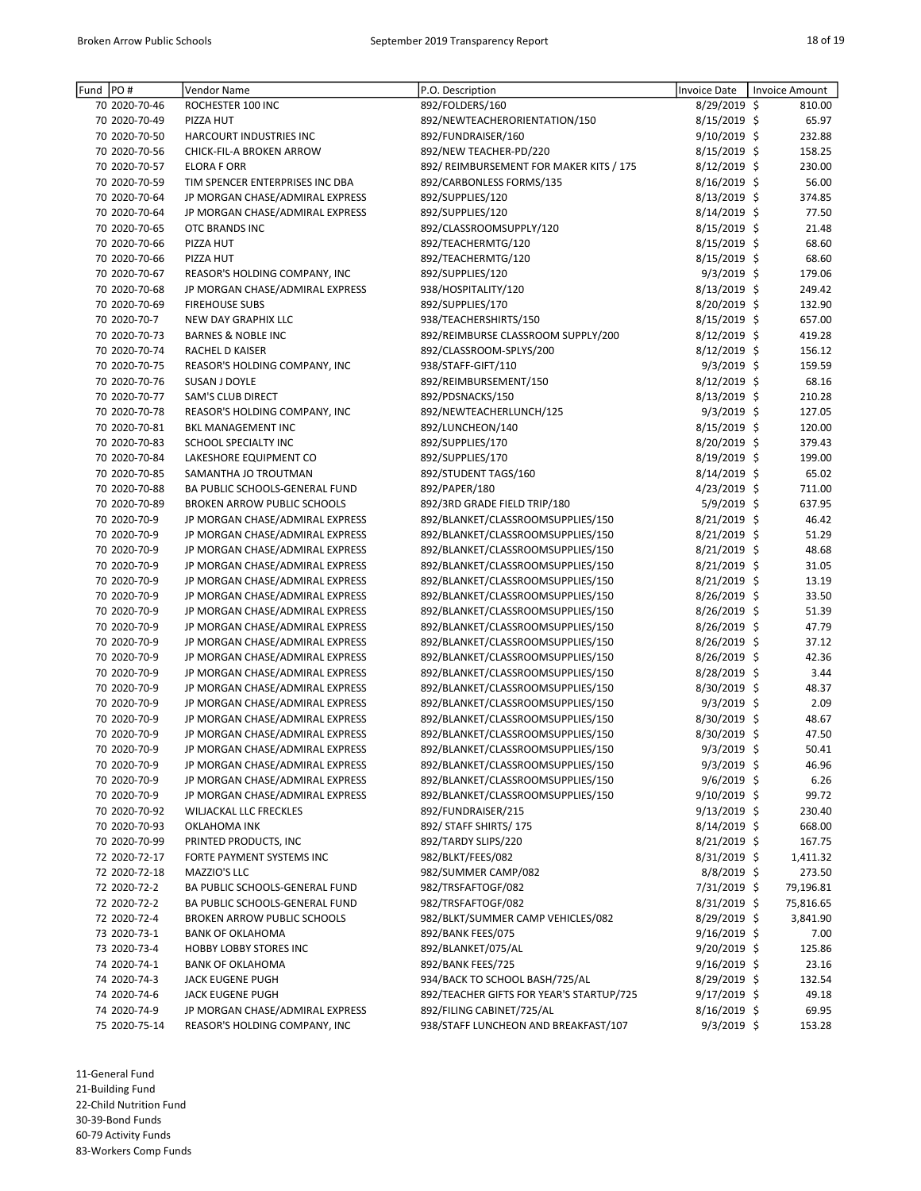| Fund | PO # | Vendor Name | P.O. Description | Invoice Date | Invoice Amount |
|---|---|---|---|---|---|
| 70 | 2020-70-46 | ROCHESTER 100 INC | 892/FOLDERS/160 | 8/29/2019 | $ 810.00 |
| 70 | 2020-70-49 | PIZZA HUT | 892/NEWTEACHERORIENTATION/150 | 8/15/2019 | $ 65.97 |
| 70 | 2020-70-50 | HARCOURT INDUSTRIES INC | 892/FUNDRAISER/160 | 9/10/2019 | $ 232.88 |
| 70 | 2020-70-56 | CHICK-FIL-A BROKEN ARROW | 892/NEW TEACHER-PD/220 | 8/15/2019 | $ 158.25 |
| 70 | 2020-70-57 | ELORA F ORR | 892/ REIMBURSEMENT FOR MAKER KITS / 175 | 8/12/2019 | $ 230.00 |
| 70 | 2020-70-59 | TIM SPENCER ENTERPRISES INC DBA | 892/CARBONLESS FORMS/135 | 8/16/2019 | $ 56.00 |
| 70 | 2020-70-64 | JP MORGAN CHASE/ADMIRAL EXPRESS | 892/SUPPLIES/120 | 8/13/2019 | $ 374.85 |
| 70 | 2020-70-64 | JP MORGAN CHASE/ADMIRAL EXPRESS | 892/SUPPLIES/120 | 8/14/2019 | $ 77.50 |
| 70 | 2020-70-65 | OTC BRANDS INC | 892/CLASSROOMSUPPLY/120 | 8/15/2019 | $ 21.48 |
| 70 | 2020-70-66 | PIZZA HUT | 892/TEACHERMTG/120 | 8/15/2019 | $ 68.60 |
| 70 | 2020-70-66 | PIZZA HUT | 892/TEACHERMTG/120 | 8/15/2019 | $ 68.60 |
| 70 | 2020-70-67 | REASOR'S HOLDING COMPANY, INC | 892/SUPPLIES/120 | 9/3/2019 | $ 179.06 |
| 70 | 2020-70-68 | JP MORGAN CHASE/ADMIRAL EXPRESS | 938/HOSPITALITY/120 | 8/13/2019 | $ 249.42 |
| 70 | 2020-70-69 | FIREHOUSE SUBS | 892/SUPPLIES/170 | 8/20/2019 | $ 132.90 |
| 70 | 2020-70-7 | NEW DAY GRAPHIX LLC | 938/TEACHERSHIRTS/150 | 8/15/2019 | $ 657.00 |
| 70 | 2020-70-73 | BARNES & NOBLE INC | 892/REIMBURSE CLASSROOM SUPPLY/200 | 8/12/2019 | $ 419.28 |
| 70 | 2020-70-74 | RACHEL D KAISER | 892/CLASSROOM-SPLYS/200 | 8/12/2019 | $ 156.12 |
| 70 | 2020-70-75 | REASOR'S HOLDING COMPANY, INC | 938/STAFF-GIFT/110 | 9/3/2019 | $ 159.59 |
| 70 | 2020-70-76 | SUSAN J DOYLE | 892/REIMBURSEMENT/150 | 8/12/2019 | $ 68.16 |
| 70 | 2020-70-77 | SAM'S CLUB DIRECT | 892/PDSNACKS/150 | 8/13/2019 | $ 210.28 |
| 70 | 2020-70-78 | REASOR'S HOLDING COMPANY, INC | 892/NEWTEACHERLUNCH/125 | 9/3/2019 | $ 127.05 |
| 70 | 2020-70-81 | BKL MANAGEMENT INC | 892/LUNCHEON/140 | 8/15/2019 | $ 120.00 |
| 70 | 2020-70-83 | SCHOOL SPECIALTY INC | 892/SUPPLIES/170 | 8/20/2019 | $ 379.43 |
| 70 | 2020-70-84 | LAKESHORE EQUIPMENT CO | 892/SUPPLIES/170 | 8/19/2019 | $ 199.00 |
| 70 | 2020-70-85 | SAMANTHA JO TROUTMAN | 892/STUDENT TAGS/160 | 8/14/2019 | $ 65.02 |
| 70 | 2020-70-88 | BA PUBLIC SCHOOLS-GENERAL FUND | 892/PAPER/180 | 4/23/2019 | $ 711.00 |
| 70 | 2020-70-89 | BROKEN ARROW PUBLIC SCHOOLS | 892/3RD GRADE FIELD TRIP/180 | 5/9/2019 | $ 637.95 |
| 70 | 2020-70-9 | JP MORGAN CHASE/ADMIRAL EXPRESS | 892/BLANKET/CLASSROOMSUPPLIES/150 | 8/21/2019 | $ 46.42 |
| 70 | 2020-70-9 | JP MORGAN CHASE/ADMIRAL EXPRESS | 892/BLANKET/CLASSROOMSUPPLIES/150 | 8/21/2019 | $ 51.29 |
| 70 | 2020-70-9 | JP MORGAN CHASE/ADMIRAL EXPRESS | 892/BLANKET/CLASSROOMSUPPLIES/150 | 8/21/2019 | $ 48.68 |
| 70 | 2020-70-9 | JP MORGAN CHASE/ADMIRAL EXPRESS | 892/BLANKET/CLASSROOMSUPPLIES/150 | 8/21/2019 | $ 31.05 |
| 70 | 2020-70-9 | JP MORGAN CHASE/ADMIRAL EXPRESS | 892/BLANKET/CLASSROOMSUPPLIES/150 | 8/21/2019 | $ 13.19 |
| 70 | 2020-70-9 | JP MORGAN CHASE/ADMIRAL EXPRESS | 892/BLANKET/CLASSROOMSUPPLIES/150 | 8/26/2019 | $ 33.50 |
| 70 | 2020-70-9 | JP MORGAN CHASE/ADMIRAL EXPRESS | 892/BLANKET/CLASSROOMSUPPLIES/150 | 8/26/2019 | $ 51.39 |
| 70 | 2020-70-9 | JP MORGAN CHASE/ADMIRAL EXPRESS | 892/BLANKET/CLASSROOMSUPPLIES/150 | 8/26/2019 | $ 47.79 |
| 70 | 2020-70-9 | JP MORGAN CHASE/ADMIRAL EXPRESS | 892/BLANKET/CLASSROOMSUPPLIES/150 | 8/26/2019 | $ 37.12 |
| 70 | 2020-70-9 | JP MORGAN CHASE/ADMIRAL EXPRESS | 892/BLANKET/CLASSROOMSUPPLIES/150 | 8/26/2019 | $ 42.36 |
| 70 | 2020-70-9 | JP MORGAN CHASE/ADMIRAL EXPRESS | 892/BLANKET/CLASSROOMSUPPLIES/150 | 8/28/2019 | $ 3.44 |
| 70 | 2020-70-9 | JP MORGAN CHASE/ADMIRAL EXPRESS | 892/BLANKET/CLASSROOMSUPPLIES/150 | 8/30/2019 | $ 48.37 |
| 70 | 2020-70-9 | JP MORGAN CHASE/ADMIRAL EXPRESS | 892/BLANKET/CLASSROOMSUPPLIES/150 | 9/3/2019 | $ 2.09 |
| 70 | 2020-70-9 | JP MORGAN CHASE/ADMIRAL EXPRESS | 892/BLANKET/CLASSROOMSUPPLIES/150 | 8/30/2019 | $ 48.67 |
| 70 | 2020-70-9 | JP MORGAN CHASE/ADMIRAL EXPRESS | 892/BLANKET/CLASSROOMSUPPLIES/150 | 8/30/2019 | $ 47.50 |
| 70 | 2020-70-9 | JP MORGAN CHASE/ADMIRAL EXPRESS | 892/BLANKET/CLASSROOMSUPPLIES/150 | 9/3/2019 | $ 50.41 |
| 70 | 2020-70-9 | JP MORGAN CHASE/ADMIRAL EXPRESS | 892/BLANKET/CLASSROOMSUPPLIES/150 | 9/3/2019 | $ 46.96 |
| 70 | 2020-70-9 | JP MORGAN CHASE/ADMIRAL EXPRESS | 892/BLANKET/CLASSROOMSUPPLIES/150 | 9/6/2019 | $ 6.26 |
| 70 | 2020-70-9 | JP MORGAN CHASE/ADMIRAL EXPRESS | 892/BLANKET/CLASSROOMSUPPLIES/150 | 9/10/2019 | $ 99.72 |
| 70 | 2020-70-92 | WILJACKAL LLC FRECKLES | 892/FUNDRAISER/215 | 9/13/2019 | $ 230.40 |
| 70 | 2020-70-93 | OKLAHOMA INK | 892/ STAFF SHIRTS/ 175 | 8/14/2019 | $ 668.00 |
| 70 | 2020-70-99 | PRINTED PRODUCTS, INC | 892/TARDY SLIPS/220 | 8/21/2019 | $ 167.75 |
| 72 | 2020-72-17 | FORTE PAYMENT SYSTEMS INC | 982/BLKT/FEES/082 | 8/31/2019 | $ 1,411.32 |
| 72 | 2020-72-18 | MAZZIO'S LLC | 982/SUMMER CAMP/082 | 8/8/2019 | $ 273.50 |
| 72 | 2020-72-2 | BA PUBLIC SCHOOLS-GENERAL FUND | 982/TRSFAFTOGF/082 | 7/31/2019 | $ 79,196.81 |
| 72 | 2020-72-2 | BA PUBLIC SCHOOLS-GENERAL FUND | 982/TRSFAFTOGF/082 | 8/31/2019 | $ 75,816.65 |
| 72 | 2020-72-4 | BROKEN ARROW PUBLIC SCHOOLS | 982/BLKT/SUMMER CAMP VEHICLES/082 | 8/29/2019 | $ 3,841.90 |
| 73 | 2020-73-1 | BANK OF OKLAHOMA | 892/BANK FEES/075 | 9/16/2019 | $ 7.00 |
| 73 | 2020-73-4 | HOBBY LOBBY STORES INC | 892/BLANKET/075/AL | 9/20/2019 | $ 125.86 |
| 74 | 2020-74-1 | BANK OF OKLAHOMA | 892/BANK FEES/725 | 9/16/2019 | $ 23.16 |
| 74 | 2020-74-3 | JACK EUGENE PUGH | 934/BACK TO SCHOOL BASH/725/AL | 8/29/2019 | $ 132.54 |
| 74 | 2020-74-6 | JACK EUGENE PUGH | 892/TEACHER GIFTS FOR YEAR'S STARTUP/725 | 9/17/2019 | $ 49.18 |
| 74 | 2020-74-9 | JP MORGAN CHASE/ADMIRAL EXPRESS | 892/FILING CABINET/725/AL | 8/16/2019 | $ 69.95 |
| 75 | 2020-75-14 | REASOR'S HOLDING COMPANY, INC | 938/STAFF LUNCHEON AND BREAKFAST/107 | 9/3/2019 | $ 153.28 |

11-General Fund
21-Building Fund
22-Child Nutrition Fund
30-39-Bond Funds
60-79 Activity Funds
83-Workers Comp Funds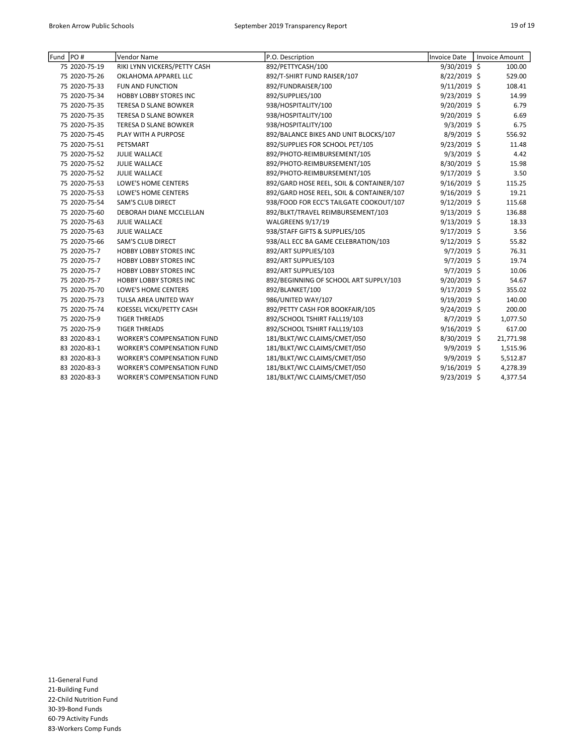| Fund | PO # | Vendor Name | P.O. Description | Invoice Date | Invoice Amount |
|---|---|---|---|---|---|
| 75 | 2020-75-19 | RIKI LYNN VICKERS/PETTY CASH | 892/PETTYCASH/100 | 9/30/2019 | $ 100.00 |
| 75 | 2020-75-26 | OKLAHOMA APPAREL LLC | 892/T-SHIRT FUND RAISER/107 | 8/22/2019 | $ 529.00 |
| 75 | 2020-75-33 | FUN AND FUNCTION | 892/FUNDRAISER/100 | 9/11/2019 | $ 108.41 |
| 75 | 2020-75-34 | HOBBY LOBBY STORES INC | 892/SUPPLIES/100 | 9/23/2019 | $ 14.99 |
| 75 | 2020-75-35 | TERESA D SLANE BOWKER | 938/HOSPITALITY/100 | 9/20/2019 | $ 6.79 |
| 75 | 2020-75-35 | TERESA D SLANE BOWKER | 938/HOSPITALITY/100 | 9/20/2019 | $ 6.69 |
| 75 | 2020-75-35 | TERESA D SLANE BOWKER | 938/HOSPITALITY/100 | 9/3/2019 | $ 6.75 |
| 75 | 2020-75-45 | PLAY WITH A PURPOSE | 892/BALANCE BIKES AND UNIT BLOCKS/107 | 8/9/2019 | $ 556.92 |
| 75 | 2020-75-51 | PETSMART | 892/SUPPLIES FOR SCHOOL PET/105 | 9/23/2019 | $ 11.48 |
| 75 | 2020-75-52 | JULIE WALLACE | 892/PHOTO-REIMBURSEMENT/105 | 9/3/2019 | $ 4.42 |
| 75 | 2020-75-52 | JULIE WALLACE | 892/PHOTO-REIMBURSEMENT/105 | 8/30/2019 | $ 15.98 |
| 75 | 2020-75-52 | JULIE WALLACE | 892/PHOTO-REIMBURSEMENT/105 | 9/17/2019 | $ 3.50 |
| 75 | 2020-75-53 | LOWE'S HOME CENTERS | 892/GARD HOSE REEL, SOIL & CONTAINER/107 | 9/16/2019 | $ 115.25 |
| 75 | 2020-75-53 | LOWE'S HOME CENTERS | 892/GARD HOSE REEL, SOIL & CONTAINER/107 | 9/16/2019 | $ 19.21 |
| 75 | 2020-75-54 | SAM'S CLUB DIRECT | 938/FOOD FOR ECC'S TAILGATE COOKOUT/107 | 9/12/2019 | $ 115.68 |
| 75 | 2020-75-60 | DEBORAH DIANE MCCLELLAN | 892/BLKT/TRAVEL REIMBURSEMENT/103 | 9/13/2019 | $ 136.88 |
| 75 | 2020-75-63 | JULIE WALLACE | WALGREENS 9/17/19 | 9/13/2019 | $ 18.33 |
| 75 | 2020-75-63 | JULIE WALLACE | 938/STAFF GIFTS & SUPPLIES/105 | 9/17/2019 | $ 3.56 |
| 75 | 2020-75-66 | SAM'S CLUB DIRECT | 938/ALL ECC BA GAME CELEBRATION/103 | 9/12/2019 | $ 55.82 |
| 75 | 2020-75-7 | HOBBY LOBBY STORES INC | 892/ART SUPPLIES/103 | 9/7/2019 | $ 76.31 |
| 75 | 2020-75-7 | HOBBY LOBBY STORES INC | 892/ART SUPPLIES/103 | 9/7/2019 | $ 19.74 |
| 75 | 2020-75-7 | HOBBY LOBBY STORES INC | 892/ART SUPPLIES/103 | 9/7/2019 | $ 10.06 |
| 75 | 2020-75-7 | HOBBY LOBBY STORES INC | 892/BEGINNING OF SCHOOL ART SUPPLY/103 | 9/20/2019 | $ 54.67 |
| 75 | 2020-75-70 | LOWE'S HOME CENTERS | 892/BLANKET/100 | 9/17/2019 | $ 355.02 |
| 75 | 2020-75-73 | TULSA AREA UNITED WAY | 986/UNITED WAY/107 | 9/19/2019 | $ 140.00 |
| 75 | 2020-75-74 | KOESSEL VICKI/PETTY CASH | 892/PETTY CASH FOR BOOKFAIR/105 | 9/24/2019 | $ 200.00 |
| 75 | 2020-75-9 | TIGER THREADS | 892/SCHOOL TSHIRT FALL19/103 | 8/7/2019 | $ 1,077.50 |
| 75 | 2020-75-9 | TIGER THREADS | 892/SCHOOL TSHIRT FALL19/103 | 9/16/2019 | $ 617.00 |
| 83 | 2020-83-1 | WORKER'S COMPENSATION FUND | 181/BLKT/WC CLAIMS/CMET/050 | 8/30/2019 | $ 21,771.98 |
| 83 | 2020-83-1 | WORKER'S COMPENSATION FUND | 181/BLKT/WC CLAIMS/CMET/050 | 9/9/2019 | $ 1,515.96 |
| 83 | 2020-83-3 | WORKER'S COMPENSATION FUND | 181/BLKT/WC CLAIMS/CMET/050 | 9/9/2019 | $ 5,512.87 |
| 83 | 2020-83-3 | WORKER'S COMPENSATION FUND | 181/BLKT/WC CLAIMS/CMET/050 | 9/16/2019 | $ 4,278.39 |
| 83 | 2020-83-3 | WORKER'S COMPENSATION FUND | 181/BLKT/WC CLAIMS/CMET/050 | 9/23/2019 | $ 4,377.54 |

11-General Fund
21-Building Fund
22-Child Nutrition Fund
30-39-Bond Funds
60-79 Activity Funds
83-Workers Comp Funds